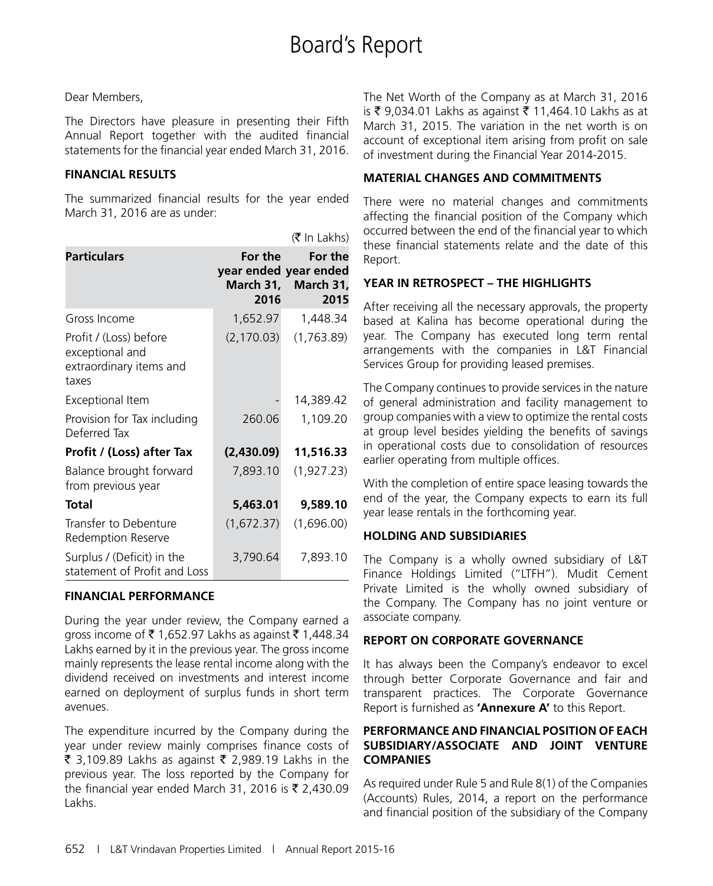# Board's Report

Dear Members,

The Directors have pleasure in presenting their Fifth Annual Report together with the audited financial statements for the financial year ended March 31, 2016.

## FINANCIAL RESULTS

The summarized financial results for the year ended March 31, 2016 are as under:

(₹ In Lakhs)

| Particulars | For the year ended March 31, 2016 | For the year ended March 31, 2015 |
|---|---|---|
| Gross Income | 1,652.97 | 1,448.34 |
| Profit / (Loss) before exceptional and extraordinary items and taxes | (2,170.03) | (1,763.89) |
| Exceptional Item | - | 14,389.42 |
| Provision for Tax including Deferred Tax | 260.06 | 1,109.20 |
| **Profit / (Loss) after Tax** | **(2,430.09)** | **11,516.33** |
| Balance brought forward from previous year | 7,893.10 | (1,927.23) |
| **Total** | **5,463.01** | **9,589.10** |
| Transfer to Debenture Redemption Reserve | (1,672.37) | (1,696.00) |
| Surplus / (Deficit) in the statement of Profit and Loss | 3,790.64 | 7,893.10 |

## FINANCIAL PERFORMANCE

During the year under review, the Company earned a gross income of ₹ 1,652.97 Lakhs as against ₹ 1,448.34 Lakhs earned by it in the previous year. The gross income mainly represents the lease rental income along with the dividend received on investments and interest income earned on deployment of surplus funds in short term avenues.

The expenditure incurred by the Company during the year under review mainly comprises finance costs of ₹ 3,109.89 Lakhs as against ₹ 2,989.19 Lakhs in the previous year. The loss reported by the Company for the financial year ended March 31, 2016 is ₹ 2,430.09 Lakhs.

The Net Worth of the Company as at March 31, 2016 is ₹ 9,034.01 Lakhs as against ₹ 11,464.10 Lakhs as at March 31, 2015. The variation in the net worth is on account of exceptional item arising from profit on sale of investment during the Financial Year 2014-2015.

## MATERIAL CHANGES AND COMMITMENTS

There were no material changes and commitments affecting the financial position of the Company which occurred between the end of the financial year to which these financial statements relate and the date of this Report.

## YEAR IN RETROSPECT – THE HIGHLIGHTS

After receiving all the necessary approvals, the property based at Kalina has become operational during the year. The Company has executed long term rental arrangements with the companies in L&T Financial Services Group for providing leased premises.

The Company continues to provide services in the nature of general administration and facility management to group companies with a view to optimize the rental costs at group level besides yielding the benefits of savings in operational costs due to consolidation of resources earlier operating from multiple offices.

With the completion of entire space leasing towards the end of the year, the Company expects to earn its full year lease rentals in the forthcoming year.

## HOLDING AND SUBSIDIARIES

The Company is a wholly owned subsidiary of L&T Finance Holdings Limited ("LTFH"). Mudit Cement Private Limited is the wholly owned subsidiary of the Company. The Company has no joint venture or associate company.

## REPORT ON CORPORATE GOVERNANCE

It has always been the Company's endeavor to excel through better Corporate Governance and fair and transparent practices. The Corporate Governance Report is furnished as **'Annexure A'** to this Report.

## PERFORMANCE AND FINANCIAL POSITION OF EACH SUBSIDIARY/ASSOCIATE AND JOINT VENTURE COMPANIES

As required under Rule 5 and Rule 8(1) of the Companies (Accounts) Rules, 2014, a report on the performance and financial position of the subsidiary of the Company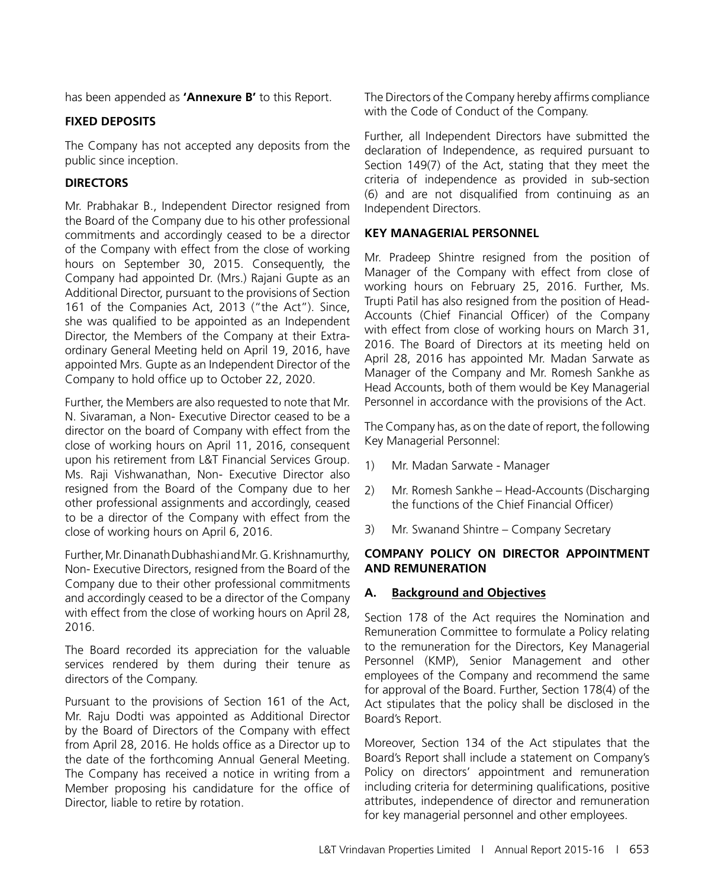has been appended as **'Annexure B'** to this Report.

## FIXED DEPOSITS

The Company has not accepted any deposits from the public since inception.

## DIRECTORS

Mr. Prabhakar B., Independent Director resigned from the Board of the Company due to his other professional commitments and accordingly ceased to be a director of the Company with effect from the close of working hours on September 30, 2015. Consequently, the Company had appointed Dr. (Mrs.) Rajani Gupte as an Additional Director, pursuant to the provisions of Section 161 of the Companies Act, 2013 ("the Act"). Since, she was qualified to be appointed as an Independent Director, the Members of the Company at their Extra-ordinary General Meeting held on April 19, 2016, have appointed Mrs. Gupte as an Independent Director of the Company to hold office up to October 22, 2020.

Further, the Members are also requested to note that Mr. N. Sivaraman, a Non- Executive Director ceased to be a director on the board of Company with effect from the close of working hours on April 11, 2016, consequent upon his retirement from L&T Financial Services Group. Ms. Raji Vishwanathan, Non- Executive Director also resigned from the Board of the Company due to her other professional assignments and accordingly, ceased to be a director of the Company with effect from the close of working hours on April 6, 2016.

Further, Mr. Dinanath Dubhashi and Mr. G. Krishnamurthy, Non- Executive Directors, resigned from the Board of the Company due to their other professional commitments and accordingly ceased to be a director of the Company with effect from the close of working hours on April 28, 2016.

The Board recorded its appreciation for the valuable services rendered by them during their tenure as directors of the Company.

Pursuant to the provisions of Section 161 of the Act, Mr. Raju Dodti was appointed as Additional Director by the Board of Directors of the Company with effect from April 28, 2016. He holds office as a Director up to the date of the forthcoming Annual General Meeting. The Company has received a notice in writing from a Member proposing his candidature for the office of Director, liable to retire by rotation.

The Directors of the Company hereby affirms compliance with the Code of Conduct of the Company.

Further, all Independent Directors have submitted the declaration of Independence, as required pursuant to Section 149(7) of the Act, stating that they meet the criteria of independence as provided in sub-section (6) and are not disqualified from continuing as an Independent Directors.

## KEY MANAGERIAL PERSONNEL

Mr. Pradeep Shintre resigned from the position of Manager of the Company with effect from close of working hours on February 25, 2016. Further, Ms. Trupti Patil has also resigned from the position of Head-Accounts (Chief Financial Officer) of the Company with effect from close of working hours on March 31, 2016. The Board of Directors at its meeting held on April 28, 2016 has appointed Mr. Madan Sarwate as Manager of the Company and Mr. Romesh Sankhe as Head Accounts, both of them would be Key Managerial Personnel in accordance with the provisions of the Act.

The Company has, as on the date of report, the following Key Managerial Personnel:

1) Mr. Madan Sarwate - Manager
2) Mr. Romesh Sankhe – Head-Accounts (Discharging the functions of the Chief Financial Officer)
3) Mr. Swanand Shintre – Company Secretary

## COMPANY POLICY ON DIRECTOR APPOINTMENT AND REMUNERATION

### A. Background and Objectives

Section 178 of the Act requires the Nomination and Remuneration Committee to formulate a Policy relating to the remuneration for the Directors, Key Managerial Personnel (KMP), Senior Management and other employees of the Company and recommend the same for approval of the Board. Further, Section 178(4) of the Act stipulates that the policy shall be disclosed in the Board's Report.

Moreover, Section 134 of the Act stipulates that the Board's Report shall include a statement on Company's Policy on directors' appointment and remuneration including criteria for determining qualifications, positive attributes, independence of director and remuneration for key managerial personnel and other employees.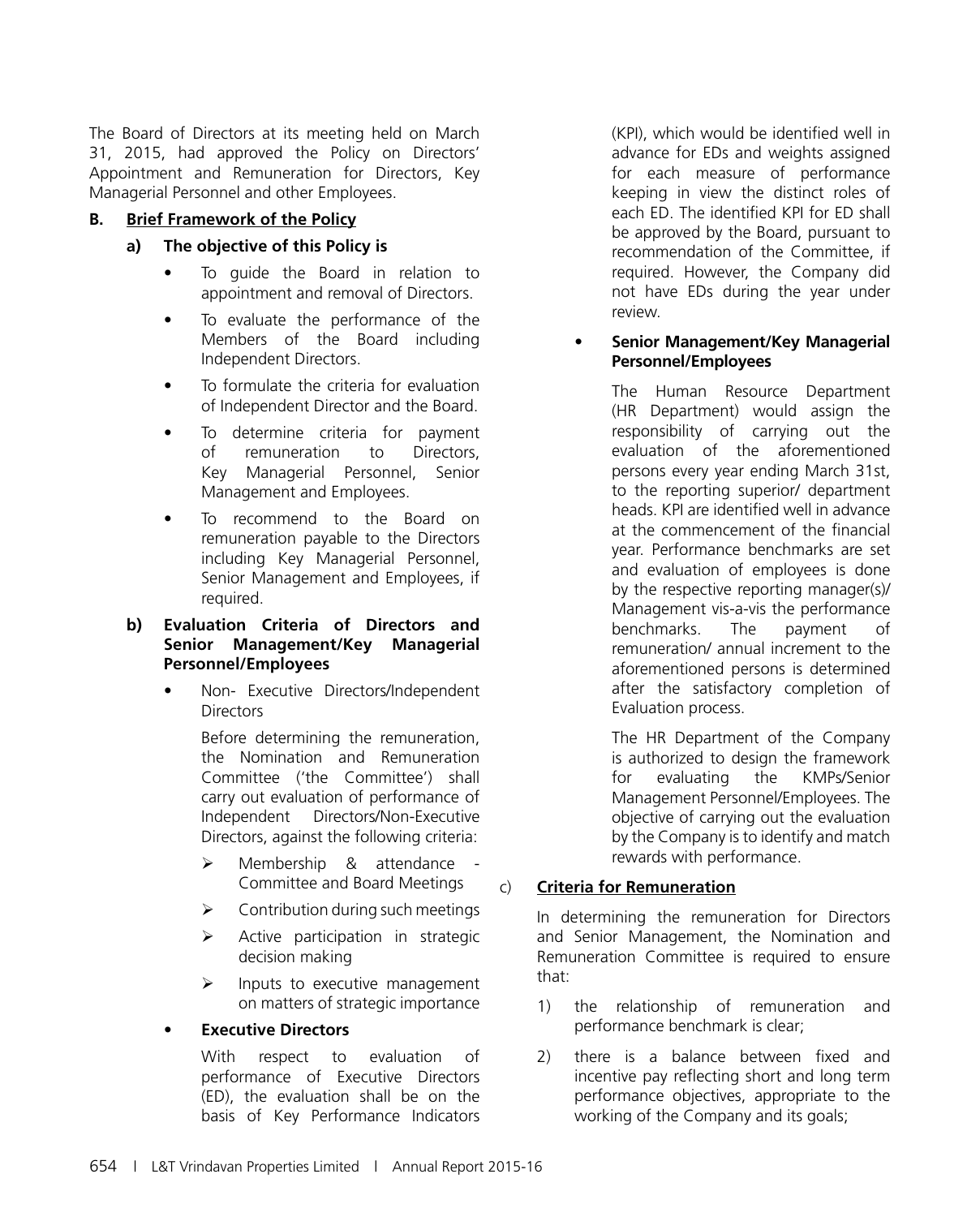The Board of Directors at its meeting held on March 31, 2015, had approved the Policy on Directors' Appointment and Remuneration for Directors, Key Managerial Personnel and other Employees.

**B. Brief Framework of the Policy**

**a) The objective of this Policy is**

- To guide the Board in relation to appointment and removal of Directors.
- To evaluate the performance of the Members of the Board including Independent Directors.
- To formulate the criteria for evaluation of Independent Director and the Board.
- To determine criteria for payment of remuneration to Directors, Key Managerial Personnel, Senior Management and Employees.
- To recommend to the Board on remuneration payable to the Directors including Key Managerial Personnel, Senior Management and Employees, if required.

**b) Evaluation Criteria of Directors and Senior Management/Key Managerial Personnel/Employees**

- Non- Executive Directors/Independent Directors

  Before determining the remuneration, the Nomination and Remuneration Committee ('the Committee') shall carry out evaluation of performance of Independent Directors/Non-Executive Directors, against the following criteria:

  - Membership & attendance - Committee and Board Meetings
  - Contribution during such meetings
  - Active participation in strategic decision making
  - Inputs to executive management on matters of strategic importance

- **Executive Directors**

  With respect to evaluation of performance of Executive Directors (ED), the evaluation shall be on the basis of Key Performance Indicators (KPI), which would be identified well in advance for EDs and weights assigned for each measure of performance keeping in view the distinct roles of each ED. The identified KPI for ED shall be approved by the Board, pursuant to recommendation of the Committee, if required. However, the Company did not have EDs during the year under review.

- **Senior Management/Key Managerial Personnel/Employees**

  The Human Resource Department (HR Department) would assign the responsibility of carrying out the evaluation of the aforementioned persons every year ending March 31st, to the reporting superior/ department heads. KPI are identified well in advance at the commencement of the financial year. Performance benchmarks are set and evaluation of employees is done by the respective reporting manager(s)/ Management vis-a-vis the performance benchmarks. The payment of remuneration/ annual increment to the aforementioned persons is determined after the satisfactory completion of Evaluation process.

  The HR Department of the Company is authorized to design the framework for evaluating the KMPs/Senior Management Personnel/Employees. The objective of carrying out the evaluation by the Company is to identify and match rewards with performance.

c) **Criteria for Remuneration**

In determining the remuneration for Directors and Senior Management, the Nomination and Remuneration Committee is required to ensure that:

1) the relationship of remuneration and performance benchmark is clear;
2) there is a balance between fixed and incentive pay reflecting short and long term performance objectives, appropriate to the working of the Company and its goals;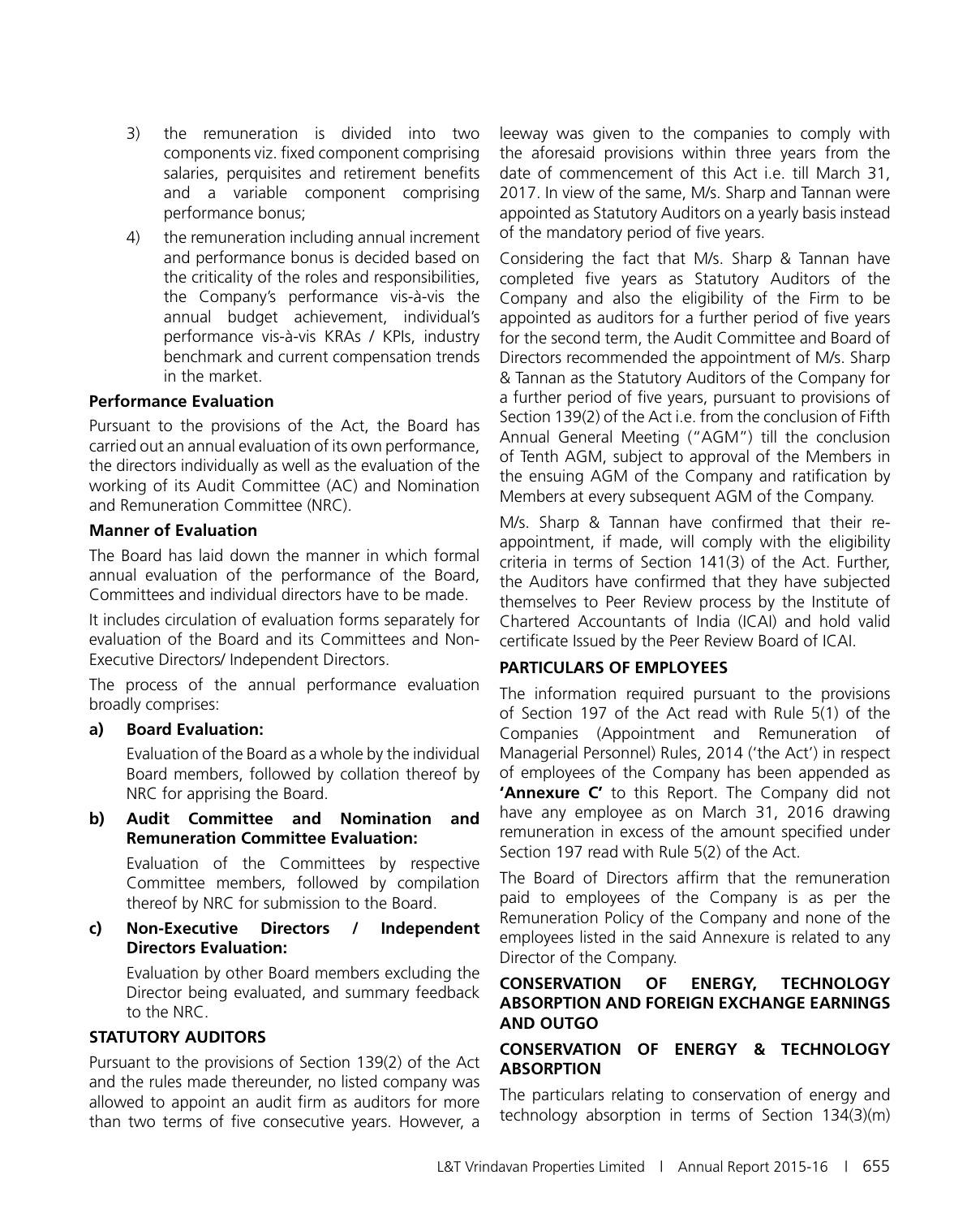3) the remuneration is divided into two components viz. fixed component comprising salaries, perquisites and retirement benefits and a variable component comprising performance bonus;

4) the remuneration including annual increment and performance bonus is decided based on the criticality of the roles and responsibilities, the Company's performance vis-à-vis the annual budget achievement, individual's performance vis-à-vis KRAs / KPIs, industry benchmark and current compensation trends in the market.

**Performance Evaluation**

Pursuant to the provisions of the Act, the Board has carried out an annual evaluation of its own performance, the directors individually as well as the evaluation of the working of its Audit Committee (AC) and Nomination and Remuneration Committee (NRC).

**Manner of Evaluation**

The Board has laid down the manner in which formal annual evaluation of the performance of the Board, Committees and individual directors have to be made.

It includes circulation of evaluation forms separately for evaluation of the Board and its Committees and Non-Executive Directors/ Independent Directors.

The process of the annual performance evaluation broadly comprises:

**a) Board Evaluation:**

Evaluation of the Board as a whole by the individual Board members, followed by collation thereof by NRC for apprising the Board.

**b) Audit Committee and Nomination and Remuneration Committee Evaluation:**

Evaluation of the Committees by respective Committee members, followed by compilation thereof by NRC for submission to the Board.

**c) Non-Executive Directors / Independent Directors Evaluation:**

Evaluation by other Board members excluding the Director being evaluated, and summary feedback to the NRC.

**STATUTORY AUDITORS**

Pursuant to the provisions of Section 139(2) of the Act and the rules made thereunder, no listed company was allowed to appoint an audit firm as auditors for more than two terms of five consecutive years. However, a leeway was given to the companies to comply with the aforesaid provisions within three years from the date of commencement of this Act i.e. till March 31, 2017. In view of the same, M/s. Sharp and Tannan were appointed as Statutory Auditors on a yearly basis instead of the mandatory period of five years.

Considering the fact that M/s. Sharp & Tannan have completed five years as Statutory Auditors of the Company and also the eligibility of the Firm to be appointed as auditors for a further period of five years for the second term, the Audit Committee and Board of Directors recommended the appointment of M/s. Sharp & Tannan as the Statutory Auditors of the Company for a further period of five years, pursuant to provisions of Section 139(2) of the Act i.e. from the conclusion of Fifth Annual General Meeting ("AGM") till the conclusion of Tenth AGM, subject to approval of the Members in the ensuing AGM of the Company and ratification by Members at every subsequent AGM of the Company.

M/s. Sharp & Tannan have confirmed that their re-appointment, if made, will comply with the eligibility criteria in terms of Section 141(3) of the Act. Further, the Auditors have confirmed that they have subjected themselves to Peer Review process by the Institute of Chartered Accountants of India (ICAI) and hold valid certificate Issued by the Peer Review Board of ICAI.

**PARTICULARS OF EMPLOYEES**

The information required pursuant to the provisions of Section 197 of the Act read with Rule 5(1) of the Companies (Appointment and Remuneration of Managerial Personnel) Rules, 2014 ('the Act') in respect of employees of the Company has been appended as **'Annexure C'** to this Report. The Company did not have any employee as on March 31, 2016 drawing remuneration in excess of the amount specified under Section 197 read with Rule 5(2) of the Act.

The Board of Directors affirm that the remuneration paid to employees of the Company is as per the Remuneration Policy of the Company and none of the employees listed in the said Annexure is related to any Director of the Company.

**CONSERVATION OF ENERGY, TECHNOLOGY ABSORPTION AND FOREIGN EXCHANGE EARNINGS AND OUTGO**

**CONSERVATION OF ENERGY & TECHNOLOGY ABSORPTION**

The particulars relating to conservation of energy and technology absorption in terms of Section 134(3)(m)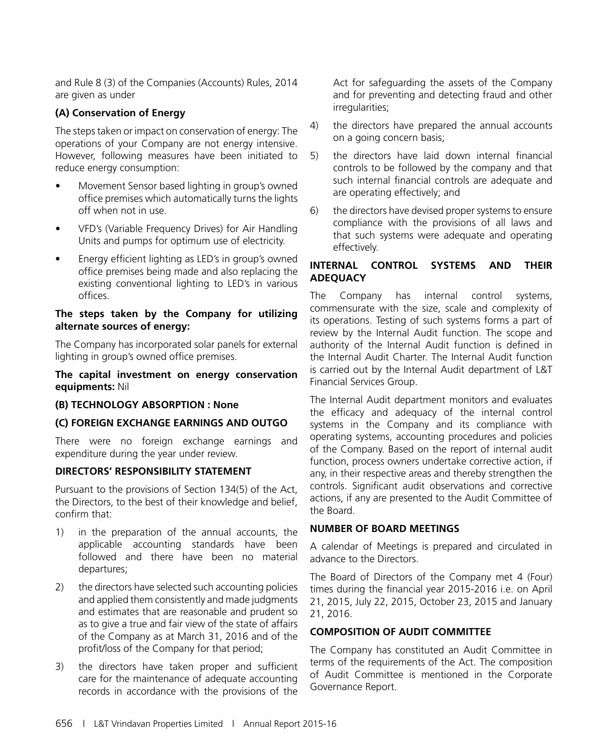and Rule 8 (3) of the Companies (Accounts) Rules, 2014 are given as under

**(A) Conservation of Energy**

The steps taken or impact on conservation of energy: The operations of your Company are not energy intensive. However, following measures have been initiated to reduce energy consumption:

- Movement Sensor based lighting in group's owned office premises which automatically turns the lights off when not in use.
- VFD's (Variable Frequency Drives) for Air Handling Units and pumps for optimum use of electricity.
- Energy efficient lighting as LED's in group's owned office premises being made and also replacing the existing conventional lighting to LED's in various offices.

**The steps taken by the Company for utilizing alternate sources of energy:**

The Company has incorporated solar panels for external lighting in group's owned office premises.

**The capital investment on energy conservation equipments:** Nil

**(B) TECHNOLOGY ABSORPTION : None**

**(C) FOREIGN EXCHANGE EARNINGS AND OUTGO**

There were no foreign exchange earnings and expenditure during the year under review.

**DIRECTORS' RESPONSIBILITY STATEMENT**

Pursuant to the provisions of Section 134(5) of the Act, the Directors, to the best of their knowledge and belief, confirm that:

1) in the preparation of the annual accounts, the applicable accounting standards have been followed and there have been no material departures;
2) the directors have selected such accounting policies and applied them consistently and made judgments and estimates that are reasonable and prudent so as to give a true and fair view of the state of affairs of the Company as at March 31, 2016 and of the profit/loss of the Company for that period;
3) the directors have taken proper and sufficient care for the maintenance of adequate accounting records in accordance with the provisions of the Act for safeguarding the assets of the Company and for preventing and detecting fraud and other irregularities;
4) the directors have prepared the annual accounts on a going concern basis;
5) the directors have laid down internal financial controls to be followed by the company and that such internal financial controls are adequate and are operating effectively; and
6) the directors have devised proper systems to ensure compliance with the provisions of all laws and that such systems were adequate and operating effectively.

**INTERNAL CONTROL SYSTEMS AND THEIR ADEQUACY**

The Company has internal control systems, commensurate with the size, scale and complexity of its operations. Testing of such systems forms a part of review by the Internal Audit function. The scope and authority of the Internal Audit function is defined in the Internal Audit Charter. The Internal Audit function is carried out by the Internal Audit department of L&T Financial Services Group.

The Internal Audit department monitors and evaluates the efficacy and adequacy of the internal control systems in the Company and its compliance with operating systems, accounting procedures and policies of the Company. Based on the report of internal audit function, process owners undertake corrective action, if any, in their respective areas and thereby strengthen the controls. Significant audit observations and corrective actions, if any are presented to the Audit Committee of the Board.

**NUMBER OF BOARD MEETINGS**

A calendar of Meetings is prepared and circulated in advance to the Directors.

The Board of Directors of the Company met 4 (Four) times during the financial year 2015-2016 i.e. on April 21, 2015, July 22, 2015, October 23, 2015 and January 21, 2016.

**COMPOSITION OF AUDIT COMMITTEE**

The Company has constituted an Audit Committee in terms of the requirements of the Act. The composition of Audit Committee is mentioned in the Corporate Governance Report.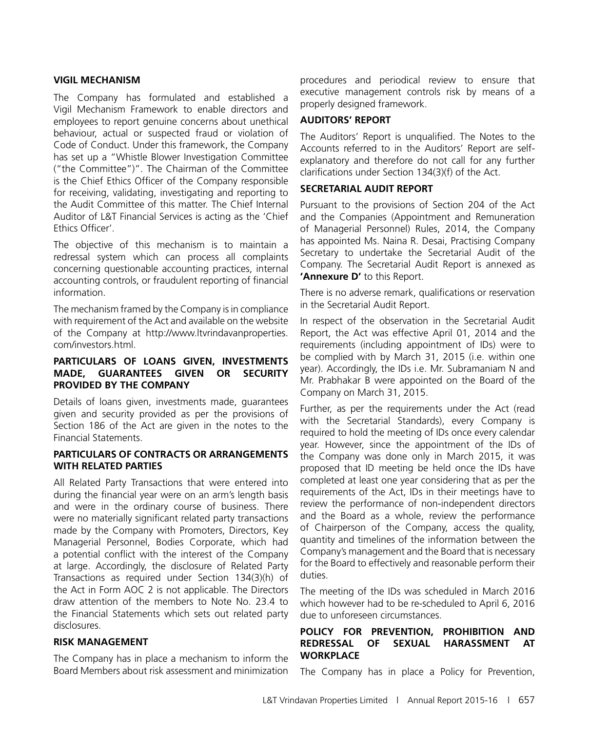## VIGIL MECHANISM

The Company has formulated and established a Vigil Mechanism Framework to enable directors and employees to report genuine concerns about unethical behaviour, actual or suspected fraud or violation of Code of Conduct. Under this framework, the Company has set up a "Whistle Blower Investigation Committee ("the Committee")". The Chairman of the Committee is the Chief Ethics Officer of the Company responsible for receiving, validating, investigating and reporting to the Audit Committee of this matter. The Chief Internal Auditor of L&T Financial Services is acting as the 'Chief Ethics Officer'.

The objective of this mechanism is to maintain a redressal system which can process all complaints concerning questionable accounting practices, internal accounting controls, or fraudulent reporting of financial information.

The mechanism framed by the Company is in compliance with requirement of the Act and available on the website of the Company at http://www.ltvrindavanproperties.com/investors.html.

## PARTICULARS OF LOANS GIVEN, INVESTMENTS MADE, GUARANTEES GIVEN OR SECURITY PROVIDED BY THE COMPANY

Details of loans given, investments made, guarantees given and security provided as per the provisions of Section 186 of the Act are given in the notes to the Financial Statements.

## PARTICULARS OF CONTRACTS OR ARRANGEMENTS WITH RELATED PARTIES

All Related Party Transactions that were entered into during the financial year were on an arm's length basis and were in the ordinary course of business. There were no materially significant related party transactions made by the Company with Promoters, Directors, Key Managerial Personnel, Bodies Corporate, which had a potential conflict with the interest of the Company at large. Accordingly, the disclosure of Related Party Transactions as required under Section 134(3)(h) of the Act in Form AOC 2 is not applicable. The Directors draw attention of the members to Note No. 23.4 to the Financial Statements which sets out related party disclosures.

## RISK MANAGEMENT

The Company has in place a mechanism to inform the Board Members about risk assessment and minimization procedures and periodical review to ensure that executive management controls risk by means of a properly designed framework.

## AUDITORS' REPORT

The Auditors' Report is unqualified. The Notes to the Accounts referred to in the Auditors' Report are self-explanatory and therefore do not call for any further clarifications under Section 134(3)(f) of the Act.

## SECRETARIAL AUDIT REPORT

Pursuant to the provisions of Section 204 of the Act and the Companies (Appointment and Remuneration of Managerial Personnel) Rules, 2014, the Company has appointed Ms. Naina R. Desai, Practising Company Secretary to undertake the Secretarial Audit of the Company. The Secretarial Audit Report is annexed as **'Annexure D'** to this Report.

There is no adverse remark, qualifications or reservation in the Secretarial Audit Report.

In respect of the observation in the Secretarial Audit Report, the Act was effective April 01, 2014 and the requirements (including appointment of IDs) were to be complied with by March 31, 2015 (i.e. within one year). Accordingly, the IDs i.e. Mr. Subramaniam N and Mr. Prabhakar B were appointed on the Board of the Company on March 31, 2015.

Further, as per the requirements under the Act (read with the Secretarial Standards), every Company is required to hold the meeting of IDs once every calendar year. However, since the appointment of the IDs of the Company was done only in March 2015, it was proposed that ID meeting be held once the IDs have completed at least one year considering that as per the requirements of the Act, IDs in their meetings have to review the performance of non-independent directors and the Board as a whole, review the performance of Chairperson of the Company, access the quality, quantity and timelines of the information between the Company's management and the Board that is necessary for the Board to effectively and reasonable perform their duties.

The meeting of the IDs was scheduled in March 2016 which however had to be re-scheduled to April 6, 2016 due to unforeseen circumstances.

## POLICY FOR PREVENTION, PROHIBITION AND REDRESSAL OF SEXUAL HARASSMENT AT WORKPLACE

The Company has in place a Policy for Prevention,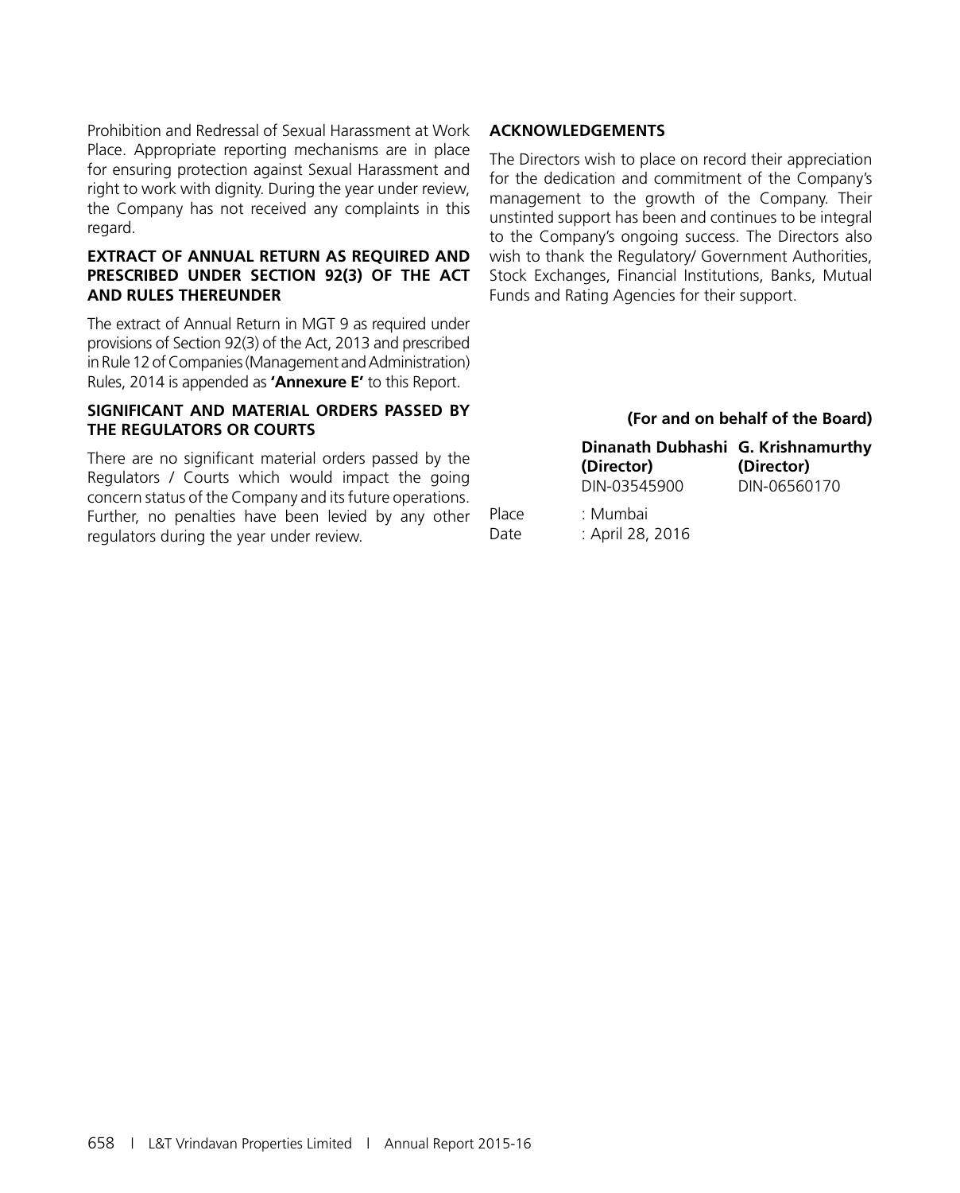Prohibition and Redressal of Sexual Harassment at Work Place. Appropriate reporting mechanisms are in place for ensuring protection against Sexual Harassment and right to work with dignity. During the year under review, the Company has not received any complaints in this regard.

### EXTRACT OF ANNUAL RETURN AS REQUIRED AND PRESCRIBED UNDER SECTION 92(3) OF THE ACT AND RULES THEREUNDER

The extract of Annual Return in MGT 9 as required under provisions of Section 92(3) of the Act, 2013 and prescribed in Rule 12 of Companies (Management and Administration) Rules, 2014 is appended as **'Annexure E'** to this Report.

### SIGNIFICANT AND MATERIAL ORDERS PASSED BY THE REGULATORS OR COURTS

There are no significant material orders passed by the Regulators / Courts which would impact the going concern status of the Company and its future operations. Further, no penalties have been levied by any other regulators during the year under review.

### ACKNOWLEDGEMENTS

The Directors wish to place on record their appreciation for the dedication and commitment of the Company's management to the growth of the Company. Their unstinted support has been and continues to be integral to the Company's ongoing success. The Directors also wish to thank the Regulatory/ Government Authorities, Stock Exchanges, Financial Institutions, Banks, Mutual Funds and Rating Agencies for their support.

**(For and on behalf of the Board)**

| | **Dinanath Dubhashi** | **G. Krishnamurthy** |
|---|---|---|
| | **(Director)** | **(Director)** |
| | DIN-03545900 | DIN-06560170 |

Place : Mumbai
Date : April 28, 2016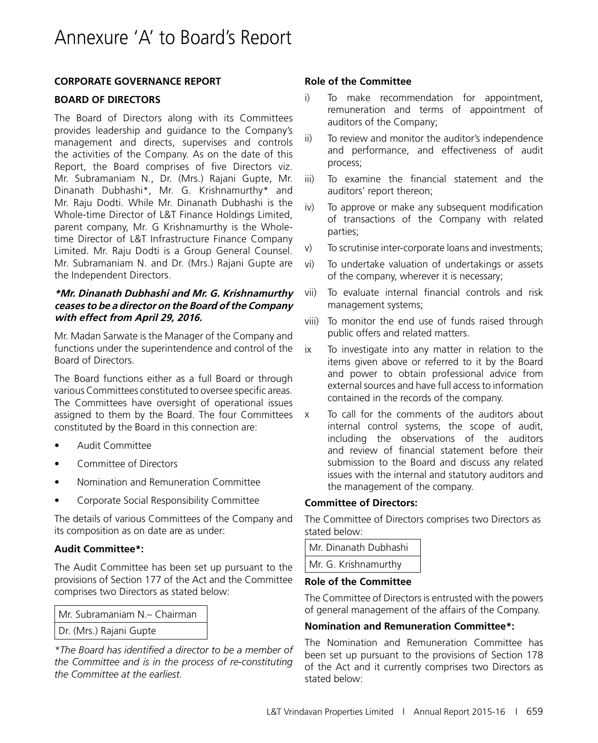# Annexure 'A' to Board's Report

**CORPORATE GOVERNANCE REPORT**

**BOARD OF DIRECTORS**

The Board of Directors along with its Committees provides leadership and guidance to the Company's management and directs, supervises and controls the activities of the Company. As on the date of this Report, the Board comprises of five Directors viz. Mr. Subramaniam N., Dr. (Mrs.) Rajani Gupte, Mr. Dinanath Dubhashi*, Mr. G. Krishnamurthy* and Mr. Raju Dodti. While Mr. Dinanath Dubhashi is the Whole-time Director of L&T Finance Holdings Limited, parent company, Mr. G Krishnamurthy is the Whole-time Director of L&T Infrastructure Finance Company Limited. Mr. Raju Dodti is a Group General Counsel. Mr. Subramaniam N. and Dr. (Mrs.) Rajani Gupte are the Independent Directors.

***Mr. Dinanath Dubhashi and Mr. G. Krishnamurthy ceases to be a director on the Board of the Company with effect from April 29, 2016.***

Mr. Madan Sarwate is the Manager of the Company and functions under the superintendence and control of the Board of Directors.

The Board functions either as a full Board or through various Committees constituted to oversee specific areas. The Committees have oversight of operational issues assigned to them by the Board. The four Committees constituted by the Board in this connection are:

- Audit Committee
- Committee of Directors
- Nomination and Remuneration Committee
- Corporate Social Responsibility Committee

The details of various Committees of the Company and its composition as on date are as under:

**Audit Committee*:**

The Audit Committee has been set up pursuant to the provisions of Section 177 of the Act and the Committee comprises two Directors as stated below:

| Mr. Subramaniam N.– Chairman |
|---|
| Dr. (Mrs.) Rajani Gupte |

*\*The Board has identified a director to be a member of the Committee and is in the process of re-constituting the Committee at the earliest.*

**Role of the Committee**

i) To make recommendation for appointment, remuneration and terms of appointment of auditors of the Company;

ii) To review and monitor the auditor's independence and performance, and effectiveness of audit process;

iii) To examine the financial statement and the auditors' report thereon;

iv) To approve or make any subsequent modification of transactions of the Company with related parties;

v) To scrutinise inter-corporate loans and investments;

vi) To undertake valuation of undertakings or assets of the company, wherever it is necessary;

vii) To evaluate internal financial controls and risk management systems;

viii) To monitor the end use of funds raised through public offers and related matters.

ix To investigate into any matter in relation to the items given above or referred to it by the Board and power to obtain professional advice from external sources and have full access to information contained in the records of the company.

x To call for the comments of the auditors about internal control systems, the scope of audit, including the observations of the auditors and review of financial statement before their submission to the Board and discuss any related issues with the internal and statutory auditors and the management of the company.

**Committee of Directors:**

The Committee of Directors comprises two Directors as stated below:

| Mr. Dinanath Dubhashi |
|---|
| Mr. G. Krishnamurthy |

**Role of the Committee**

The Committee of Directors is entrusted with the powers of general management of the affairs of the Company.

**Nomination and Remuneration Committee*:**

The Nomination and Remuneration Committee has been set up pursuant to the provisions of Section 178 of the Act and it currently comprises two Directors as stated below: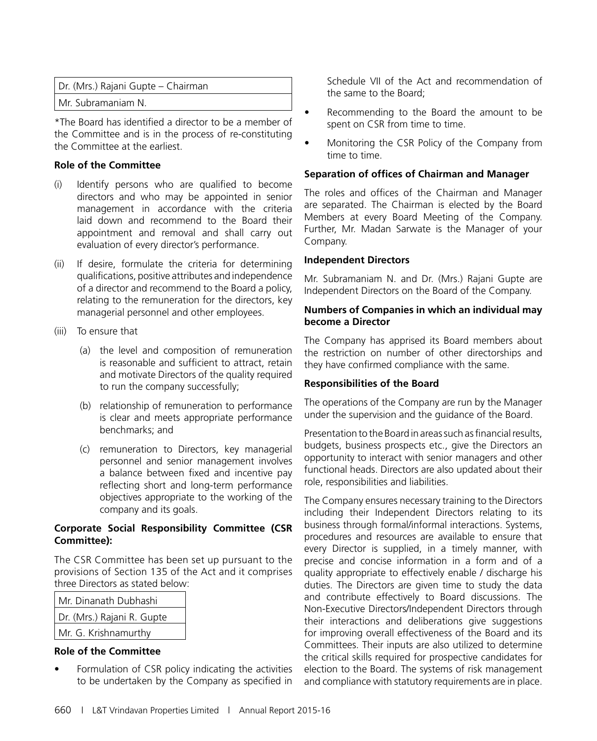| Dr. (Mrs.) Rajani Gupte – Chairman |
|---|
| Mr. Subramaniam N. |

*The Board has identified a director to be a member of the Committee and is in the process of re-constituting the Committee at the earliest.

**Role of the Committee**

(i) Identify persons who are qualified to become directors and who may be appointed in senior management in accordance with the criteria laid down and recommend to the Board their appointment and removal and shall carry out evaluation of every director's performance.

(ii) If desire, formulate the criteria for determining qualifications, positive attributes and independence of a director and recommend to the Board a policy, relating to the remuneration for the directors, key managerial personnel and other employees.

(iii) To ensure that

(a) the level and composition of remuneration is reasonable and sufficient to attract, retain and motivate Directors of the quality required to run the company successfully;

(b) relationship of remuneration to performance is clear and meets appropriate performance benchmarks; and

(c) remuneration to Directors, key managerial personnel and senior management involves a balance between fixed and incentive pay reflecting short and long-term performance objectives appropriate to the working of the company and its goals.

**Corporate Social Responsibility Committee (CSR Committee):**

The CSR Committee has been set up pursuant to the provisions of Section 135 of the Act and it comprises three Directors as stated below:

| Mr. Dinanath Dubhashi |
|---|
| Dr. (Mrs.) Rajani R. Gupte |
| Mr. G. Krishnamurthy |

**Role of the Committee**

- Formulation of CSR policy indicating the activities to be undertaken by the Company as specified in Schedule VII of the Act and recommendation of the same to the Board;
- Recommending to the Board the amount to be spent on CSR from time to time.
- Monitoring the CSR Policy of the Company from time to time.

**Separation of offices of Chairman and Manager**

The roles and offices of the Chairman and Manager are separated. The Chairman is elected by the Board Members at every Board Meeting of the Company. Further, Mr. Madan Sarwate is the Manager of your Company.

**Independent Directors**

Mr. Subramaniam N. and Dr. (Mrs.) Rajani Gupte are Independent Directors on the Board of the Company.

**Numbers of Companies in which an individual may become a Director**

The Company has apprised its Board members about the restriction on number of other directorships and they have confirmed compliance with the same.

**Responsibilities of the Board**

The operations of the Company are run by the Manager under the supervision and the guidance of the Board.

Presentation to the Board in areas such as financial results, budgets, business prospects etc., give the Directors an opportunity to interact with senior managers and other functional heads. Directors are also updated about their role, responsibilities and liabilities.

The Company ensures necessary training to the Directors including their Independent Directors relating to its business through formal/informal interactions. Systems, procedures and resources are available to ensure that every Director is supplied, in a timely manner, with precise and concise information in a form and of a quality appropriate to effectively enable / discharge his duties. The Directors are given time to study the data and contribute effectively to Board discussions. The Non-Executive Directors/Independent Directors through their interactions and deliberations give suggestions for improving overall effectiveness of the Board and its Committees. Their inputs are also utilized to determine the critical skills required for prospective candidates for election to the Board. The systems of risk management and compliance with statutory requirements are in place.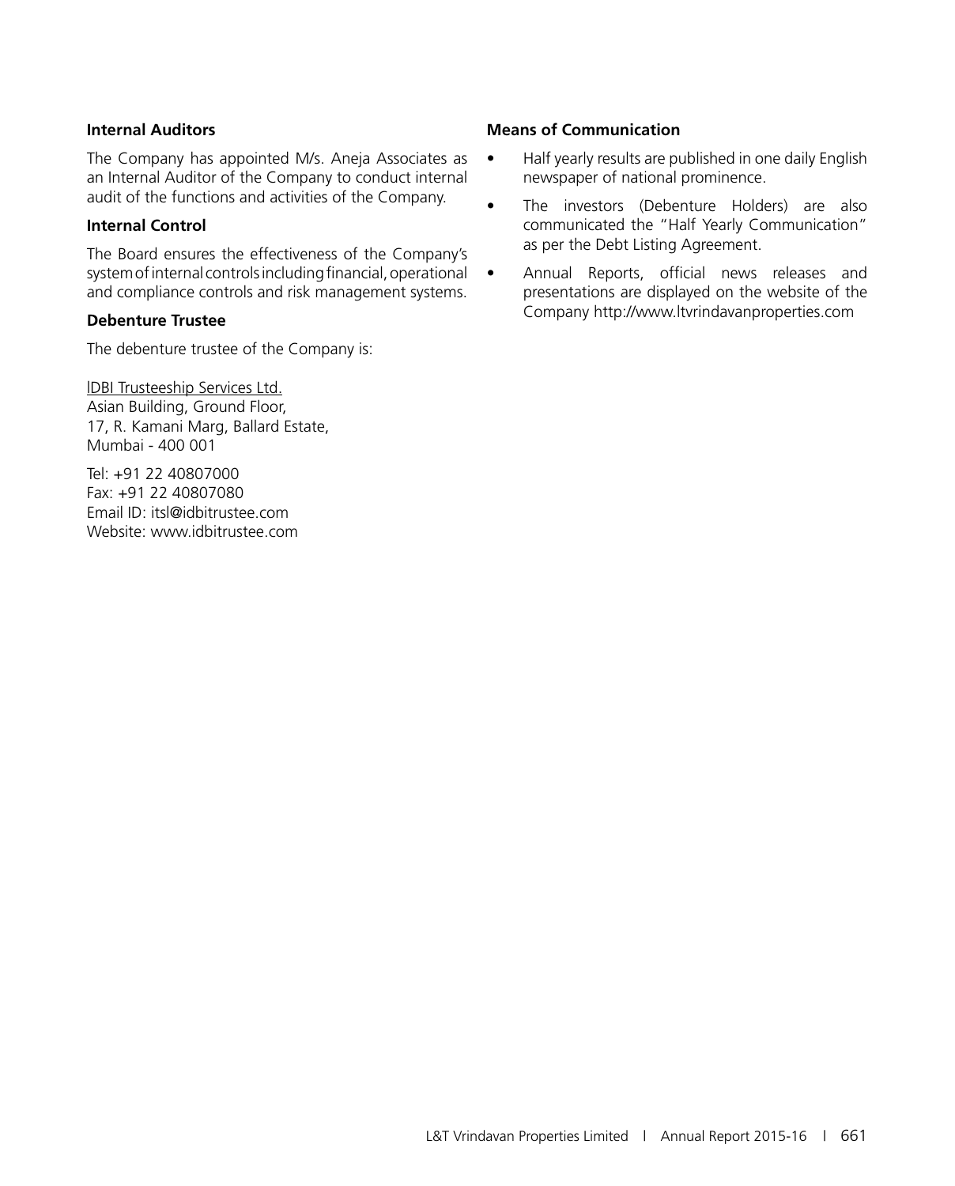### Internal Auditors

The Company has appointed M/s. Aneja Associates as an Internal Auditor of the Company to conduct internal audit of the functions and activities of the Company.

### Internal Control

The Board ensures the effectiveness of the Company's system of internal controls including financial, operational and compliance controls and risk management systems.

### Debenture Trustee

The debenture trustee of the Company is:

lDBI Trusteeship Services Ltd.
Asian Building, Ground Floor,
17, R. Kamani Marg, Ballard Estate,
Mumbai - 400 001

Tel: +91 22 40807000
Fax: +91 22 40807080
Email ID: itsl@idbitrustee.com
Website: www.idbitrustee.com

### Means of Communication

- Half yearly results are published in one daily English newspaper of national prominence.
- The investors (Debenture Holders) are also communicated the "Half Yearly Communication" as per the Debt Listing Agreement.
- Annual Reports, official news releases and presentations are displayed on the website of the Company http://www.ltvrindavanproperties.com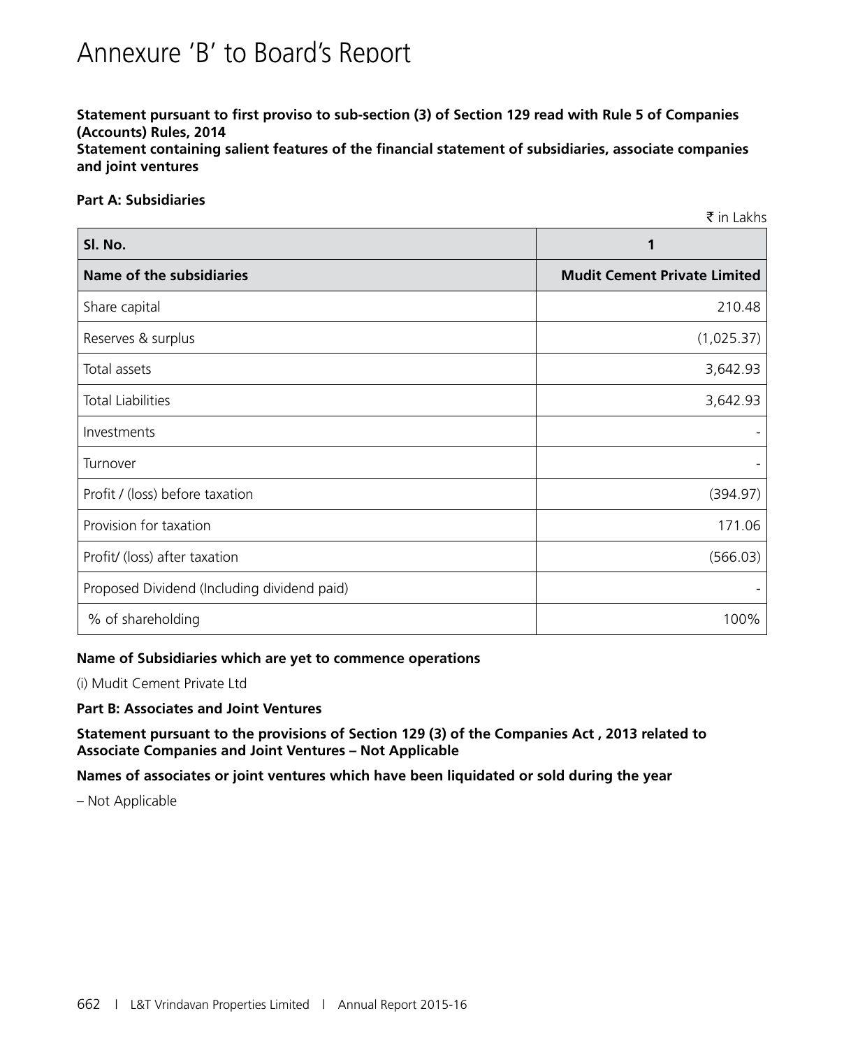# Annexure 'B' to Board's Report

**Statement pursuant to first proviso to sub-section (3) of Section 129 read with Rule 5 of Companies (Accounts) Rules, 2014**

**Statement containing salient features of the financial statement of subsidiaries, associate companies and joint ventures**

**Part A: Subsidiaries**

₹ in Lakhs

| Sl. No. | 1 |
|---|---|
| **Name of the subsidiaries** | **Mudit Cement Private Limited** |
| Share capital | 210.48 |
| Reserves & surplus | (1,025.37) |
| Total assets | 3,642.93 |
| Total Liabilities | 3,642.93 |
| Investments | - |
| Turnover | - |
| Profit / (loss) before taxation | (394.97) |
| Provision for taxation | 171.06 |
| Profit/ (loss) after taxation | (566.03) |
| Proposed Dividend (Including dividend paid) | - |
| % of shareholding | 100% |

**Name of Subsidiaries which are yet to commence operations**

(i) Mudit Cement Private Ltd

**Part B: Associates and Joint Ventures**

**Statement pursuant to the provisions of Section 129 (3) of the Companies Act , 2013 related to Associate Companies and Joint Ventures – Not Applicable**

**Names of associates or joint ventures which have been liquidated or sold during the year**

– Not Applicable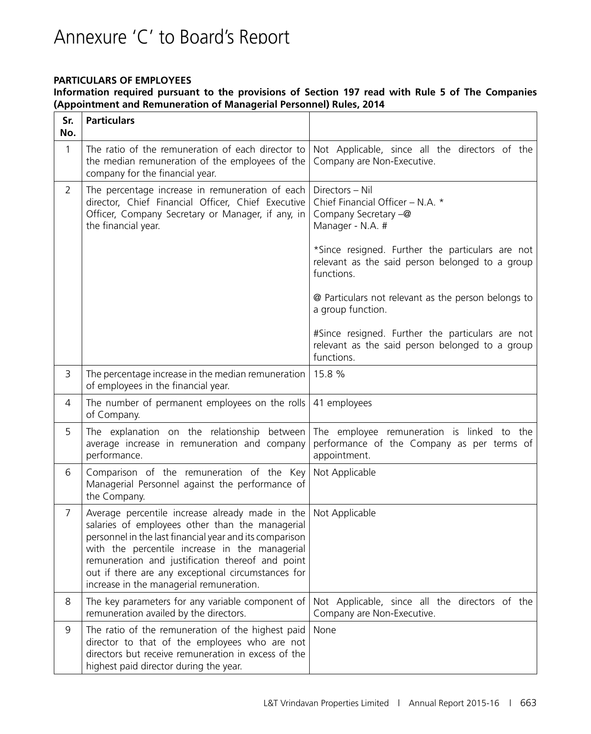# Annexure 'C' to Board's Report

**PARTICULARS OF EMPLOYEES**

**Information required pursuant to the provisions of Section 197 read with Rule 5 of The Companies (Appointment and Remuneration of Managerial Personnel) Rules, 2014**

| Sr. No. | Particulars | |
|---|---|---|
| 1 | The ratio of the remuneration of each director to the median remuneration of the employees of the company for the financial year. | Not Applicable, since all the directors of the Company are Non-Executive. |
| 2 | The percentage increase in remuneration of each director, Chief Financial Officer, Chief Executive Officer, Company Secretary or Manager, if any, in the financial year. | Directors – Nil<br>Chief Financial Officer – N.A. *<br>Company Secretary –@<br>Manager - N.A. #<br><br>*Since resigned. Further the particulars are not relevant as the said person belonged to a group functions.<br><br>@ Particulars not relevant as the person belongs to a group function.<br><br>#Since resigned. Further the particulars are not relevant as the said person belonged to a group functions. |
| 3 | The percentage increase in the median remuneration of employees in the financial year. | 15.8 % |
| 4 | The number of permanent employees on the rolls of Company. | 41 employees |
| 5 | The explanation on the relationship between average increase in remuneration and company performance. | The employee remuneration is linked to the performance of the Company as per terms of appointment. |
| 6 | Comparison of the remuneration of the Key Managerial Personnel against the performance of the Company. | Not Applicable |
| 7 | Average percentile increase already made in the salaries of employees other than the managerial personnel in the last financial year and its comparison with the percentile increase in the managerial remuneration and justification thereof and point out if there are any exceptional circumstances for increase in the managerial remuneration. | Not Applicable |
| 8 | The key parameters for any variable component of remuneration availed by the directors. | Not Applicable, since all the directors of the Company are Non-Executive. |
| 9 | The ratio of the remuneration of the highest paid director to that of the employees who are not directors but receive remuneration in excess of the highest paid director during the year. | None |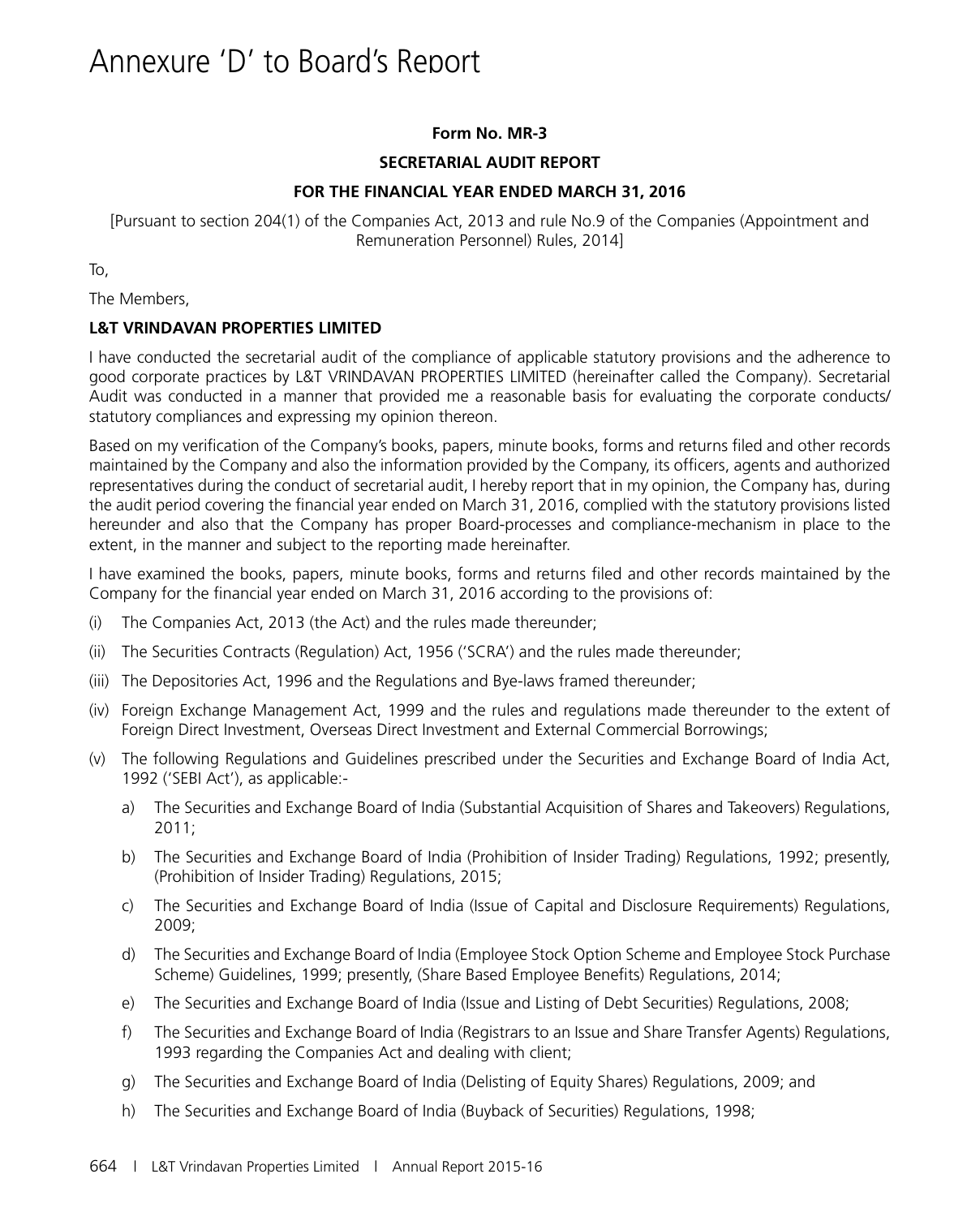# Annexure 'D' to Board's Report

**Form No. MR-3**

**SECRETARIAL AUDIT REPORT**

**FOR THE FINANCIAL YEAR ENDED MARCH 31, 2016**

[Pursuant to section 204(1) of the Companies Act, 2013 and rule No.9 of the Companies (Appointment and Remuneration Personnel) Rules, 2014]

To,

The Members,

**L&T VRINDAVAN PROPERTIES LIMITED**

I have conducted the secretarial audit of the compliance of applicable statutory provisions and the adherence to good corporate practices by L&T VRINDAVAN PROPERTIES LIMITED (hereinafter called the Company). Secretarial Audit was conducted in a manner that provided me a reasonable basis for evaluating the corporate conducts/ statutory compliances and expressing my opinion thereon.

Based on my verification of the Company's books, papers, minute books, forms and returns filed and other records maintained by the Company and also the information provided by the Company, its officers, agents and authorized representatives during the conduct of secretarial audit, I hereby report that in my opinion, the Company has, during the audit period covering the financial year ended on March 31, 2016, complied with the statutory provisions listed hereunder and also that the Company has proper Board-processes and compliance-mechanism in place to the extent, in the manner and subject to the reporting made hereinafter.

I have examined the books, papers, minute books, forms and returns filed and other records maintained by the Company for the financial year ended on March 31, 2016 according to the provisions of:

(i) The Companies Act, 2013 (the Act) and the rules made thereunder;

(ii) The Securities Contracts (Regulation) Act, 1956 ('SCRA') and the rules made thereunder;

(iii) The Depositories Act, 1996 and the Regulations and Bye-laws framed thereunder;

(iv) Foreign Exchange Management Act, 1999 and the rules and regulations made thereunder to the extent of Foreign Direct Investment, Overseas Direct Investment and External Commercial Borrowings;

(v) The following Regulations and Guidelines prescribed under the Securities and Exchange Board of India Act, 1992 ('SEBI Act'), as applicable:-

   a) The Securities and Exchange Board of India (Substantial Acquisition of Shares and Takeovers) Regulations, 2011;

   b) The Securities and Exchange Board of India (Prohibition of Insider Trading) Regulations, 1992; presently, (Prohibition of Insider Trading) Regulations, 2015;

   c) The Securities and Exchange Board of India (Issue of Capital and Disclosure Requirements) Regulations, 2009;

   d) The Securities and Exchange Board of India (Employee Stock Option Scheme and Employee Stock Purchase Scheme) Guidelines, 1999; presently, (Share Based Employee Benefits) Regulations, 2014;

   e) The Securities and Exchange Board of India (Issue and Listing of Debt Securities) Regulations, 2008;

   f) The Securities and Exchange Board of India (Registrars to an Issue and Share Transfer Agents) Regulations, 1993 regarding the Companies Act and dealing with client;

   g) The Securities and Exchange Board of India (Delisting of Equity Shares) Regulations, 2009; and

   h) The Securities and Exchange Board of India (Buyback of Securities) Regulations, 1998;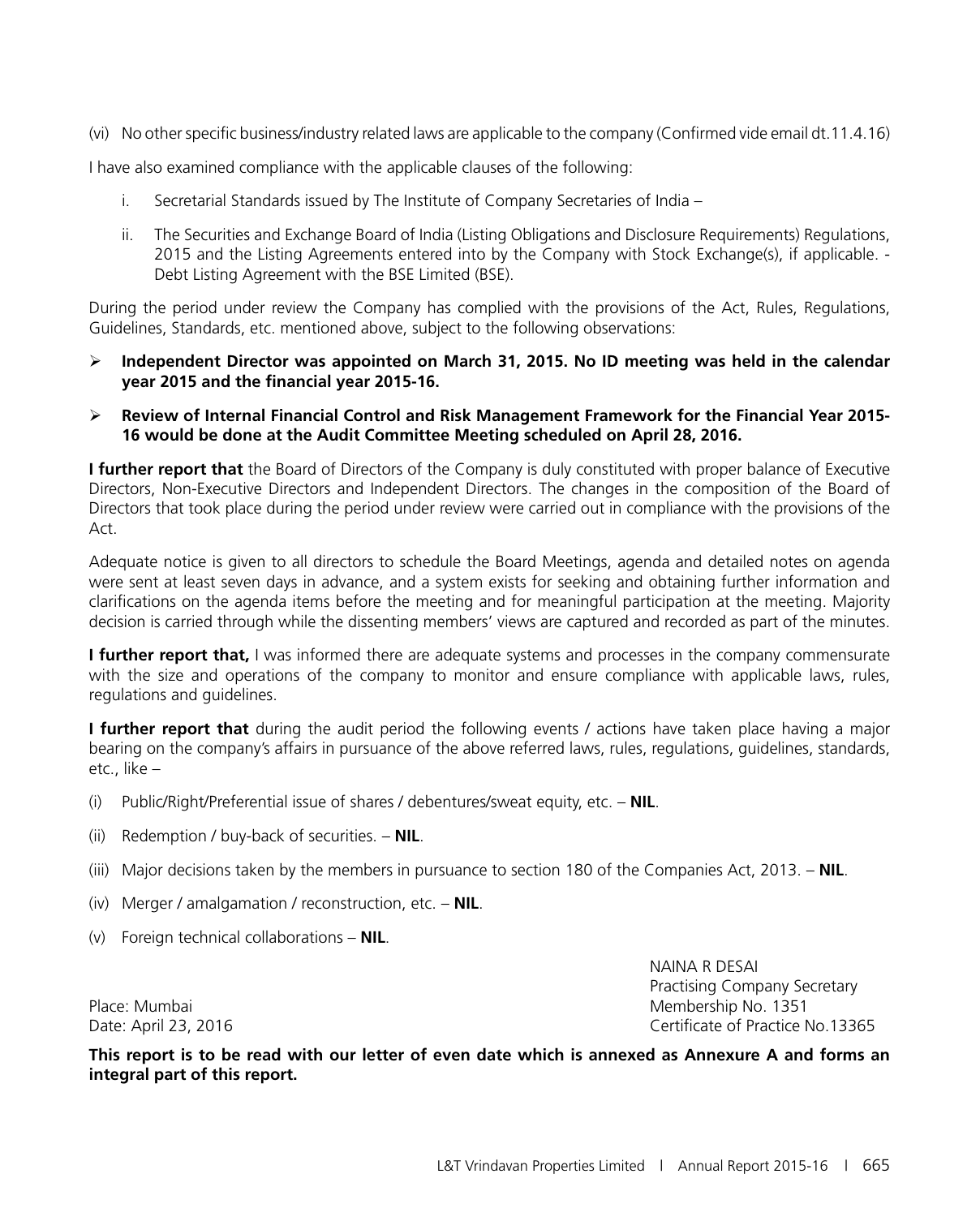(vi) No other specific business/industry related laws are applicable to the company (Confirmed vide email dt.11.4.16)

I have also examined compliance with the applicable clauses of the following:

i. Secretarial Standards issued by The Institute of Company Secretaries of India –

ii. The Securities and Exchange Board of India (Listing Obligations and Disclosure Requirements) Regulations, 2015 and the Listing Agreements entered into by the Company with Stock Exchange(s), if applicable. - Debt Listing Agreement with the BSE Limited (BSE).

During the period under review the Company has complied with the provisions of the Act, Rules, Regulations, Guidelines, Standards, etc. mentioned above, subject to the following observations:

- **Independent Director was appointed on March 31, 2015. No ID meeting was held in the calendar year 2015 and the financial year 2015-16.**
- **Review of Internal Financial Control and Risk Management Framework for the Financial Year 2015-16 would be done at the Audit Committee Meeting scheduled on April 28, 2016.**

**I further report that** the Board of Directors of the Company is duly constituted with proper balance of Executive Directors, Non-Executive Directors and Independent Directors. The changes in the composition of the Board of Directors that took place during the period under review were carried out in compliance with the provisions of the Act.

Adequate notice is given to all directors to schedule the Board Meetings, agenda and detailed notes on agenda were sent at least seven days in advance, and a system exists for seeking and obtaining further information and clarifications on the agenda items before the meeting and for meaningful participation at the meeting. Majority decision is carried through while the dissenting members' views are captured and recorded as part of the minutes.

**I further report that,** I was informed there are adequate systems and processes in the company commensurate with the size and operations of the company to monitor and ensure compliance with applicable laws, rules, regulations and guidelines.

**I further report that** during the audit period the following events / actions have taken place having a major bearing on the company's affairs in pursuance of the above referred laws, rules, regulations, guidelines, standards, etc., like –

(i) Public/Right/Preferential issue of shares / debentures/sweat equity, etc. – **NIL**.

(ii) Redemption / buy-back of securities. – **NIL**.

(iii) Major decisions taken by the members in pursuance to section 180 of the Companies Act, 2013. – **NIL**.

(iv) Merger / amalgamation / reconstruction, etc. – **NIL**.

(v) Foreign technical collaborations – **NIL**.

NAINA R DESAI
Practising Company Secretary
Membership No. 1351
Certificate of Practice No.13365

Place: Mumbai
Date: April 23, 2016

**This report is to be read with our letter of even date which is annexed as Annexure A and forms an integral part of this report.**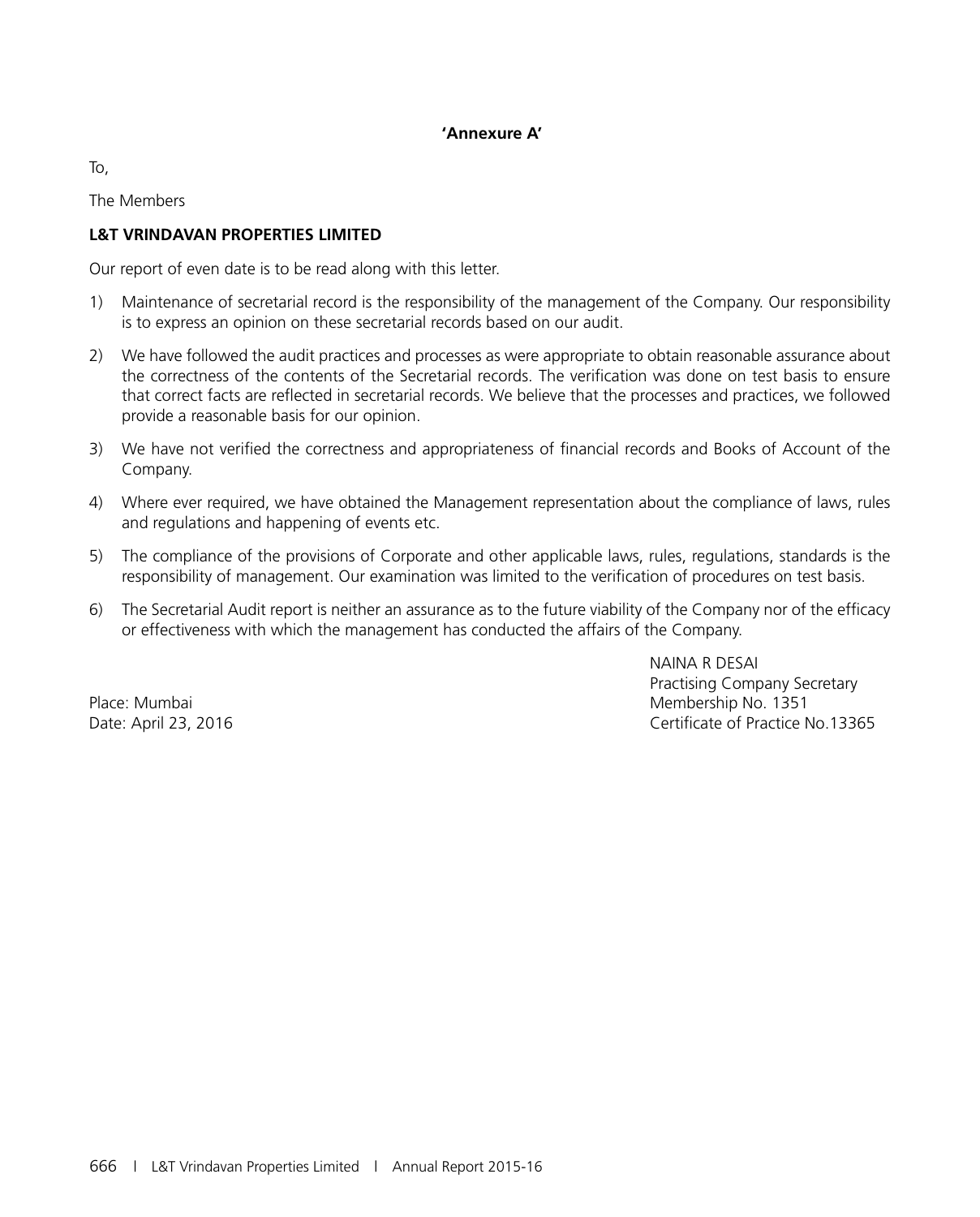**'Annexure A'**

To,

The Members

**L&T VRINDAVAN PROPERTIES LIMITED**

Our report of even date is to be read along with this letter.

1) Maintenance of secretarial record is the responsibility of the management of the Company. Our responsibility is to express an opinion on these secretarial records based on our audit.

2) We have followed the audit practices and processes as were appropriate to obtain reasonable assurance about the correctness of the contents of the Secretarial records. The verification was done on test basis to ensure that correct facts are reflected in secretarial records. We believe that the processes and practices, we followed provide a reasonable basis for our opinion.

3) We have not verified the correctness and appropriateness of financial records and Books of Account of the Company.

4) Where ever required, we have obtained the Management representation about the compliance of laws, rules and regulations and happening of events etc.

5) The compliance of the provisions of Corporate and other applicable laws, rules, regulations, standards is the responsibility of management. Our examination was limited to the verification of procedures on test basis.

6) The Secretarial Audit report is neither an assurance as to the future viability of the Company nor of the efficacy or effectiveness with which the management has conducted the affairs of the Company.

NAINA R DESAI
Practising Company Secretary
Membership No. 1351
Certificate of Practice No.13365

Place: Mumbai
Date: April 23, 2016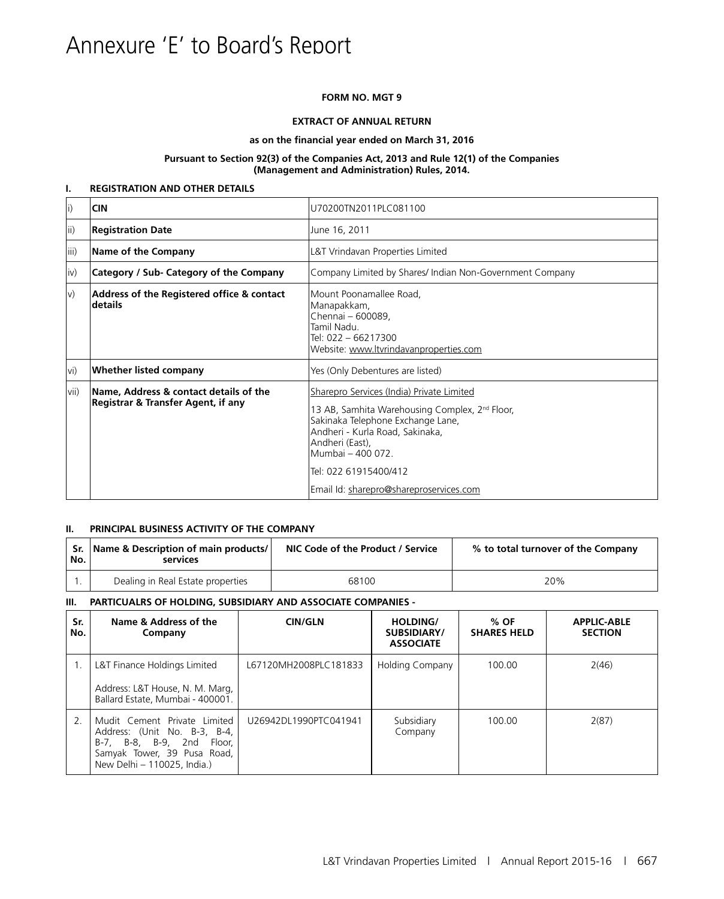# Annexure 'E' to Board's Report

**FORM NO. MGT 9**

**EXTRACT OF ANNUAL RETURN**

**as on the financial year ended on March 31, 2016**

**Pursuant to Section 92(3) of the Companies Act, 2013 and Rule 12(1) of the Companies (Management and Administration) Rules, 2014.**

## I. REGISTRATION AND OTHER DETAILS

| | | |
|---|---|---|
| i) | **CIN** | U70200TN2011PLC081100 |
| ii) | **Registration Date** | June 16, 2011 |
| iii) | **Name of the Company** | L&T Vrindavan Properties Limited |
| iv) | **Category / Sub- Category of the Company** | Company Limited by Shares/ Indian Non-Government Company |
| v) | **Address of the Registered office & contact details** | Mount Poonamallee Road, Manapakkam, Chennai – 600089, Tamil Nadu. Tel: 022 – 66217300 Website: www.ltvrindavanproperties.com |
| vi) | **Whether listed company** | Yes (Only Debentures are listed) |
| vii) | **Name, Address & contact details of the Registrar & Transfer Agent, if any** | Sharepro Services (India) Private Limited<br>13 AB, Samhita Warehousing Complex, 2nd Floor, Sakinaka Telephone Exchange Lane, Andheri - Kurla Road, Sakinaka, Andheri (East), Mumbai – 400 072.<br>Tel: 022 61915400/412<br>Email Id: sharepro@shareproservices.com |

## II. PRINCIPAL BUSINESS ACTIVITY OF THE COMPANY

| Sr. No. | Name & Description of main products/ services | NIC Code of the Product / Service | % to total turnover of the Company |
|---|---|---|---|
| 1. | Dealing in Real Estate properties | 68100 | 20% |

## III. PARTICUALRS OF HOLDING, SUBSIDIARY AND ASSOCIATE COMPANIES -

| Sr. No. | Name & Address of the Company | CIN/GLN | HOLDING/ SUBSIDIARY/ ASSOCIATE | % OF SHARES HELD | APPLIC-ABLE SECTION |
|---|---|---|---|---|---|
| 1. | L&T Finance Holdings Limited<br>Address: L&T House, N. M. Marg, Ballard Estate, Mumbai - 400001. | L67120MH2008PLC181833 | Holding Company | 100.00 | 2(46) |
| 2. | Mudit Cement Private Limited Address: (Unit No. B-3, B-4, B-7, B-8, B-9, 2nd Floor, Samyak Tower, 39 Pusa Road, New Delhi – 110025, India.) | U26942DL1990PTC041941 | Subsidiary Company | 100.00 | 2(87) |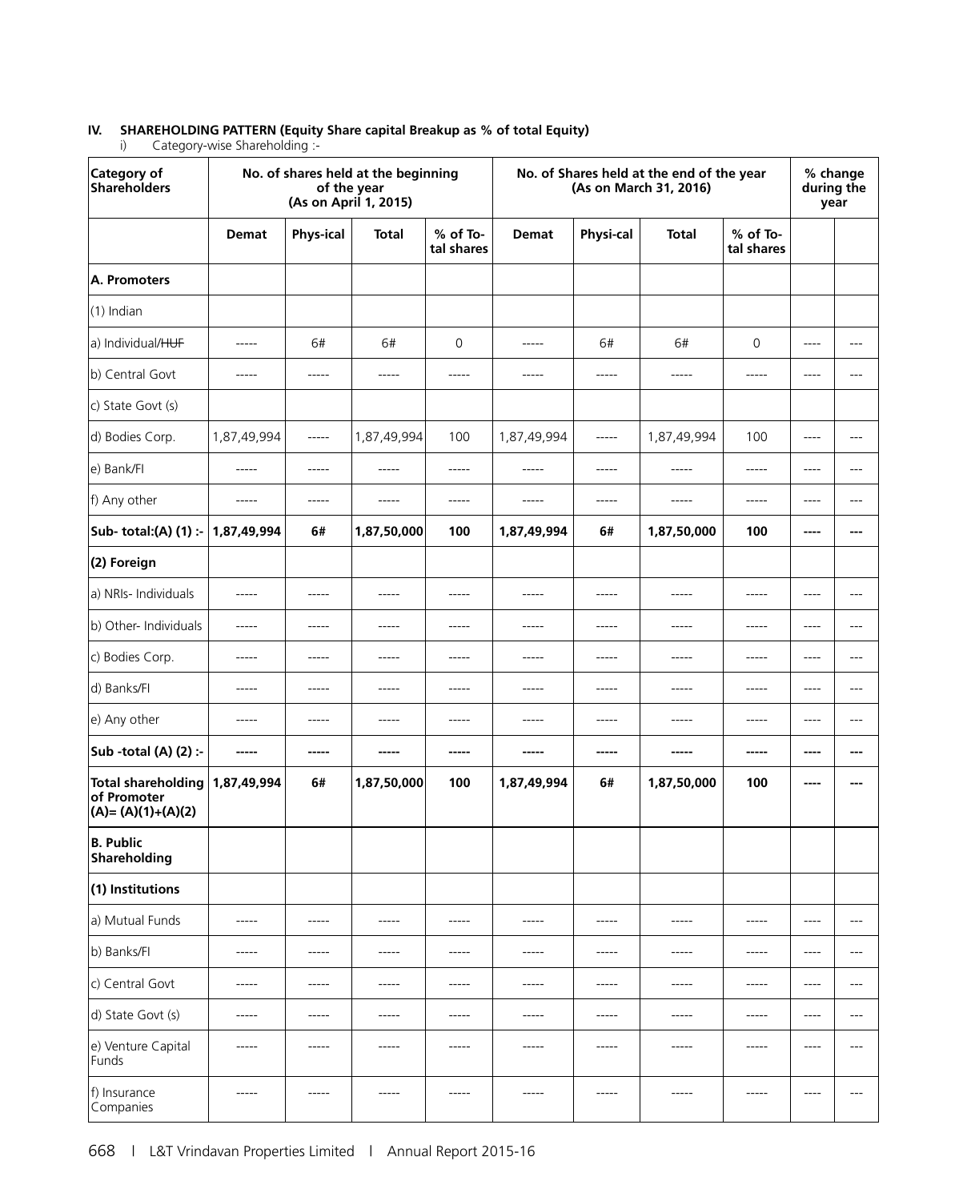**IV. SHAREHOLDING PATTERN (Equity Share capital Breakup as % of total Equity)**

i) Category-wise Shareholding :-

| Category of Shareholders | No. of shares held at the beginning of the year (As on April 1, 2015) | | | | No. of Shares held at the end of the year (As on March 31, 2016) | | | | % change during the year | |
|---|---|---|---|---|---|---|---|---|---|---|
| | Demat | Phys-ical | Total | % of To-tal shares | Demat | Physi-cal | Total | % of To-tal shares | | |
| **A. Promoters** | | | | | | | | | | |
| (1) Indian | | | | | | | | | | |
| a) Individual/~~HUF~~ | ----- | 6# | 6# | 0 | ----- | 6# | 6# | 0 | ---- | --- |
| b) Central Govt | ----- | ----- | ----- | ----- | ----- | ----- | ----- | ----- | ---- | --- |
| c) State Govt (s) | | | | | | | | | | |
| d) Bodies Corp. | 1,87,49,994 | ----- | 1,87,49,994 | 100 | 1,87,49,994 | ----- | 1,87,49,994 | 100 | ---- | --- |
| e) Bank/FI | ----- | ----- | ----- | ----- | ----- | ----- | ----- | ----- | ---- | --- |
| f) Any other | ----- | ----- | ----- | ----- | ----- | ----- | ----- | ----- | ---- | --- |
| **Sub- total:(A) (1) :-** | **1,87,49,994** | **6#** | **1,87,50,000** | **100** | **1,87,49,994** | **6#** | **1,87,50,000** | **100** | **----** | **---** |
| **(2) Foreign** | | | | | | | | | | |
| a) NRIs- Individuals | ----- | ----- | ----- | ----- | ----- | ----- | ----- | ----- | ---- | --- |
| b) Other- Individuals | ----- | ----- | ----- | ----- | ----- | ----- | ----- | ----- | ---- | --- |
| c) Bodies Corp. | ----- | ----- | ----- | ----- | ----- | ----- | ----- | ----- | ---- | --- |
| d) Banks/FI | ----- | ----- | ----- | ----- | ----- | ----- | ----- | ----- | ---- | --- |
| e) Any other | ----- | ----- | ----- | ----- | ----- | ----- | ----- | ----- | ---- | --- |
| **Sub -total (A) (2) :-** | **-----** | **-----** | **-----** | **-----** | **-----** | **-----** | **-----** | **-----** | **----** | **---** |
| **Total shareholding of Promoter (A)= (A)(1)+(A)(2)** | **1,87,49,994** | **6#** | **1,87,50,000** | **100** | **1,87,49,994** | **6#** | **1,87,50,000** | **100** | **----** | **---** |
| **B. Public Shareholding** | | | | | | | | | | |
| **(1) Institutions** | | | | | | | | | | |
| a) Mutual Funds | ----- | ----- | ----- | ----- | ----- | ----- | ----- | ----- | ---- | --- |
| b) Banks/FI | ----- | ----- | ----- | ----- | ----- | ----- | ----- | ----- | ---- | --- |
| c) Central Govt | ----- | ----- | ----- | ----- | ----- | ----- | ----- | ----- | ---- | --- |
| d) State Govt (s) | ----- | ----- | ----- | ----- | ----- | ----- | ----- | ----- | ---- | --- |
| e) Venture Capital Funds | ----- | ----- | ----- | ----- | ----- | ----- | ----- | ----- | ---- | --- |
| f) Insurance Companies | ----- | ----- | ----- | ----- | ----- | ----- | ----- | ----- | ---- | --- |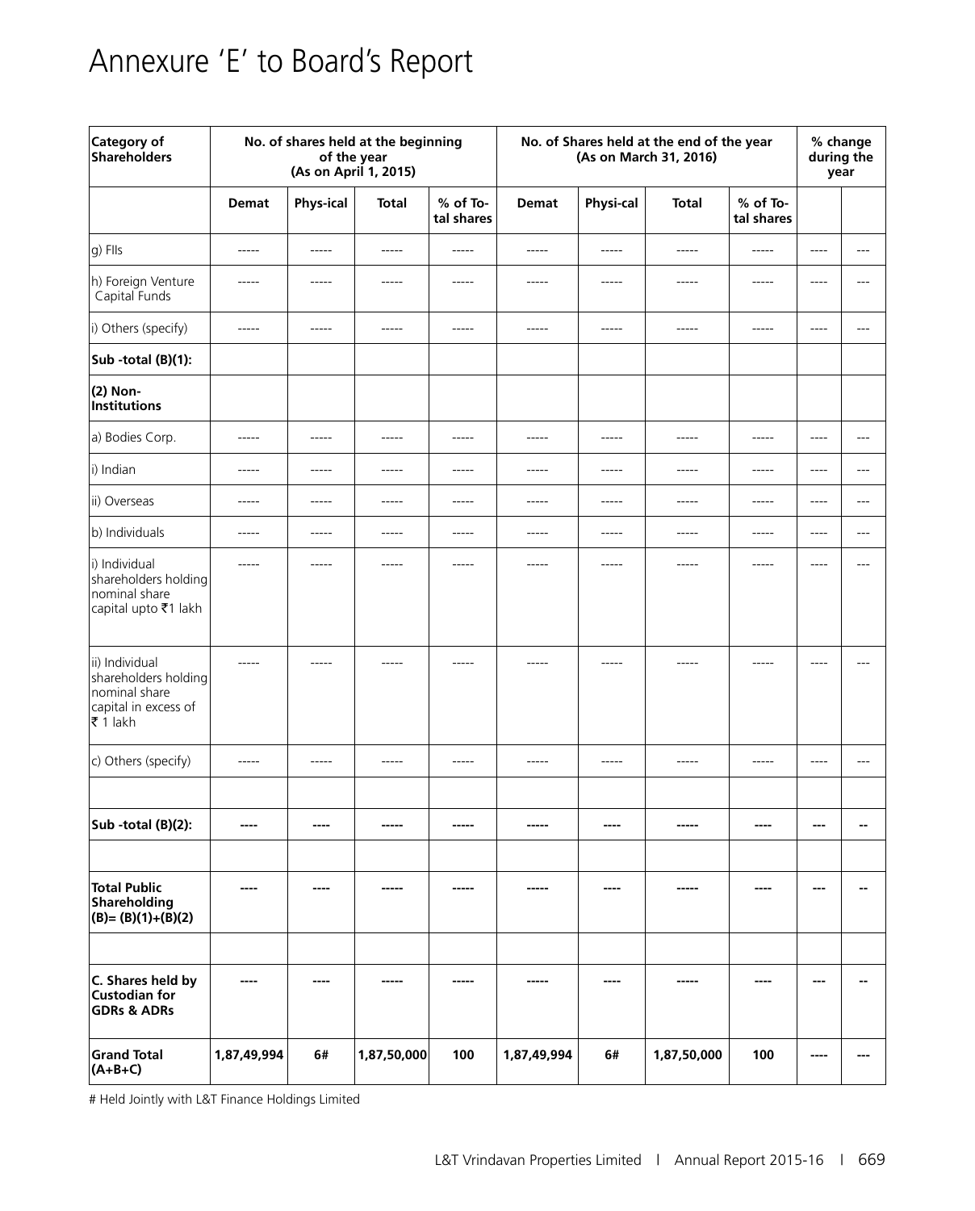# Annexure 'E' to Board's Report

| Category of Shareholders | No. of shares held at the beginning of the year (As on April 1, 2015) | | | | No. of Shares held at the end of the year (As on March 31, 2016) | | | | % change during the year | |
|---|---|---|---|---|---|---|---|---|---|---|
| | Demat | Phys-ical | Total | % of To-tal shares | Demat | Physi-cal | Total | % of To-tal shares | | |
| g) FIIs | ----- | ----- | ----- | ----- | ----- | ----- | ----- | ----- | ---- | --- |
| h) Foreign Venture Capital Funds | ----- | ----- | ----- | ----- | ----- | ----- | ----- | ----- | ---- | --- |
| i) Others (specify) | ----- | ----- | ----- | ----- | ----- | ----- | ----- | ----- | ---- | --- |
| **Sub -total (B)(1):** | | | | | | | | | | |
| **(2) Non-Institutions** | | | | | | | | | | |
| a) Bodies Corp. | ----- | ----- | ----- | ----- | ----- | ----- | ----- | ----- | ---- | --- |
| i) Indian | ----- | ----- | ----- | ----- | ----- | ----- | ----- | ----- | ---- | --- |
| ii) Overseas | ----- | ----- | ----- | ----- | ----- | ----- | ----- | ----- | ---- | --- |
| b) Individuals | ----- | ----- | ----- | ----- | ----- | ----- | ----- | ----- | ---- | --- |
| i) Individual shareholders holding nominal share capital upto ₹1 lakh | ----- | ----- | ----- | ----- | ----- | ----- | ----- | ----- | ---- | --- |
| ii) Individual shareholders holding nominal share capital in excess of ₹ 1 lakh | ----- | ----- | ----- | ----- | ----- | ----- | ----- | ----- | ---- | --- |
| c) Others (specify) | ----- | ----- | ----- | ----- | ----- | ----- | ----- | ----- | ---- | --- |
| | | | | | | | | | | |
| **Sub -total (B)(2):** | **----** | **----** | **-----** | **-----** | **-----** | **----** | **-----** | **----** | **---** | **--** |
| | | | | | | | | | | |
| **Total Public Shareholding (B)= (B)(1)+(B)(2)** | **----** | **----** | **-----** | **-----** | **-----** | **----** | **-----** | **----** | **---** | **--** |
| | | | | | | | | | | |
| **C. Shares held by Custodian for GDRs & ADRs** | **----** | **----** | **-----** | **-----** | **-----** | **----** | **-----** | **----** | **---** | **--** |
| **Grand Total (A+B+C)** | **1,87,49,994** | **6#** | **1,87,50,000** | **100** | **1,87,49,994** | **6#** | **1,87,50,000** | **100** | **----** | **---** |

# Held Jointly with L&T Finance Holdings Limited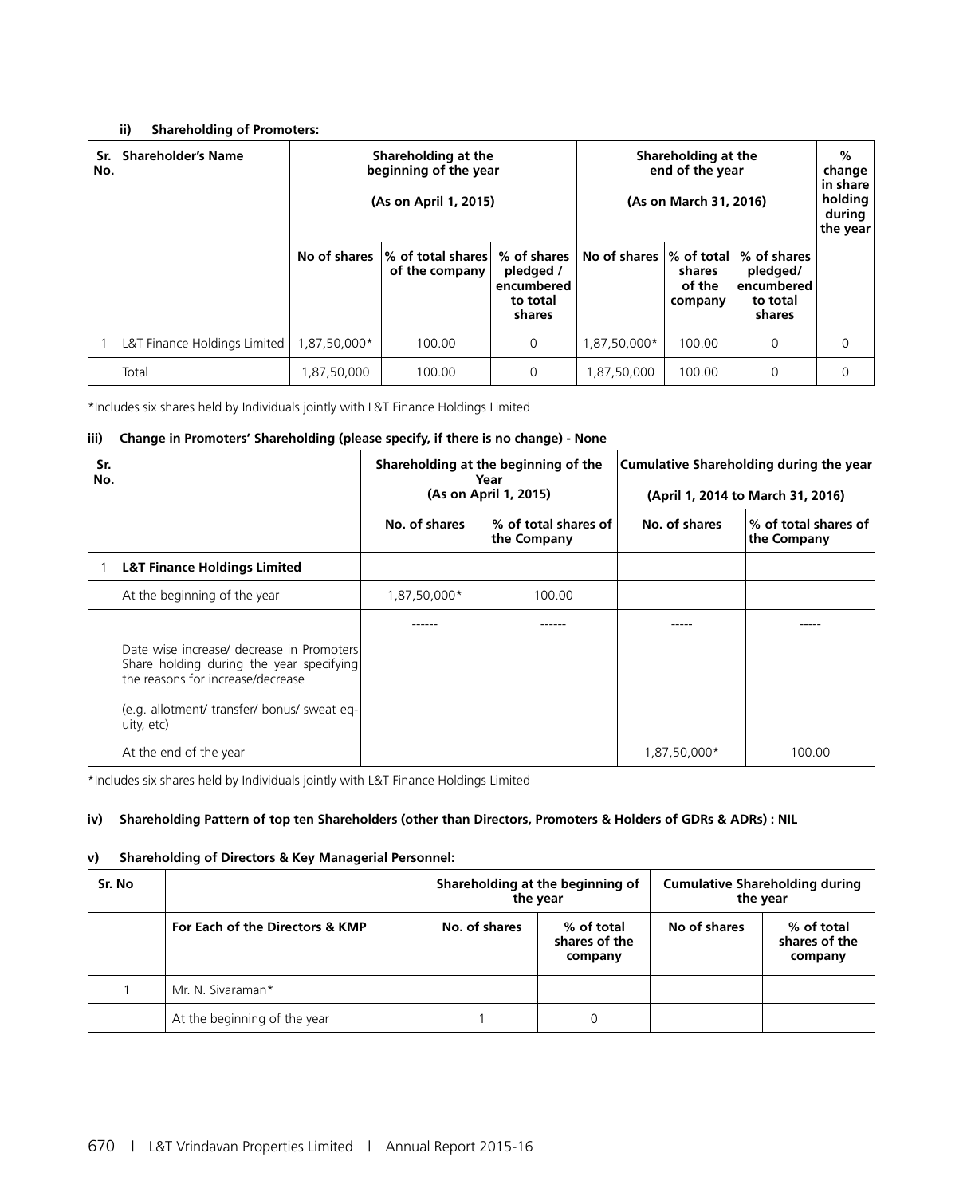#### ii) Shareholding of Promoters:

| Sr. No. | Shareholder's Name | Shareholding at the beginning of the year (As on April 1, 2015) | | | Shareholding at the end of the year (As on March 31, 2016) | | | % change in share holding during the year |
|---|---|---|---|---|---|---|---|---|
| | | No of shares | % of total shares of the company | % of shares pledged / encumbered to total shares | No of shares | % of total shares of the company | % of shares pledged/ encumbered to total shares | |
| 1 | L&T Finance Holdings Limited | 1,87,50,000* | 100.00 | 0 | 1,87,50,000* | 100.00 | 0 | 0 |
| | Total | 1,87,50,000 | 100.00 | 0 | 1,87,50,000 | 100.00 | 0 | 0 |

*Includes six shares held by Individuals jointly with L&T Finance Holdings Limited

#### iii) Change in Promoters' Shareholding (please specify, if there is no change) - None

| Sr. No. | | Shareholding at the beginning of the Year (As on April 1, 2015) | | Cumulative Shareholding during the year (April 1, 2014 to March 31, 2016) | |
|---|---|---|---|---|---|
| | | No. of shares | % of total shares of the Company | No. of shares | % of total shares of the Company |
| 1 | **L&T Finance Holdings Limited** | | | | |
| | At the beginning of the year | 1,87,50,000* | 100.00 | | |
| | Date wise increase/ decrease in Promoters Share holding during the year specifying the reasons for increase/decrease (e.g. allotment/ transfer/ bonus/ sweat equity, etc) | ------ | ------ | ----- | ----- |
| | At the end of the year | | | 1,87,50,000* | 100.00 |

*Includes six shares held by Individuals jointly with L&T Finance Holdings Limited

#### iv) Shareholding Pattern of top ten Shareholders (other than Directors, Promoters & Holders of GDRs & ADRs) : NIL

#### v) Shareholding of Directors & Key Managerial Personnel:

| Sr. No | | Shareholding at the beginning of the year | | Cumulative Shareholding during the year | |
|---|---|---|---|---|---|
| | For Each of the Directors & KMP | No. of shares | % of total shares of the company | No of shares | % of total shares of the company |
| 1 | Mr. N. Sivaraman* | | | | |
| | At the beginning of the year | 1 | 0 | | |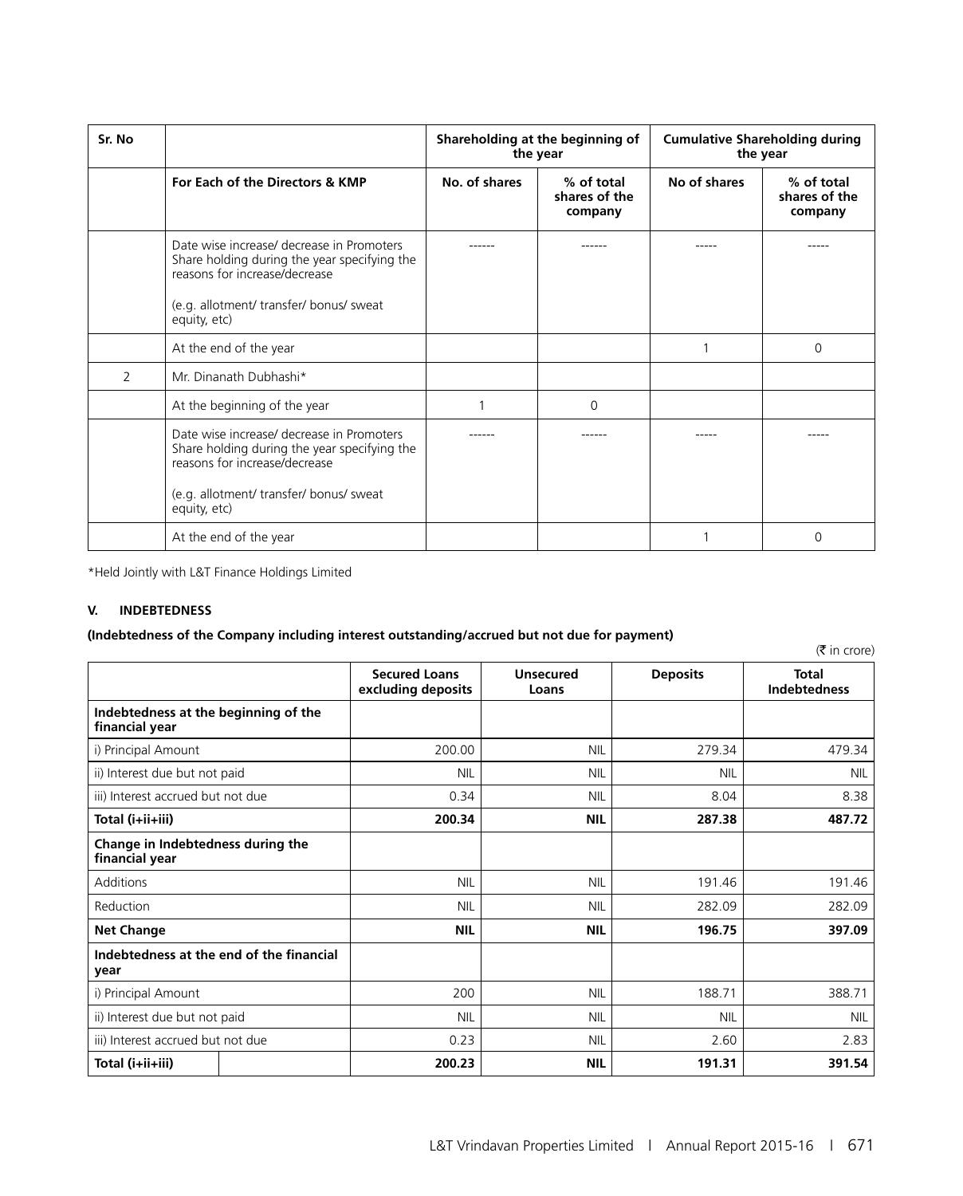| Sr. No | | Shareholding at the beginning of the year | | Cumulative Shareholding during the year | |
|---|---|---|---|---|---|
| | For Each of the Directors & KMP | No. of shares | % of total shares of the company | No of shares | % of total shares of the company |
| | Date wise increase/ decrease in Promoters Share holding during the year specifying the reasons for increase/decrease<br><br>(e.g. allotment/ transfer/ bonus/ sweat equity, etc) | ------ | ------ | ----- | ----- |
| | At the end of the year | | | 1 | 0 |
| 2 | Mr. Dinanath Dubhashi* | | | | |
| | At the beginning of the year | 1 | 0 | | |
| | Date wise increase/ decrease in Promoters Share holding during the year specifying the reasons for increase/decrease<br><br>(e.g. allotment/ transfer/ bonus/ sweat equity, etc) | ------ | ------ | ----- | ----- |
| | At the end of the year | | | 1 | 0 |

*Held Jointly with L&T Finance Holdings Limited

## V. INDEBTEDNESS

**(Indebtedness of the Company including interest outstanding/accrued but not due for payment)**

(₹ in crore)

| | Secured Loans excluding deposits | Unsecured Loans | Deposits | Total Indebtedness |
|---|---|---|---|---|
| **Indebtedness at the beginning of the financial year** | | | | |
| i) Principal Amount | 200.00 | NIL | 279.34 | 479.34 |
| ii) Interest due but not paid | NIL | NIL | NIL | NIL |
| iii) Interest accrued but not due | 0.34 | NIL | 8.04 | 8.38 |
| **Total (i+ii+iii)** | **200.34** | **NIL** | **287.38** | **487.72** |
| **Change in Indebtedness during the financial year** | | | | |
| Additions | NIL | NIL | 191.46 | 191.46 |
| Reduction | NIL | NIL | 282.09 | 282.09 |
| **Net Change** | **NIL** | **NIL** | **196.75** | **397.09** |
| **Indebtedness at the end of the financial year** | | | | |
| i) Principal Amount | 200 | NIL | 188.71 | 388.71 |
| ii) Interest due but not paid | NIL | NIL | NIL | NIL |
| iii) Interest accrued but not due | 0.23 | NIL | 2.60 | 2.83 |
| **Total (i+ii+iii)** | **200.23** | **NIL** | **191.31** | **391.54** |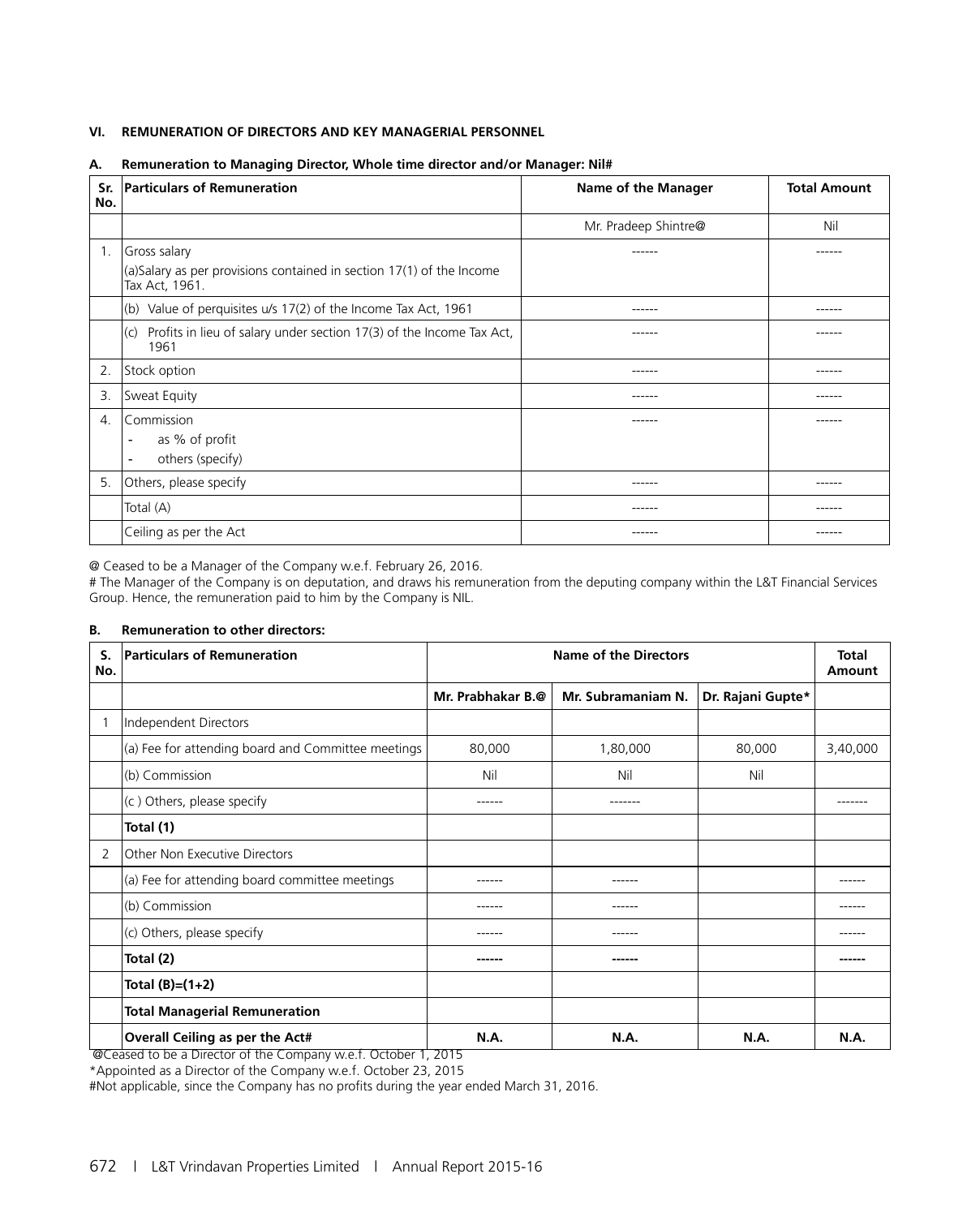### VI. REMUNERATION OF DIRECTORS AND KEY MANAGERIAL PERSONNEL

**A. Remuneration to Managing Director, Whole time director and/or Manager: Nil#**

| Sr. No. | Particulars of Remuneration | Name of the Manager | Total Amount |
|---|---|---|---|
| | | Mr. Pradeep Shintre@ | Nil |
| 1. | Gross salary<br>(a)Salary as per provisions contained in section 17(1) of the Income Tax Act, 1961. | ------ | ------ |
| | (b) Value of perquisites u/s 17(2) of the Income Tax Act, 1961 | ------ | ------ |
| | (c) Profits in lieu of salary under section 17(3) of the Income Tax Act, 1961 | ------ | ------ |
| 2. | Stock option | ------ | ------ |
| 3. | Sweat Equity | ------ | ------ |
| 4. | Commission<br>- as % of profit<br>- others (specify) | ------ | ------ |
| 5. | Others, please specify | ------ | ------ |
| | Total (A) | ------ | ------ |
| | Ceiling as per the Act | ------ | ------ |

@ Ceased to be a Manager of the Company w.e.f. February 26, 2016.

# The Manager of the Company is on deputation, and draws his remuneration from the deputing company within the L&T Financial Services Group. Hence, the remuneration paid to him by the Company is NIL.

**B. Remuneration to other directors:**

| S. No. | Particulars of Remuneration | Name of the Directors | | | Total Amount |
|---|---|---|---|---|---|
| | | Mr. Prabhakar B.@ | Mr. Subramaniam N. | Dr. Rajani Gupte* | |
| 1 | Independent Directors | | | | |
| | (a) Fee for attending board and Committee meetings | 80,000 | 1,80,000 | 80,000 | 3,40,000 |
| | (b) Commission | Nil | Nil | Nil | |
| | (c ) Others, please specify | ------ | ------- | | ------- |
| | **Total (1)** | | | | |
| 2 | Other Non Executive Directors | | | | |
| | (a) Fee for attending board committee meetings | ------ | ------ | | ------ |
| | (b) Commission | ------ | ------ | | ------ |
| | (c) Others, please specify | ------ | ------ | | ------ |
| | **Total (2)** | **------** | **------** | | **------** |
| | **Total (B)=(1+2)** | | | | |
| | **Total Managerial Remuneration** | | | | |
| | **Overall Ceiling as per the Act#** | **N.A.** | **N.A.** | **N.A.** | **N.A.** |

@Ceased to be a Director of the Company w.e.f. October 1, 2015

*Appointed as a Director of the Company w.e.f. October 23, 2015

#Not applicable, since the Company has no profits during the year ended March 31, 2016.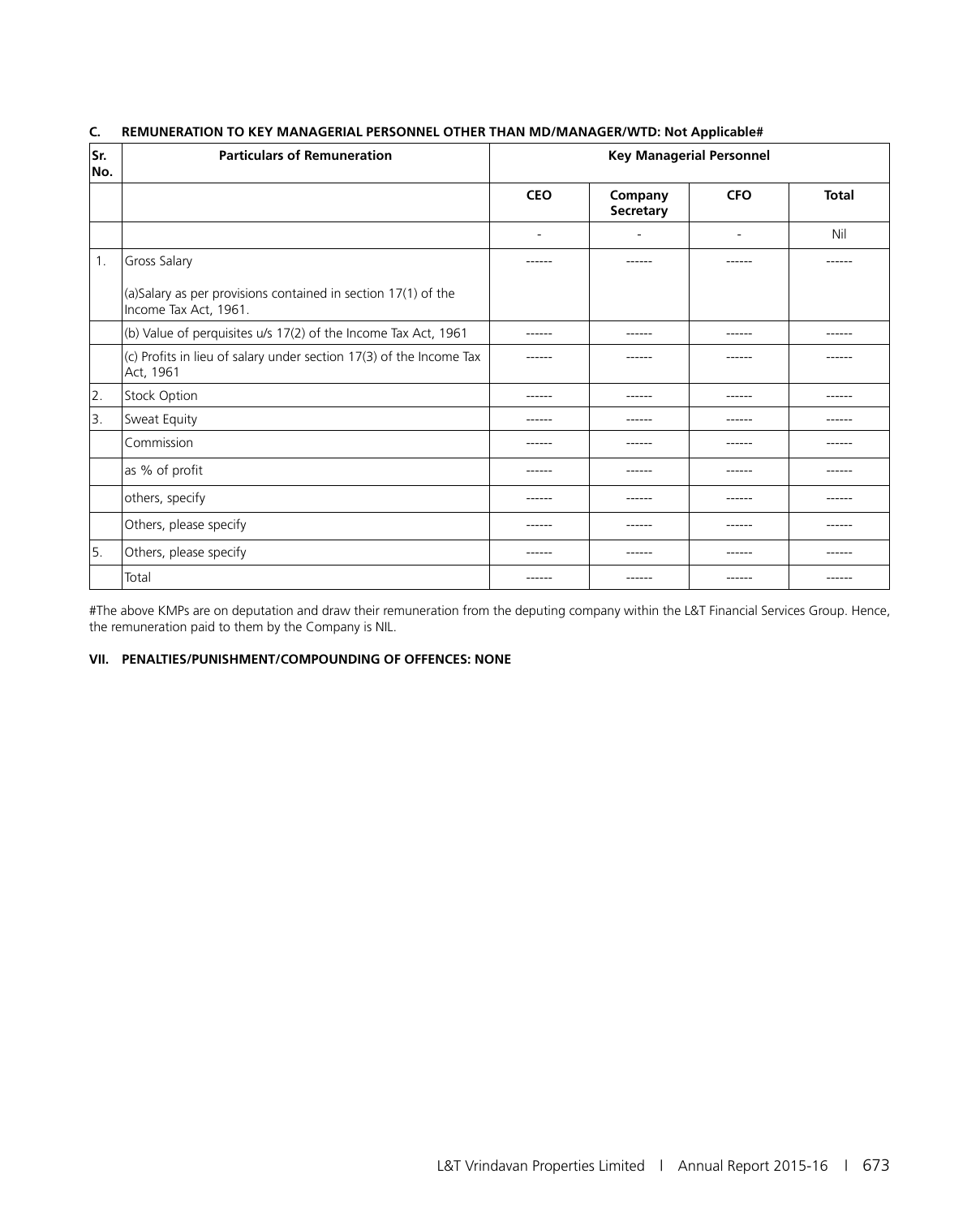### C. REMUNERATION TO KEY MANAGERIAL PERSONNEL OTHER THAN MD/MANAGER/WTD: Not Applicable#

| Sr. No. | Particulars of Remuneration | Key Managerial Personnel | | | |
|---|---|---|---|---|---|
| | | CEO | Company Secretary | CFO | Total |
| | | - | - | - | Nil |
| 1. | Gross Salary<br><br>(a)Salary as per provisions contained in section 17(1) of the Income Tax Act, 1961. | ------ | ------ | ------ | ------ |
| | (b) Value of perquisites u/s 17(2) of the Income Tax Act, 1961 | ------ | ------ | ------ | ------ |
| | (c) Profits in lieu of salary under section 17(3) of the Income Tax Act, 1961 | ------ | ------ | ------ | ------ |
| 2. | Stock Option | ------ | ------ | ------ | ------ |
| 3. | Sweat Equity | ------ | ------ | ------ | ------ |
| | Commission | ------ | ------ | ------ | ------ |
| | as % of profit | ------ | ------ | ------ | ------ |
| | others, specify | ------ | ------ | ------ | ------ |
| | Others, please specify | ------ | ------ | ------ | ------ |
| 5. | Others, please specify | ------ | ------ | ------ | ------ |
| | Total | ------ | ------ | ------ | ------ |

#The above KMPs are on deputation and draw their remuneration from the deputing company within the L&T Financial Services Group. Hence, the remuneration paid to them by the Company is NIL.

### VII. PENALTIES/PUNISHMENT/COMPOUNDING OF OFFENCES: NONE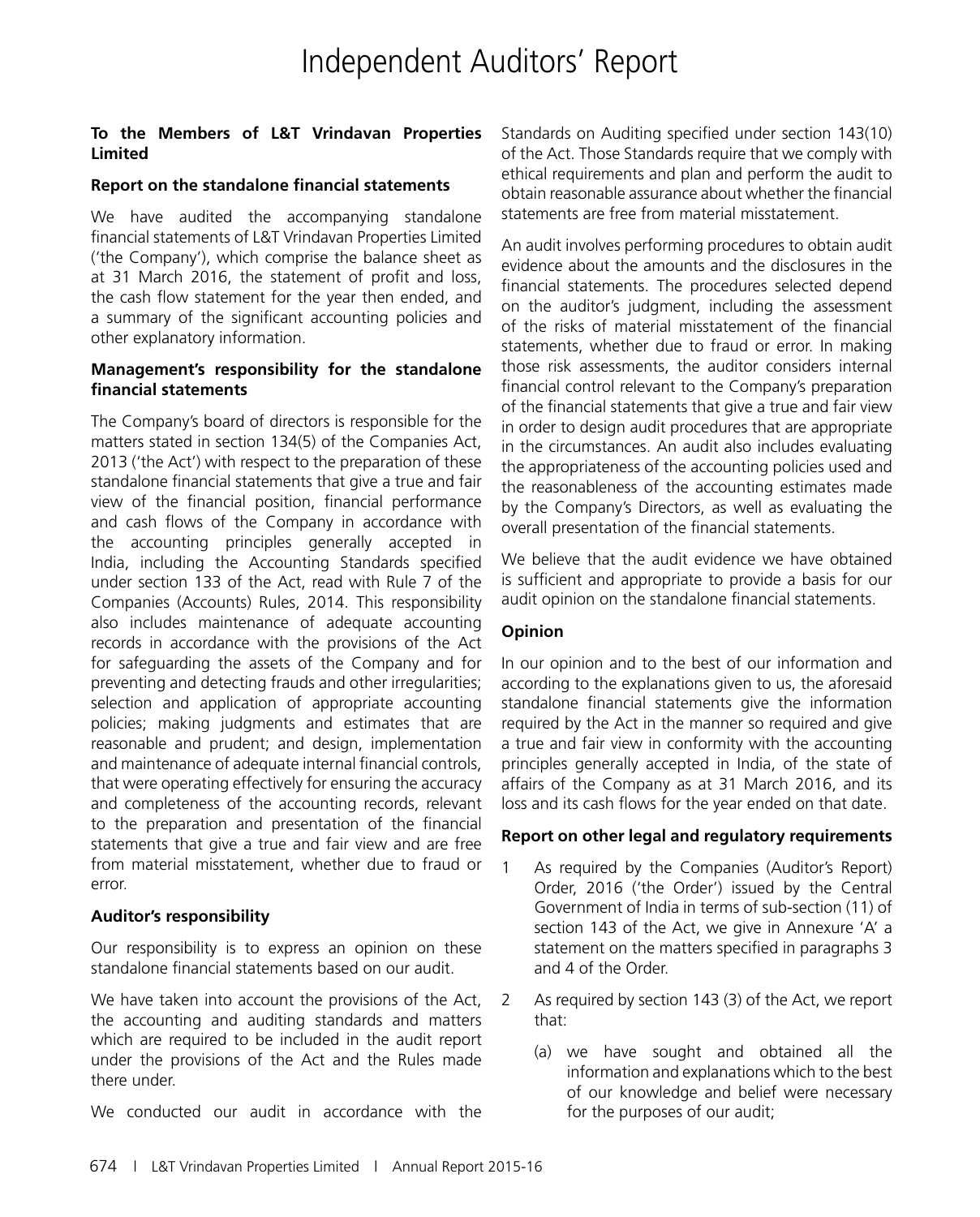# Independent Auditors' Report

**To the Members of L&T Vrindavan Properties Limited**

**Report on the standalone financial statements**

We have audited the accompanying standalone financial statements of L&T Vrindavan Properties Limited ('the Company'), which comprise the balance sheet as at 31 March 2016, the statement of profit and loss, the cash flow statement for the year then ended, and a summary of the significant accounting policies and other explanatory information.

**Management's responsibility for the standalone financial statements**

The Company's board of directors is responsible for the matters stated in section 134(5) of the Companies Act, 2013 ('the Act') with respect to the preparation of these standalone financial statements that give a true and fair view of the financial position, financial performance and cash flows of the Company in accordance with the accounting principles generally accepted in India, including the Accounting Standards specified under section 133 of the Act, read with Rule 7 of the Companies (Accounts) Rules, 2014. This responsibility also includes maintenance of adequate accounting records in accordance with the provisions of the Act for safeguarding the assets of the Company and for preventing and detecting frauds and other irregularities; selection and application of appropriate accounting policies; making judgments and estimates that are reasonable and prudent; and design, implementation and maintenance of adequate internal financial controls, that were operating effectively for ensuring the accuracy and completeness of the accounting records, relevant to the preparation and presentation of the financial statements that give a true and fair view and are free from material misstatement, whether due to fraud or error.

**Auditor's responsibility**

Our responsibility is to express an opinion on these standalone financial statements based on our audit.

We have taken into account the provisions of the Act, the accounting and auditing standards and matters which are required to be included in the audit report under the provisions of the Act and the Rules made there under.

We conducted our audit in accordance with the Standards on Auditing specified under section 143(10) of the Act. Those Standards require that we comply with ethical requirements and plan and perform the audit to obtain reasonable assurance about whether the financial statements are free from material misstatement.

An audit involves performing procedures to obtain audit evidence about the amounts and the disclosures in the financial statements. The procedures selected depend on the auditor's judgment, including the assessment of the risks of material misstatement of the financial statements, whether due to fraud or error. In making those risk assessments, the auditor considers internal financial control relevant to the Company's preparation of the financial statements that give a true and fair view in order to design audit procedures that are appropriate in the circumstances. An audit also includes evaluating the appropriateness of the accounting policies used and the reasonableness of the accounting estimates made by the Company's Directors, as well as evaluating the overall presentation of the financial statements.

We believe that the audit evidence we have obtained is sufficient and appropriate to provide a basis for our audit opinion on the standalone financial statements.

**Opinion**

In our opinion and to the best of our information and according to the explanations given to us, the aforesaid standalone financial statements give the information required by the Act in the manner so required and give a true and fair view in conformity with the accounting principles generally accepted in India, of the state of affairs of the Company as at 31 March 2016, and its loss and its cash flows for the year ended on that date.

**Report on other legal and regulatory requirements**

1 As required by the Companies (Auditor's Report) Order, 2016 ('the Order') issued by the Central Government of India in terms of sub-section (11) of section 143 of the Act, we give in Annexure 'A' a statement on the matters specified in paragraphs 3 and 4 of the Order.

2 As required by section 143 (3) of the Act, we report that:

   (a) we have sought and obtained all the information and explanations which to the best of our knowledge and belief were necessary for the purposes of our audit;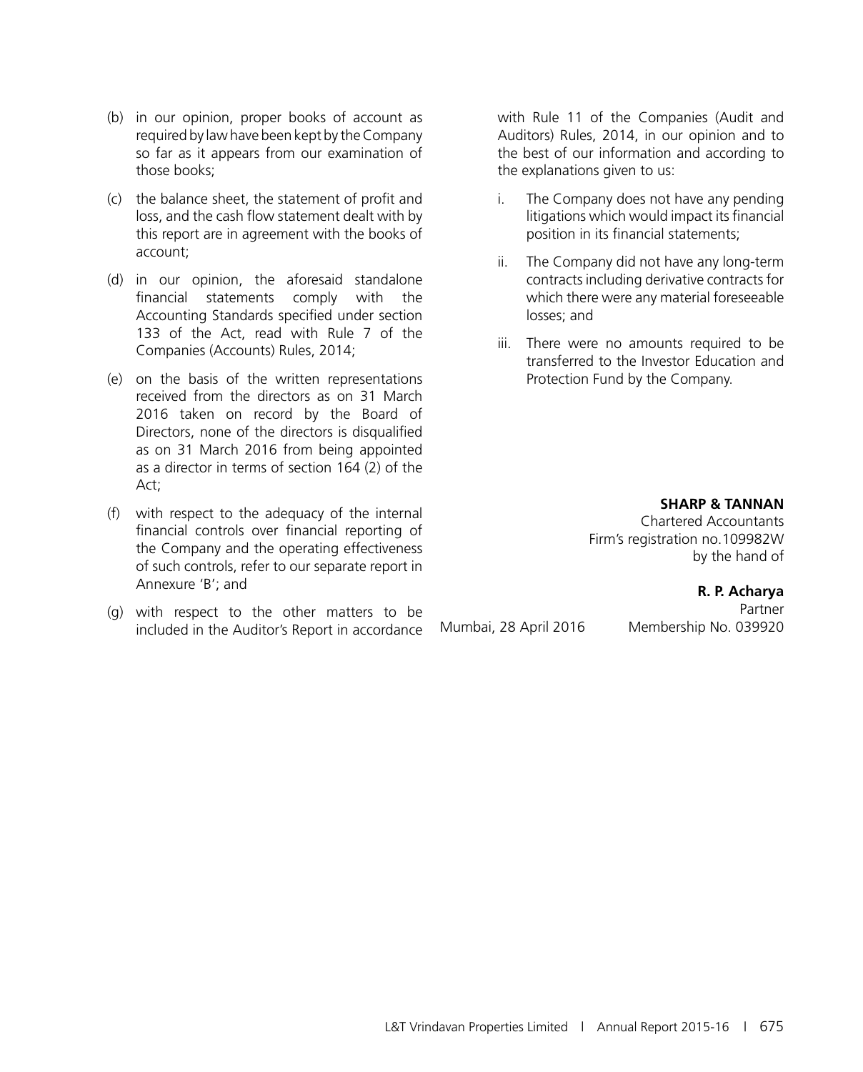(b) in our opinion, proper books of account as required by law have been kept by the Company so far as it appears from our examination of those books;

(c) the balance sheet, the statement of profit and loss, and the cash flow statement dealt with by this report are in agreement with the books of account;

(d) in our opinion, the aforesaid standalone financial statements comply with the Accounting Standards specified under section 133 of the Act, read with Rule 7 of the Companies (Accounts) Rules, 2014;

(e) on the basis of the written representations received from the directors as on 31 March 2016 taken on record by the Board of Directors, none of the directors is disqualified as on 31 March 2016 from being appointed as a director in terms of section 164 (2) of the Act;

(f) with respect to the adequacy of the internal financial controls over financial reporting of the Company and the operating effectiveness of such controls, refer to our separate report in Annexure 'B'; and

(g) with respect to the other matters to be included in the Auditor's Report in accordance with Rule 11 of the Companies (Audit and Auditors) Rules, 2014, in our opinion and to the best of our information and according to the explanations given to us:

   i. The Company does not have any pending litigations which would impact its financial position in its financial statements;

   ii. The Company did not have any long-term contracts including derivative contracts for which there were any material foreseeable losses; and

   iii. There were no amounts required to be transferred to the Investor Education and Protection Fund by the Company.

**SHARP & TANNAN**
Chartered Accountants
Firm's registration no.109982W
by the hand of

**R. P. Acharya**
Partner
Membership No. 039920

Mumbai, 28 April 2016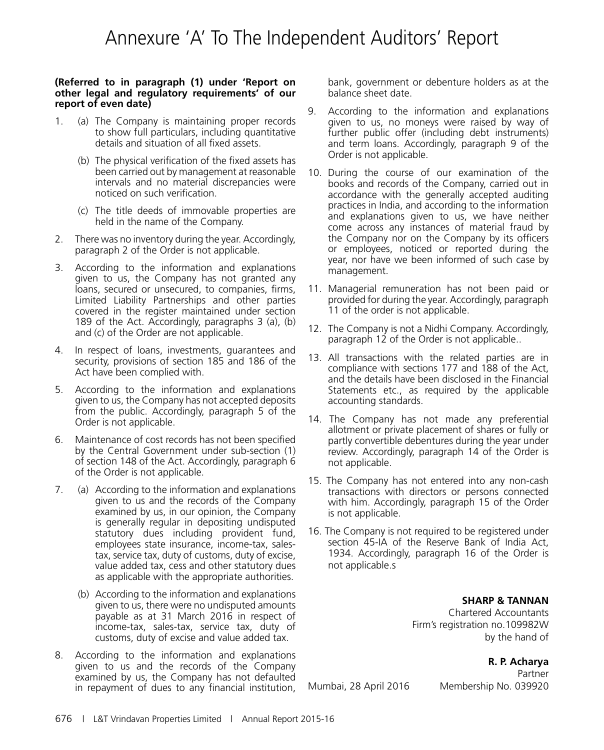# Annexure 'A' To The Independent Auditors' Report

**(Referred to in paragraph (1) under 'Report on other legal and regulatory requirements' of our report of even date)**

1. (a) The Company is maintaining proper records to show full particulars, including quantitative details and situation of all fixed assets.

   (b) The physical verification of the fixed assets has been carried out by management at reasonable intervals and no material discrepancies were noticed on such verification.

   (c) The title deeds of immovable properties are held in the name of the Company.

2. There was no inventory during the year. Accordingly, paragraph 2 of the Order is not applicable.

3. According to the information and explanations given to us, the Company has not granted any loans, secured or unsecured, to companies, firms, Limited Liability Partnerships and other parties covered in the register maintained under section 189 of the Act. Accordingly, paragraphs 3 (a), (b) and (c) of the Order are not applicable.

4. In respect of loans, investments, guarantees and security, provisions of section 185 and 186 of the Act have been complied with.

5. According to the information and explanations given to us, the Company has not accepted deposits from the public. Accordingly, paragraph 5 of the Order is not applicable.

6. Maintenance of cost records has not been specified by the Central Government under sub-section (1) of section 148 of the Act. Accordingly, paragraph 6 of the Order is not applicable.

7. (a) According to the information and explanations given to us and the records of the Company examined by us, in our opinion, the Company is generally regular in depositing undisputed statutory dues including provident fund, employees state insurance, income-tax, sales-tax, service tax, duty of customs, duty of excise, value added tax, cess and other statutory dues as applicable with the appropriate authorities.

   (b) According to the information and explanations given to us, there were no undisputed amounts payable as at 31 March 2016 in respect of income-tax, sales-tax, service tax, duty of customs, duty of excise and value added tax.

8. According to the information and explanations given to us and the records of the Company examined by us, the Company has not defaulted in repayment of dues to any financial institution, bank, government or debenture holders as at the balance sheet date.

9. According to the information and explanations given to us, no moneys were raised by way of further public offer (including debt instruments) and term loans. Accordingly, paragraph 9 of the Order is not applicable.

10. During the course of our examination of the books and records of the Company, carried out in accordance with the generally accepted auditing practices in India, and according to the information and explanations given to us, we have neither come across any instances of material fraud by the Company nor on the Company by its officers or employees, noticed or reported during the year, nor have we been informed of such case by management.

11. Managerial remuneration has not been paid or provided for during the year. Accordingly, paragraph 11 of the order is not applicable.

12. The Company is not a Nidhi Company. Accordingly, paragraph 12 of the Order is not applicable..

13. All transactions with the related parties are in compliance with sections 177 and 188 of the Act, and the details have been disclosed in the Financial Statements etc., as required by the applicable accounting standards.

14. The Company has not made any preferential allotment or private placement of shares or fully or partly convertible debentures during the year under review. Accordingly, paragraph 14 of the Order is not applicable.

15. The Company has not entered into any non-cash transactions with directors or persons connected with him. Accordingly, paragraph 15 of the Order is not applicable.

16. The Company is not required to be registered under section 45-IA of the Reserve Bank of India Act, 1934. Accordingly, paragraph 16 of the Order is not applicable.s

**SHARP & TANNAN**
Chartered Accountants
Firm's registration no.109982W
by the hand of

**R. P. Acharya**
Partner
Membership No. 039920

Mumbai, 28 April 2016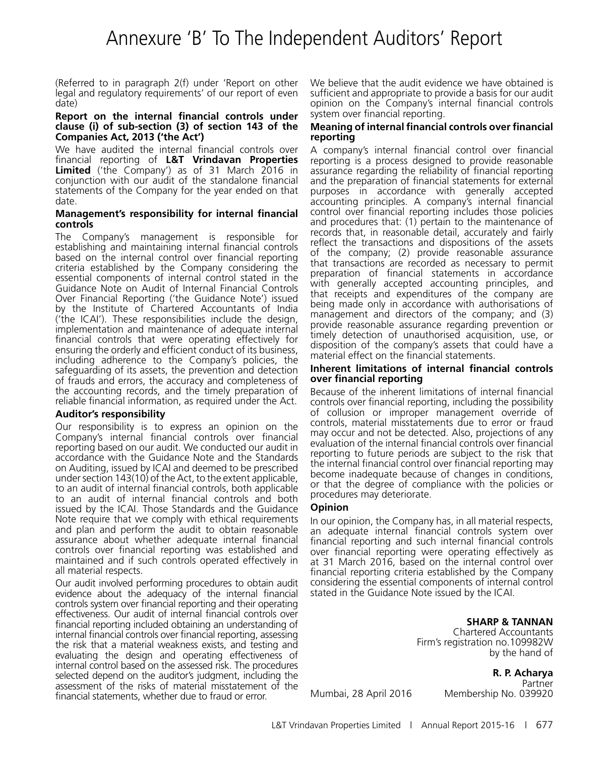# Annexure 'B' To The Independent Auditors' Report

(Referred to in paragraph 2(f) under 'Report on other legal and regulatory requirements' of our report of even date)

**Report on the internal financial controls under clause (i) of sub-section (3) of section 143 of the Companies Act, 2013 ('the Act')**

We have audited the internal financial controls over financial reporting of **L&T Vrindavan Properties Limited** ('the Company') as of 31 March 2016 in conjunction with our audit of the standalone financial statements of the Company for the year ended on that date.

**Management's responsibility for internal financial controls**

The Company's management is responsible for establishing and maintaining internal financial controls based on the internal control over financial reporting criteria established by the Company considering the essential components of internal control stated in the Guidance Note on Audit of Internal Financial Controls Over Financial Reporting ('the Guidance Note') issued by the Institute of Chartered Accountants of India ('the ICAI'). These responsibilities include the design, implementation and maintenance of adequate internal financial controls that were operating effectively for ensuring the orderly and efficient conduct of its business, including adherence to the Company's policies, the safeguarding of its assets, the prevention and detection of frauds and errors, the accuracy and completeness of the accounting records, and the timely preparation of reliable financial information, as required under the Act.

**Auditor's responsibility**

Our responsibility is to express an opinion on the Company's internal financial controls over financial reporting based on our audit. We conducted our audit in accordance with the Guidance Note and the Standards on Auditing, issued by ICAI and deemed to be prescribed under section 143(10) of the Act, to the extent applicable, to an audit of internal financial controls, both applicable to an audit of internal financial controls and both issued by the ICAI. Those Standards and the Guidance Note require that we comply with ethical requirements and plan and perform the audit to obtain reasonable assurance about whether adequate internal financial controls over financial reporting was established and maintained and if such controls operated effectively in all material respects.

Our audit involved performing procedures to obtain audit evidence about the adequacy of the internal financial controls system over financial reporting and their operating effectiveness. Our audit of internal financial controls over financial reporting included obtaining an understanding of internal financial controls over financial reporting, assessing the risk that a material weakness exists, and testing and evaluating the design and operating effectiveness of internal control based on the assessed risk. The procedures selected depend on the auditor's judgment, including the assessment of the risks of material misstatement of the financial statements, whether due to fraud or error.

We believe that the audit evidence we have obtained is sufficient and appropriate to provide a basis for our audit opinion on the Company's internal financial controls system over financial reporting.

**Meaning of internal financial controls over financial reporting**

A company's internal financial control over financial reporting is a process designed to provide reasonable assurance regarding the reliability of financial reporting and the preparation of financial statements for external purposes in accordance with generally accepted accounting principles. A company's internal financial control over financial reporting includes those policies and procedures that: (1) pertain to the maintenance of records that, in reasonable detail, accurately and fairly reflect the transactions and dispositions of the assets of the company; (2) provide reasonable assurance that transactions are recorded as necessary to permit preparation of financial statements in accordance with generally accepted accounting principles, and that receipts and expenditures of the company are being made only in accordance with authorisations of management and directors of the company; and (3) provide reasonable assurance regarding prevention or timely detection of unauthorised acquisition, use, or disposition of the company's assets that could have a material effect on the financial statements.

**Inherent limitations of internal financial controls over financial reporting**

Because of the inherent limitations of internal financial controls over financial reporting, including the possibility of collusion or improper management override of controls, material misstatements due to error or fraud may occur and not be detected. Also, projections of any evaluation of the internal financial controls over financial reporting to future periods are subject to the risk that the internal financial control over financial reporting may become inadequate because of changes in conditions, or that the degree of compliance with the policies or procedures may deteriorate.

**Opinion**

In our opinion, the Company has, in all material respects, an adequate internal financial controls system over financial reporting and such internal financial controls over financial reporting were operating effectively as at 31 March 2016, based on the internal control over financial reporting criteria established by the Company considering the essential components of internal control stated in the Guidance Note issued by the ICAI.

**SHARP & TANNAN**
Chartered Accountants
Firm's registration no.109982W
by the hand of

**R. P. Acharya**
Partner
Membership No. 039920

Mumbai, 28 April 2016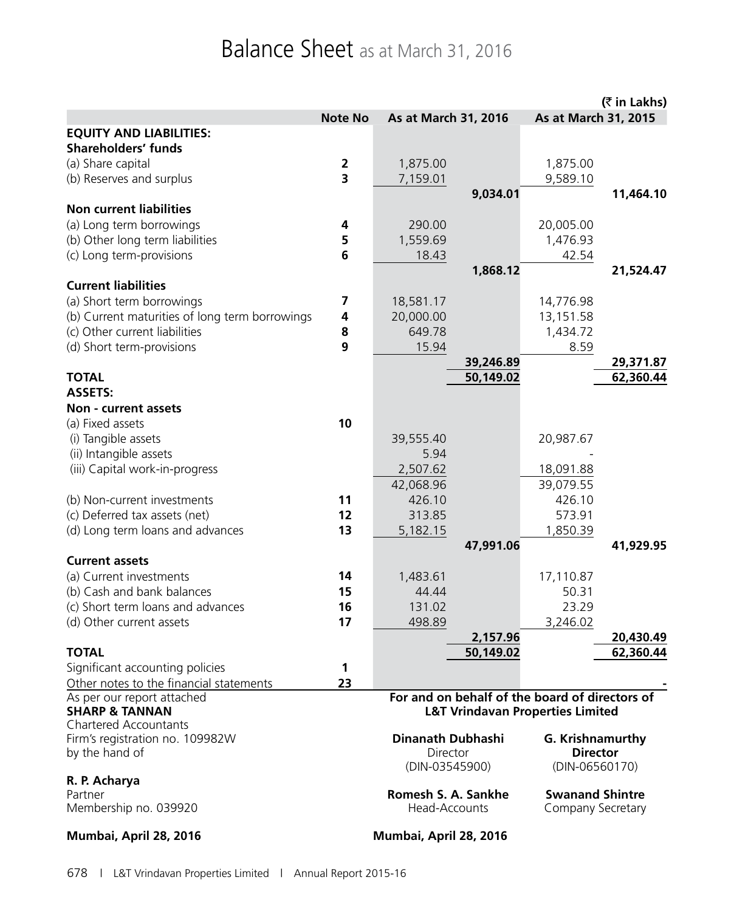# Balance Sheet as at March 31, 2016

(₹ in Lakhs)

| | Note No | As at March 31, 2016 | | As at March 31, 2015 | |
|---|---|---|---|---|---|
| **EQUITY AND LIABILITIES:** | | | | | |
| **Shareholders' funds** | | | | | |
| (a) Share capital | 2 | 1,875.00 | | 1,875.00 | |
| (b) Reserves and surplus | 3 | 7,159.01 | | 9,589.10 | |
| | | | **9,034.01** | | **11,464.10** |
| **Non current liabilities** | | | | | |
| (a) Long term borrowings | 4 | 290.00 | | 20,005.00 | |
| (b) Other long term liabilities | 5 | 1,559.69 | | 1,476.93 | |
| (c) Long term-provisions | 6 | 18.43 | | 42.54 | |
| | | | **1,868.12** | | **21,524.47** |
| **Current liabilities** | | | | | |
| (a) Short term borrowings | 7 | 18,581.17 | | 14,776.98 | |
| (b) Current maturities of long term borrowings | 4 | 20,000.00 | | 13,151.58 | |
| (c) Other current liabilities | 8 | 649.78 | | 1,434.72 | |
| (d) Short term-provisions | 9 | 15.94 | | 8.59 | |
| | | | **39,246.89** | | **29,371.87** |
| **TOTAL** | | | **50,149.02** | | **62,360.44** |
| **ASSETS:** | | | | | |
| **Non - current assets** | | | | | |
| (a) Fixed assets | 10 | | | | |
| (i) Tangible assets | | 39,555.40 | | 20,987.67 | |
| (ii) Intangible assets | | 5.94 | | - | |
| (iii) Capital work-in-progress | | 2,507.62 | | 18,091.88 | |
| | | 42,068.96 | | 39,079.55 | |
| (b) Non-current investments | 11 | 426.10 | | 426.10 | |
| (c) Deferred tax assets (net) | 12 | 313.85 | | 573.91 | |
| (d) Long term loans and advances | 13 | 5,182.15 | | 1,850.39 | |
| | | | **47,991.06** | | **41,929.95** |
| **Current assets** | | | | | |
| (a) Current investments | 14 | 1,483.61 | | 17,110.87 | |
| (b) Cash and bank balances | 15 | 44.44 | | 50.31 | |
| (c) Short term loans and advances | 16 | 131.02 | | 23.29 | |
| (d) Other current assets | 17 | 498.89 | | 3,246.02 | |
| | | | **2,157.96** | | **20,430.49** |
| **TOTAL** | | | **50,149.02** | | **62,360.44** |
| Significant accounting policies | 1 | | | | |
| Other notes to the financial statements | 23 | | | | - |

As per our report attached
**SHARP & TANNAN**
Chartered Accountants
Firm's registration no. 109982W
by the hand of

**R. P. Acharya**
Partner
Membership no. 039920

**Mumbai, April 28, 2016**

**For and on behalf of the board of directors of L&T Vrindavan Properties Limited**

**Dinanath Dubhashi**
Director
(DIN-03545900)

**G. Krishnamurthy**
**Director**
(DIN-06560170)

**Romesh S. A. Sankhe**
Head-Accounts

**Swanand Shintre**
Company Secretary

**Mumbai, April 28, 2016**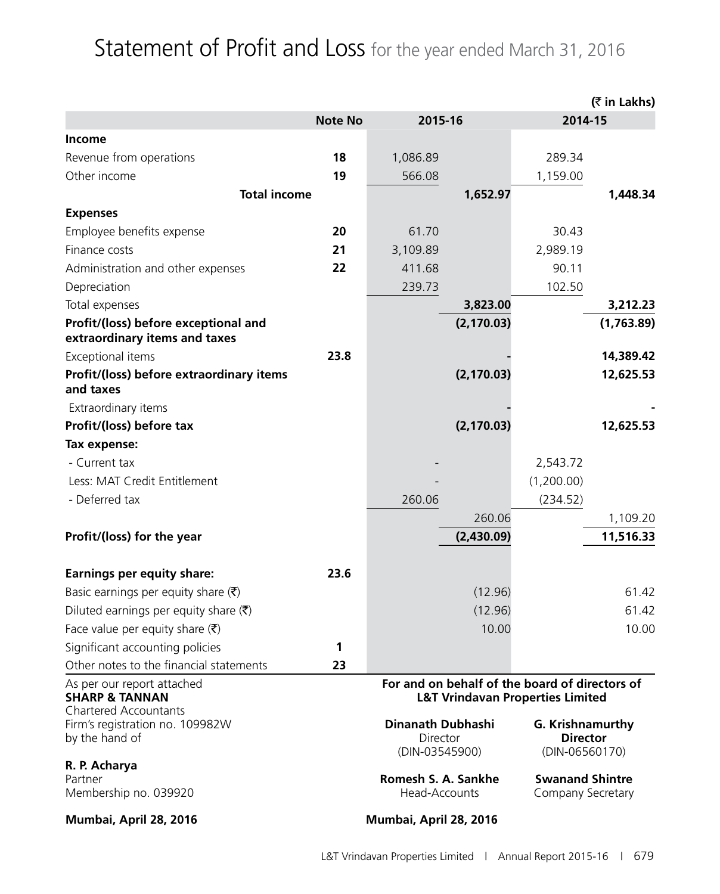# Statement of Profit and Loss for the year ended March 31, 2016

(₹ in Lakhs)

| | Note No | 2015-16 | | 2014-15 | |
|---|---|---|---|---|---|
| **Income** | | | | | |
| Revenue from operations | **18** | 1,086.89 | | 289.34 | |
| Other income | **19** | 566.08 | | 1,159.00 | |
| **Total income** | | | **1,652.97** | | **1,448.34** |
| **Expenses** | | | | | |
| Employee benefits expense | **20** | 61.70 | | 30.43 | |
| Finance costs | **21** | 3,109.89 | | 2,989.19 | |
| Administration and other expenses | **22** | 411.68 | | 90.11 | |
| Depreciation | | 239.73 | | 102.50 | |
| Total expenses | | | **3,823.00** | | **3,212.23** |
| **Profit/(loss) before exceptional and extraordinary items and taxes** | | | **(2,170.03)** | | **(1,763.89)** |
| Exceptional items | **23.8** | | **-** | | **14,389.42** |
| **Profit/(loss) before extraordinary items and taxes** | | | **(2,170.03)** | | **12,625.53** |
| Extraordinary items | | | **-** | | **-** |
| **Profit/(loss) before tax** | | | **(2,170.03)** | | **12,625.53** |
| **Tax expense:** | | | | | |
| - Current tax | | - | | 2,543.72 | |
| Less: MAT Credit Entitlement | | - | | (1,200.00) | |
| - Deferred tax | | 260.06 | | (234.52) | |
| | | | 260.06 | | 1,109.20 |
| **Profit/(loss) for the year** | | | **(2,430.09)** | | **11,516.33** |
| **Earnings per equity share:** | **23.6** | | | | |
| Basic earnings per equity share (₹) | | | (12.96) | | 61.42 |
| Diluted earnings per equity share (₹) | | | (12.96) | | 61.42 |
| Face value per equity share (₹) | | | 10.00 | | 10.00 |
| Significant accounting policies | **1** | | | | |
| Other notes to the financial statements | **23** | | | | |

As per our report attached
**SHARP & TANNAN**
Chartered Accountants
Firm's registration no. 109982W
by the hand of

**R. P. Acharya**
Partner
Membership no. 039920

**Mumbai, April 28, 2016**

**For and on behalf of the board of directors of L&T Vrindavan Properties Limited**

**Dinanath Dubhashi**
Director
(DIN-03545900)

**G. Krishnamurthy**
**Director**
(DIN-06560170)

**Romesh S. A. Sankhe**
Head-Accounts

**Swanand Shintre**
Company Secretary

**Mumbai, April 28, 2016**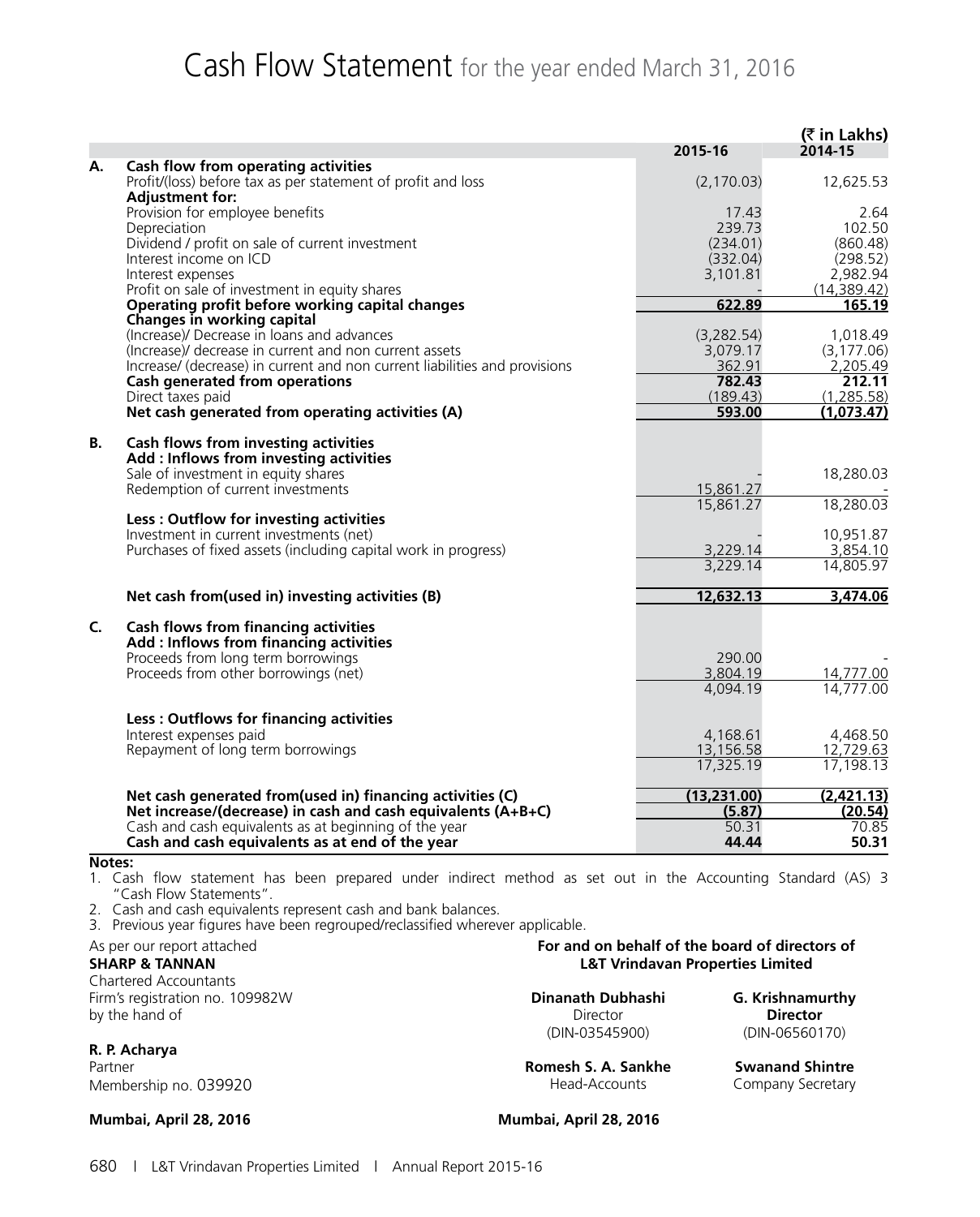# Cash Flow Statement for the year ended March 31, 2016

(₹ in Lakhs)

| | | 2015-16 | 2014-15 |
|---|---|---|---|
| **A.** | **Cash flow from operating activities** | | |
| | Profit/(loss) before tax as per statement of profit and loss | (2,170.03) | 12,625.53 |
| | **Adjustment for:** | | |
| | Provision for employee benefits | 17.43 | 2.64 |
| | Depreciation | 239.73 | 102.50 |
| | Dividend / profit on sale of current investment | (234.01) | (860.48) |
| | Interest income on ICD | (332.04) | (298.52) |
| | Interest expenses | 3,101.81 | 2,982.94 |
| | Profit on sale of investment in equity shares | - | (14,389.42) |
| | **Operating profit before working capital changes** | **622.89** | **165.19** |
| | **Changes in working capital** | | |
| | (Increase)/ Decrease in loans and advances | (3,282.54) | 1,018.49 |
| | (Increase)/ decrease in current and non current assets | 3,079.17 | (3,177.06) |
| | Increase/ (decrease) in current and non current liabilities and provisions | 362.91 | 2,205.49 |
| | **Cash generated from operations** | **782.43** | **212.11** |
| | Direct taxes paid | (189.43) | (1,285.58) |
| | **Net cash generated from operating activities (A)** | **593.00** | **(1,073.47)** |
| **B.** | **Cash flows from investing activities** | | |
| | **Add : Inflows from investing activities** | | |
| | Sale of investment in equity shares | - | 18,280.03 |
| | Redemption of current investments | 15,861.27 | - |
| | | 15,861.27 | 18,280.03 |
| | **Less : Outflow for investing activities** | | |
| | Investment in current investments (net) | - | 10,951.87 |
| | Purchases of fixed assets (including capital work in progress) | 3,229.14 | 3,854.10 |
| | | 3,229.14 | 14,805.97 |
| | **Net cash from(used in) investing activities (B)** | **12,632.13** | **3,474.06** |
| **C.** | **Cash flows from financing activities** | | |
| | **Add : Inflows from financing activities** | | |
| | Proceeds from long term borrowings | 290.00 | - |
| | Proceeds from other borrowings (net) | 3,804.19 | 14,777.00 |
| | | 4,094.19 | 14,777.00 |
| | **Less : Outflows for financing activities** | | |
| | Interest expenses paid | 4,168.61 | 4,468.50 |
| | Repayment of long term borrowings | 13,156.58 | 12,729.63 |
| | | 17,325.19 | 17,198.13 |
| | **Net cash generated from(used in) financing activities (C)** | **(13,231.00)** | **(2,421.13)** |
| | **Net increase/(decrease) in cash and cash equivalents (A+B+C)** | **(5.87)** | **(20.54)** |
| | Cash and cash equivalents as at beginning of the year | 50.31 | 70.85 |
| | **Cash and cash equivalents as at end of the year** | **44.44** | **50.31** |

**Notes:**

1. Cash flow statement has been prepared under indirect method as set out in the Accounting Standard (AS) 3 "Cash Flow Statements".
2. Cash and cash equivalents represent cash and bank balances.
3. Previous year figures have been regrouped/reclassified wherever applicable.

As per our report attached
**SHARP & TANNAN**
Chartered Accountants
Firm's registration no. 109982W
by the hand of

**R. P. Acharya**
Partner
Membership no. 039920

**Mumbai, April 28, 2016**

**For and on behalf of the board of directors of L&T Vrindavan Properties Limited**

**Dinanath Dubhashi**
Director
(DIN-03545900)

**G. Krishnamurthy**
**Director**
(DIN-06560170)

**Romesh S. A. Sankhe**
Head-Accounts

**Swanand Shintre**
Company Secretary

**Mumbai, April 28, 2016**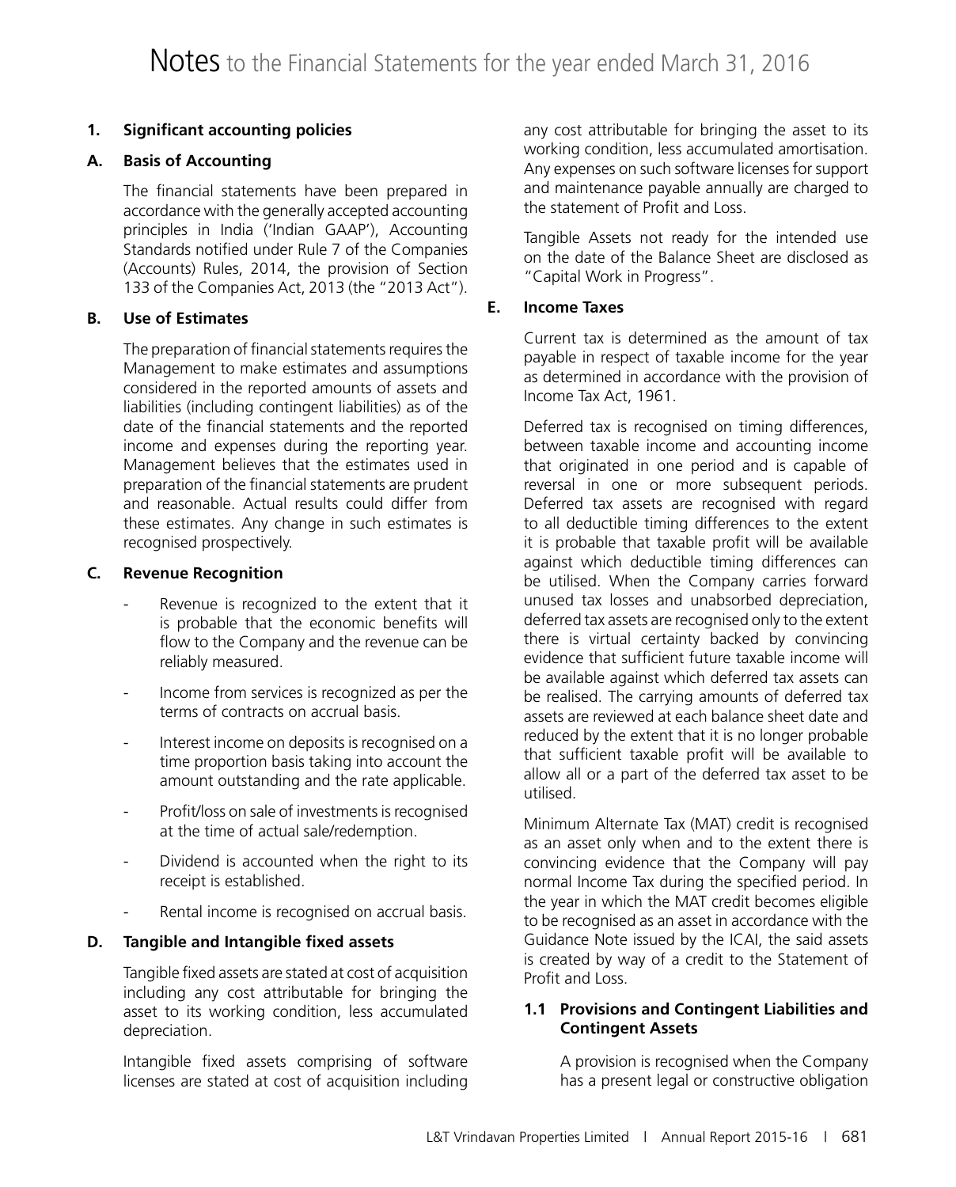# Notes to the Financial Statements for the year ended March 31, 2016

## 1. Significant accounting policies

### A. Basis of Accounting

The financial statements have been prepared in accordance with the generally accepted accounting principles in India ('Indian GAAP'), Accounting Standards notified under Rule 7 of the Companies (Accounts) Rules, 2014, the provision of Section 133 of the Companies Act, 2013 (the "2013 Act").

### B. Use of Estimates

The preparation of financial statements requires the Management to make estimates and assumptions considered in the reported amounts of assets and liabilities (including contingent liabilities) as of the date of the financial statements and the reported income and expenses during the reporting year. Management believes that the estimates used in preparation of the financial statements are prudent and reasonable. Actual results could differ from these estimates. Any change in such estimates is recognised prospectively.

### C. Revenue Recognition

- Revenue is recognized to the extent that it is probable that the economic benefits will flow to the Company and the revenue can be reliably measured.
- Income from services is recognized as per the terms of contracts on accrual basis.
- Interest income on deposits is recognised on a time proportion basis taking into account the amount outstanding and the rate applicable.
- Profit/loss on sale of investments is recognised at the time of actual sale/redemption.
- Dividend is accounted when the right to its receipt is established.
- Rental income is recognised on accrual basis.

### D. Tangible and Intangible fixed assets

Tangible fixed assets are stated at cost of acquisition including any cost attributable for bringing the asset to its working condition, less accumulated depreciation.

Intangible fixed assets comprising of software licenses are stated at cost of acquisition including any cost attributable for bringing the asset to its working condition, less accumulated amortisation. Any expenses on such software licenses for support and maintenance payable annually are charged to the statement of Profit and Loss.

Tangible Assets not ready for the intended use on the date of the Balance Sheet are disclosed as "Capital Work in Progress".

### E. Income Taxes

Current tax is determined as the amount of tax payable in respect of taxable income for the year as determined in accordance with the provision of Income Tax Act, 1961.

Deferred tax is recognised on timing differences, between taxable income and accounting income that originated in one period and is capable of reversal in one or more subsequent periods. Deferred tax assets are recognised with regard to all deductible timing differences to the extent it is probable that taxable profit will be available against which deductible timing differences can be utilised. When the Company carries forward unused tax losses and unabsorbed depreciation, deferred tax assets are recognised only to the extent there is virtual certainty backed by convincing evidence that sufficient future taxable income will be available against which deferred tax assets can be realised. The carrying amounts of deferred tax assets are reviewed at each balance sheet date and reduced by the extent that it is no longer probable that sufficient taxable profit will be available to allow all or a part of the deferred tax asset to be utilised.

Minimum Alternate Tax (MAT) credit is recognised as an asset only when and to the extent there is convincing evidence that the Company will pay normal Income Tax during the specified period. In the year in which the MAT credit becomes eligible to be recognised as an asset in accordance with the Guidance Note issued by the ICAI, the said assets is created by way of a credit to the Statement of Profit and Loss.

### 1.1 Provisions and Contingent Liabilities and Contingent Assets

A provision is recognised when the Company has a present legal or constructive obligation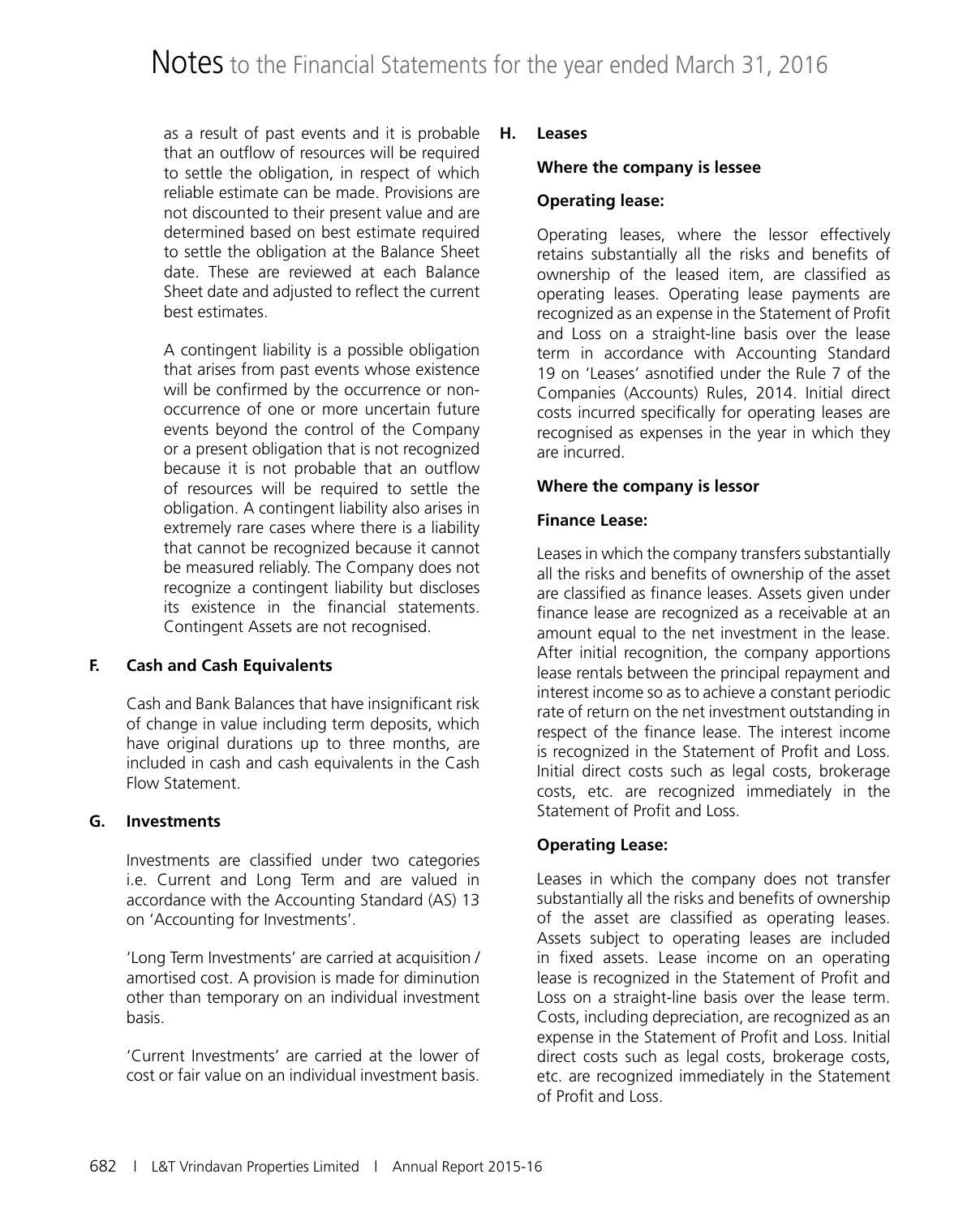as a result of past events and it is probable that an outflow of resources will be required to settle the obligation, in respect of which reliable estimate can be made. Provisions are not discounted to their present value and are determined based on best estimate required to settle the obligation at the Balance Sheet date. These are reviewed at each Balance Sheet date and adjusted to reflect the current best estimates.

A contingent liability is a possible obligation that arises from past events whose existence will be confirmed by the occurrence or non-occurrence of one or more uncertain future events beyond the control of the Company or a present obligation that is not recognized because it is not probable that an outflow of resources will be required to settle the obligation. A contingent liability also arises in extremely rare cases where there is a liability that cannot be recognized because it cannot be measured reliably. The Company does not recognize a contingent liability but discloses its existence in the financial statements. Contingent Assets are not recognised.

**F. Cash and Cash Equivalents**

Cash and Bank Balances that have insignificant risk of change in value including term deposits, which have original durations up to three months, are included in cash and cash equivalents in the Cash Flow Statement.

**G. Investments**

Investments are classified under two categories i.e. Current and Long Term and are valued in accordance with the Accounting Standard (AS) 13 on 'Accounting for Investments'.

'Long Term Investments' are carried at acquisition / amortised cost. A provision is made for diminution other than temporary on an individual investment basis.

'Current Investments' are carried at the lower of cost or fair value on an individual investment basis.

**H. Leases**

**Where the company is lessee**

**Operating lease:**

Operating leases, where the lessor effectively retains substantially all the risks and benefits of ownership of the leased item, are classified as operating leases. Operating lease payments are recognized as an expense in the Statement of Profit and Loss on a straight-line basis over the lease term in accordance with Accounting Standard 19 on 'Leases' asnotified under the Rule 7 of the Companies (Accounts) Rules, 2014. Initial direct costs incurred specifically for operating leases are recognised as expenses in the year in which they are incurred.

**Where the company is lessor**

**Finance Lease:**

Leases in which the company transfers substantially all the risks and benefits of ownership of the asset are classified as finance leases. Assets given under finance lease are recognized as a receivable at an amount equal to the net investment in the lease. After initial recognition, the company apportions lease rentals between the principal repayment and interest income so as to achieve a constant periodic rate of return on the net investment outstanding in respect of the finance lease. The interest income is recognized in the Statement of Profit and Loss. Initial direct costs such as legal costs, brokerage costs, etc. are recognized immediately in the Statement of Profit and Loss.

**Operating Lease:**

Leases in which the company does not transfer substantially all the risks and benefits of ownership of the asset are classified as operating leases. Assets subject to operating leases are included in fixed assets. Lease income on an operating lease is recognized in the Statement of Profit and Loss on a straight-line basis over the lease term. Costs, including depreciation, are recognized as an expense in the Statement of Profit and Loss. Initial direct costs such as legal costs, brokerage costs, etc. are recognized immediately in the Statement of Profit and Loss.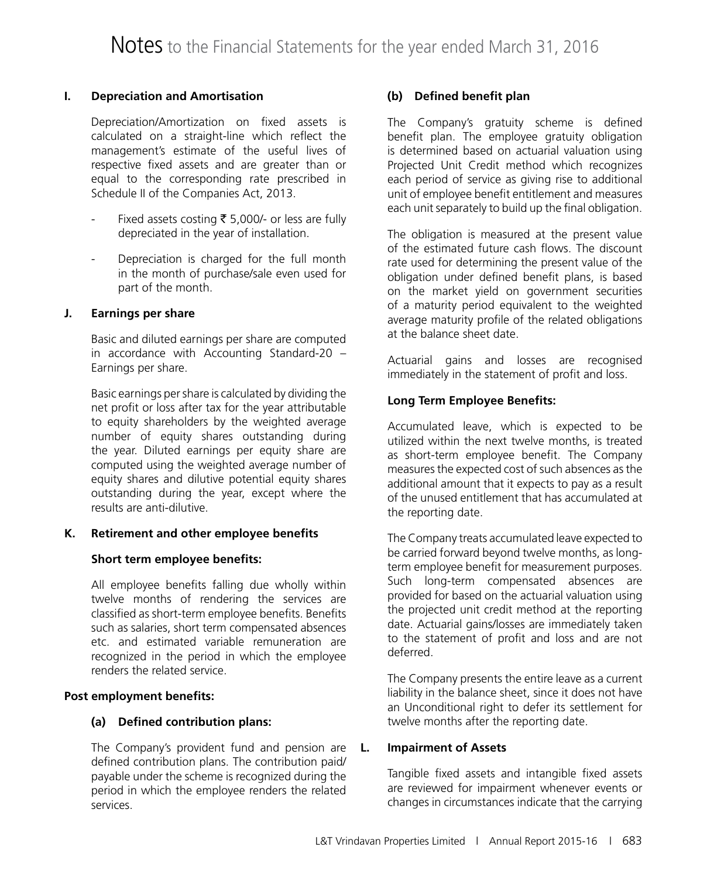# Notes to the Financial Statements for the year ended March 31, 2016

## I. Depreciation and Amortisation

Depreciation/Amortization on fixed assets is calculated on a straight-line which reflect the management's estimate of the useful lives of respective fixed assets and are greater than or equal to the corresponding rate prescribed in Schedule II of the Companies Act, 2013.

- Fixed assets costing ₹ 5,000/- or less are fully depreciated in the year of installation.
- Depreciation is charged for the full month in the month of purchase/sale even used for part of the month.

## J. Earnings per share

Basic and diluted earnings per share are computed in accordance with Accounting Standard-20 – Earnings per share.

Basic earnings per share is calculated by dividing the net profit or loss after tax for the year attributable to equity shareholders by the weighted average number of equity shares outstanding during the year. Diluted earnings per equity share are computed using the weighted average number of equity shares and dilutive potential equity shares outstanding during the year, except where the results are anti-dilutive.

## K. Retirement and other employee benefits

**Short term employee benefits:**

All employee benefits falling due wholly within twelve months of rendering the services are classified as short-term employee benefits. Benefits such as salaries, short term compensated absences etc. and estimated variable remuneration are recognized in the period in which the employee renders the related service.

**Post employment benefits:**

**(a) Defined contribution plans:**

The Company's provident fund and pension are defined contribution plans. The contribution paid/ payable under the scheme is recognized during the period in which the employee renders the related services.

**(b) Defined benefit plan**

The Company's gratuity scheme is defined benefit plan. The employee gratuity obligation is determined based on actuarial valuation using Projected Unit Credit method which recognizes each period of service as giving rise to additional unit of employee benefit entitlement and measures each unit separately to build up the final obligation.

The obligation is measured at the present value of the estimated future cash flows. The discount rate used for determining the present value of the obligation under defined benefit plans, is based on the market yield on government securities of a maturity period equivalent to the weighted average maturity profile of the related obligations at the balance sheet date.

Actuarial gains and losses are recognised immediately in the statement of profit and loss.

**Long Term Employee Benefits:**

Accumulated leave, which is expected to be utilized within the next twelve months, is treated as short-term employee benefit. The Company measures the expected cost of such absences as the additional amount that it expects to pay as a result of the unused entitlement that has accumulated at the reporting date.

The Company treats accumulated leave expected to be carried forward beyond twelve months, as long-term employee benefit for measurement purposes. Such long-term compensated absences are provided for based on the actuarial valuation using the projected unit credit method at the reporting date. Actuarial gains/losses are immediately taken to the statement of profit and loss and are not deferred.

The Company presents the entire leave as a current liability in the balance sheet, since it does not have an Unconditional right to defer its settlement for twelve months after the reporting date.

## L. Impairment of Assets

Tangible fixed assets and intangible fixed assets are reviewed for impairment whenever events or changes in circumstances indicate that the carrying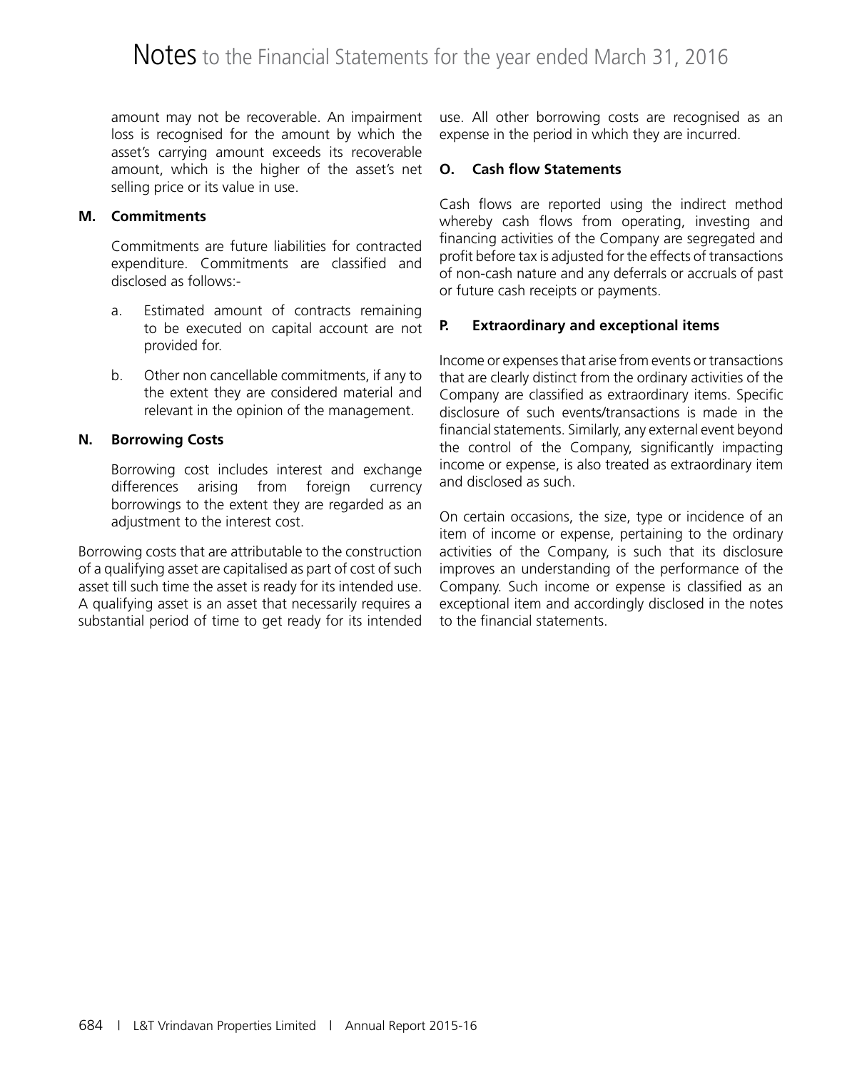amount may not be recoverable. An impairment loss is recognised for the amount by which the asset's carrying amount exceeds its recoverable amount, which is the higher of the asset's net selling price or its value in use.

**M. Commitments**

Commitments are future liabilities for contracted expenditure. Commitments are classified and disclosed as follows:-

a. Estimated amount of contracts remaining to be executed on capital account are not provided for.

b. Other non cancellable commitments, if any to the extent they are considered material and relevant in the opinion of the management.

**N. Borrowing Costs**

Borrowing cost includes interest and exchange differences arising from foreign currency borrowings to the extent they are regarded as an adjustment to the interest cost.

Borrowing costs that are attributable to the construction of a qualifying asset are capitalised as part of cost of such asset till such time the asset is ready for its intended use. A qualifying asset is an asset that necessarily requires a substantial period of time to get ready for its intended use. All other borrowing costs are recognised as an expense in the period in which they are incurred.

**O. Cash flow Statements**

Cash flows are reported using the indirect method whereby cash flows from operating, investing and financing activities of the Company are segregated and profit before tax is adjusted for the effects of transactions of non-cash nature and any deferrals or accruals of past or future cash receipts or payments.

**P. Extraordinary and exceptional items**

Income or expenses that arise from events or transactions that are clearly distinct from the ordinary activities of the Company are classified as extraordinary items. Specific disclosure of such events/transactions is made in the financial statements. Similarly, any external event beyond the control of the Company, significantly impacting income or expense, is also treated as extraordinary item and disclosed as such.

On certain occasions, the size, type or incidence of an item of income or expense, pertaining to the ordinary activities of the Company, is such that its disclosure improves an understanding of the performance of the Company. Such income or expense is classified as an exceptional item and accordingly disclosed in the notes to the financial statements.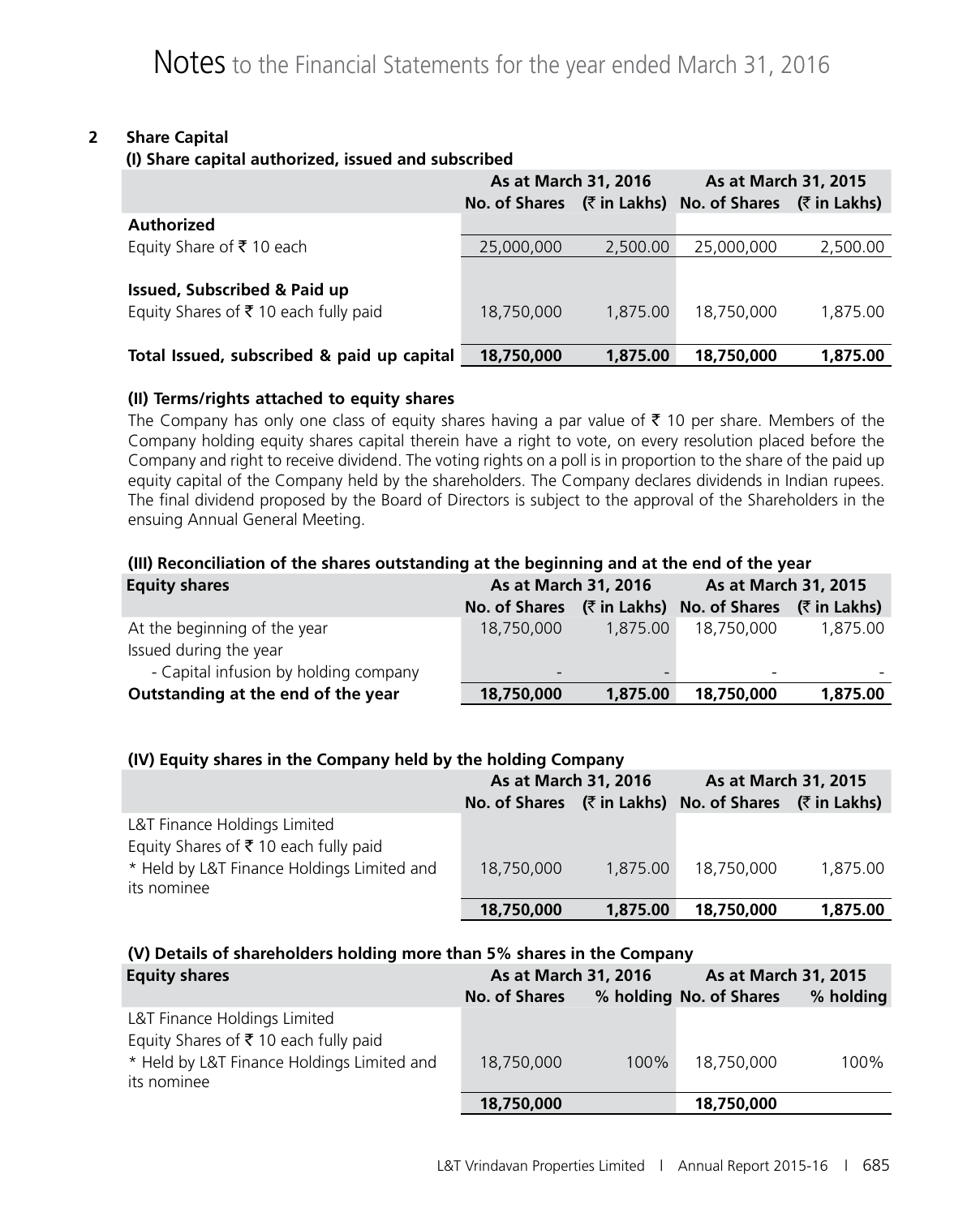# Notes to the Financial Statements for the year ended March 31, 2016

## 2 Share Capital

### (I) Share capital authorized, issued and subscribed

| | As at March 31, 2016 | | As at March 31, 2015 | |
|---|---|---|---|---|
| | No. of Shares | (₹ in Lakhs) | No. of Shares | (₹ in Lakhs) |
| **Authorized** | | | | |
| Equity Share of ₹ 10 each | 25,000,000 | 2,500.00 | 25,000,000 | 2,500.00 |
| **Issued, Subscribed & Paid up** | | | | |
| Equity Shares of ₹ 10 each fully paid | 18,750,000 | 1,875.00 | 18,750,000 | 1,875.00 |
| **Total Issued, subscribed & paid up capital** | **18,750,000** | **1,875.00** | **18,750,000** | **1,875.00** |

### (II) Terms/rights attached to equity shares

The Company has only one class of equity shares having a par value of ₹ 10 per share. Members of the Company holding equity shares capital therein have a right to vote, on every resolution placed before the Company and right to receive dividend. The voting rights on a poll is in proportion to the share of the paid up equity capital of the Company held by the shareholders. The Company declares dividends in Indian rupees. The final dividend proposed by the Board of Directors is subject to the approval of the Shareholders in the ensuing Annual General Meeting.

### (III) Reconciliation of the shares outstanding at the beginning and at the end of the year

| Equity shares | As at March 31, 2016 | | As at March 31, 2015 | |
|---|---|---|---|---|
| | No. of Shares | (₹ in Lakhs) | No. of Shares | (₹ in Lakhs) |
| At the beginning of the year | 18,750,000 | 1,875.00 | 18,750,000 | 1,875.00 |
| Issued during the year | | | | |
| - Capital infusion by holding company | - | - | - | - |
| **Outstanding at the end of the year** | **18,750,000** | **1,875.00** | **18,750,000** | **1,875.00** |

### (IV) Equity shares in the Company held by the holding Company

| | As at March 31, 2016 | | As at March 31, 2015 | |
|---|---|---|---|---|
| | No. of Shares | (₹ in Lakhs) | No. of Shares | (₹ in Lakhs) |
| L&T Finance Holdings Limited<br>Equity Shares of ₹ 10 each fully paid<br>* Held by L&T Finance Holdings Limited and its nominee | 18,750,000 | 1,875.00 | 18,750,000 | 1,875.00 |
| | **18,750,000** | **1,875.00** | **18,750,000** | **1,875.00** |

### (V) Details of shareholders holding more than 5% shares in the Company

| Equity shares | As at March 31, 2016 | | As at March 31, 2015 | |
|---|---|---|---|---|
| | No. of Shares | % holding | No. of Shares | % holding |
| L&T Finance Holdings Limited<br>Equity Shares of ₹ 10 each fully paid<br>* Held by L&T Finance Holdings Limited and its nominee | 18,750,000 | 100% | 18,750,000 | 100% |
| | **18,750,000** | | **18,750,000** | |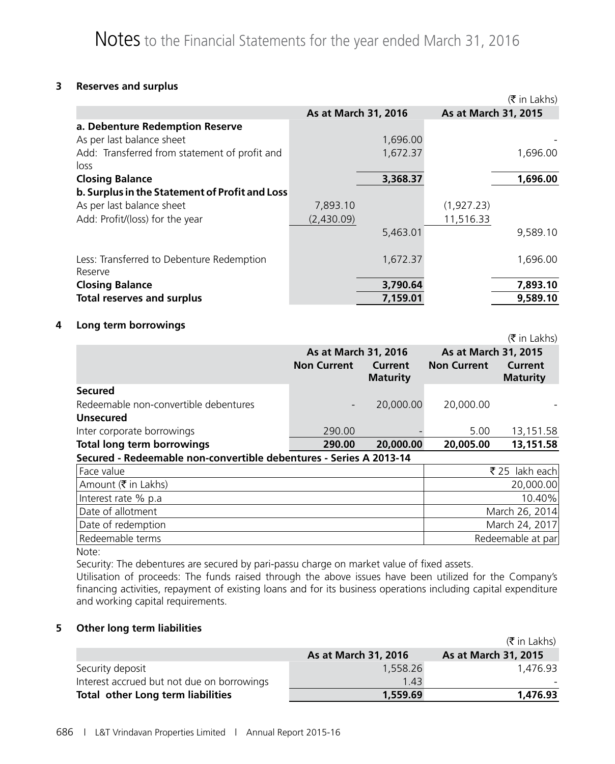# Notes to the Financial Statements for the year ended March 31, 2016

## 3 Reserves and surplus

(₹ in Lakhs)

| | As at March 31, 2016 | | As at March 31, 2015 | |
|---|---|---|---|---|
| **a. Debenture Redemption Reserve** | | | | |
| As per last balance sheet | | 1,696.00 | | - |
| Add: Transferred from statement of profit and loss | | 1,672.37 | | 1,696.00 |
| **Closing Balance** | | **3,368.37** | | **1,696.00** |
| **b. Surplus in the Statement of Profit and Loss** | | | | |
| As per last balance sheet | 7,893.10 | | (1,927.23) | |
| Add: Profit/(loss) for the year | (2,430.09) | | 11,516.33 | |
| | | 5,463.01 | | 9,589.10 |
| Less: Transferred to Debenture Redemption Reserve | | 1,672.37 | | 1,696.00 |
| **Closing Balance** | | **3,790.64** | | **7,893.10** |
| **Total reserves and surplus** | | **7,159.01** | | **9,589.10** |

## 4 Long term borrowings

(₹ in Lakhs)

| | As at March 31, 2016 | | As at March 31, 2015 | |
|---|---|---|---|---|
| | Non Current | Current Maturity | Non Current | Current Maturity |
| **Secured** | | | | |
| Redeemable non-convertible debentures | - | 20,000.00 | 20,000.00 | - |
| **Unsecured** | | | | |
| Inter corporate borrowings | 290.00 | - | 5.00 | 13,151.58 |
| **Total long term borrowings** | **290.00** | **20,000.00** | **20,005.00** | **13,151.58** |

**Secured - Redeemable non-convertible debentures - Series A 2013-14**

| | |
|---|---|
| Face value | ₹ 25 lakh each |
| Amount (₹ in Lakhs) | 20,000.00 |
| Interest rate % p.a | 10.40% |
| Date of allotment | March 26, 2014 |
| Date of redemption | March 24, 2017 |
| Redeemable terms | Redeemable at par |

Note:

Security: The debentures are secured by pari-passu charge on market value of fixed assets.

Utilisation of proceeds: The funds raised through the above issues have been utilized for the Company's financing activities, repayment of existing loans and for its business operations including capital expenditure and working capital requirements.

## 5 Other long term liabilities

(₹ in Lakhs)

| | As at March 31, 2016 | As at March 31, 2015 |
|---|---|---|
| Security deposit | 1,558.26 | 1,476.93 |
| Interest accrued but not due on borrowings | 1.43 | - |
| **Total other Long term liabilities** | **1,559.69** | **1,476.93** |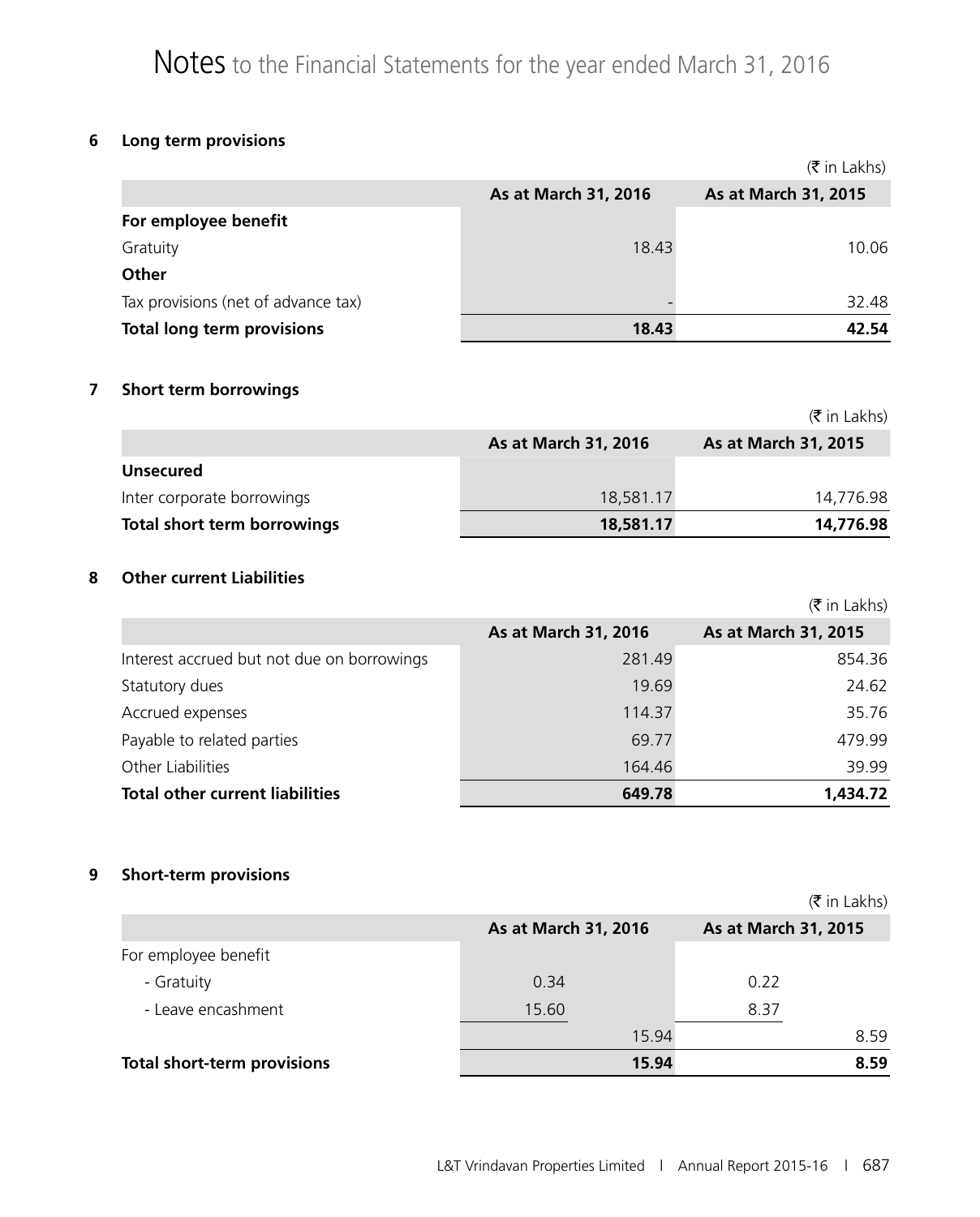# Notes to the Financial Statements for the year ended March 31, 2016

## 6 Long term provisions

(₹ in Lakhs)

| | As at March 31, 2016 | As at March 31, 2015 |
|---|---|---|
| **For employee benefit** | | |
| Gratuity | 18.43 | 10.06 |
| **Other** | | |
| Tax provisions (net of advance tax) | - | 32.48 |
| **Total long term provisions** | **18.43** | **42.54** |

## 7 Short term borrowings

(₹ in Lakhs)

| | As at March 31, 2016 | As at March 31, 2015 |
|---|---|---|
| **Unsecured** | | |
| Inter corporate borrowings | 18,581.17 | 14,776.98 |
| **Total short term borrowings** | **18,581.17** | **14,776.98** |

## 8 Other current Liabilities

(₹ in Lakhs)

| | As at March 31, 2016 | As at March 31, 2015 |
|---|---|---|
| Interest accrued but not due on borrowings | 281.49 | 854.36 |
| Statutory dues | 19.69 | 24.62 |
| Accrued expenses | 114.37 | 35.76 |
| Payable to related parties | 69.77 | 479.99 |
| Other Liabilities | 164.46 | 39.99 |
| **Total other current liabilities** | **649.78** | **1,434.72** |

## 9 Short-term provisions

(₹ in Lakhs)

| | As at March 31, 2016 | | As at March 31, 2015 | |
|---|---|---|---|---|
| For employee benefit | | | | |
| - Gratuity | 0.34 | | 0.22 | |
| - Leave encashment | 15.60 | | 8.37 | |
| | | 15.94 | | 8.59 |
| **Total short-term provisions** | | **15.94** | | **8.59** |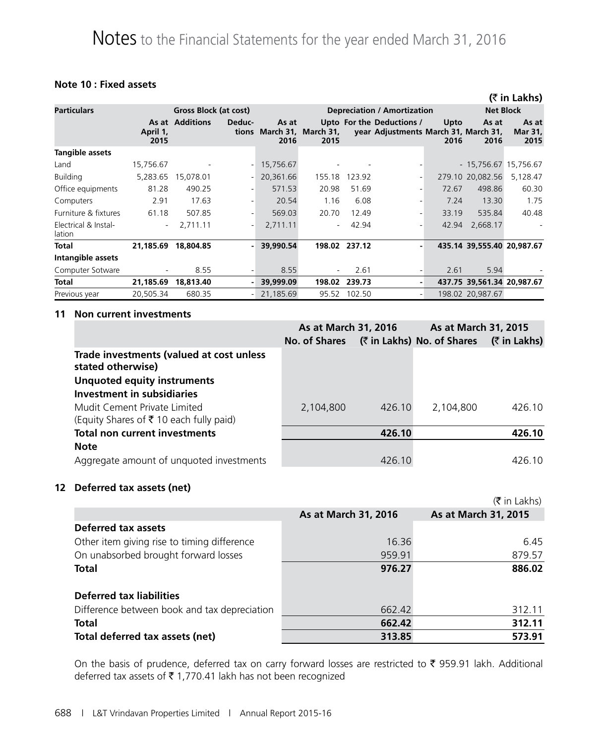# Notes to the Financial Statements for the year ended March 31, 2016

### Note 10 : Fixed assets

(₹ in Lakhs)

| Particulars | Gross Block (at cost) | | | | Depreciation / Amortization | | | | Net Block | |
|---|---|---|---|---|---|---|---|---|---|---|
| | As at April 1, 2015 | Additions | Deductions | As at March 31, 2016 | Upto March 31, 2015 | For the year | Deductions / Adjustments | Upto March 31, 2016 | As at March 31, 2016 | As at Mar 31, 2015 |
| **Tangible assets** | | | | | | | | | | |
| Land | 15,756.67 | - | - | 15,756.67 | - | - | - | - | 15,756.67 | 15,756.67 |
| Building | 5,283.65 | 15,078.01 | - | 20,361.66 | 155.18 | 123.92 | - | 279.10 | 20,082.56 | 5,128.47 |
| Office equipments | 81.28 | 490.25 | - | 571.53 | 20.98 | 51.69 | - | 72.67 | 498.86 | 60.30 |
| Computers | 2.91 | 17.63 | - | 20.54 | 1.16 | 6.08 | - | 7.24 | 13.30 | 1.75 |
| Furniture & fixtures | 61.18 | 507.85 | - | 569.03 | 20.70 | 12.49 | - | 33.19 | 535.84 | 40.48 |
| Electrical & Installation | - | 2,711.11 | - | 2,711.11 | - | 42.94 | - | 42.94 | 2,668.17 | - |
| **Total** | **21,185.69** | **18,804.85** | **-** | **39,990.54** | **198.02** | **237.12** | **-** | **435.14** | **39,555.40** | **20,987.67** |
| **Intangible assets** | | | | | | | | | | |
| Computer Sotware | - | 8.55 | - | 8.55 | - | 2.61 | - | 2.61 | 5.94 | - |
| **Total** | **21,185.69** | **18,813.40** | **-** | **39,999.09** | **198.02** | **239.73** | **-** | **437.75** | **39,561.34** | **20,987.67** |
| Previous year | 20,505.34 | 680.35 | - | 21,185.69 | 95.52 | 102.50 | - | 198.02 | 20,987.67 | |

### 11 Non current investments

| | As at March 31, 2016 | | As at March 31, 2015 | |
|---|---|---|---|---|
| | No. of Shares | (₹ in Lakhs) | No. of Shares | (₹ in Lakhs) |
| **Trade investments (valued at cost unless stated otherwise)** | | | | |
| **Unquoted equity instruments** | | | | |
| **Investment in subsidiaries** | | | | |
| Mudit Cement Private Limited (Equity Shares of ₹ 10 each fully paid) | 2,104,800 | 426.10 | 2,104,800 | 426.10 |
| **Total non current investments** | | **426.10** | | **426.10** |
| **Note** | | | | |
| Aggregate amount of unquoted investments | | 426.10 | | 426.10 |

### 12 Deferred tax assets (net)

(₹ in Lakhs)

| | As at March 31, 2016 | As at March 31, 2015 |
|---|---|---|
| **Deferred tax assets** | | |
| Other item giving rise to timing difference | 16.36 | 6.45 |
| On unabsorbed brought forward losses | 959.91 | 879.57 |
| **Total** | **976.27** | **886.02** |
| **Deferred tax liabilities** | | |
| Difference between book and tax depreciation | 662.42 | 312.11 |
| **Total** | **662.42** | **312.11** |
| **Total deferred tax assets (net)** | **313.85** | **573.91** |

On the basis of prudence, deferred tax on carry forward losses are restricted to ₹ 959.91 lakh. Additional deferred tax assets of ₹ 1,770.41 lakh has not been recognized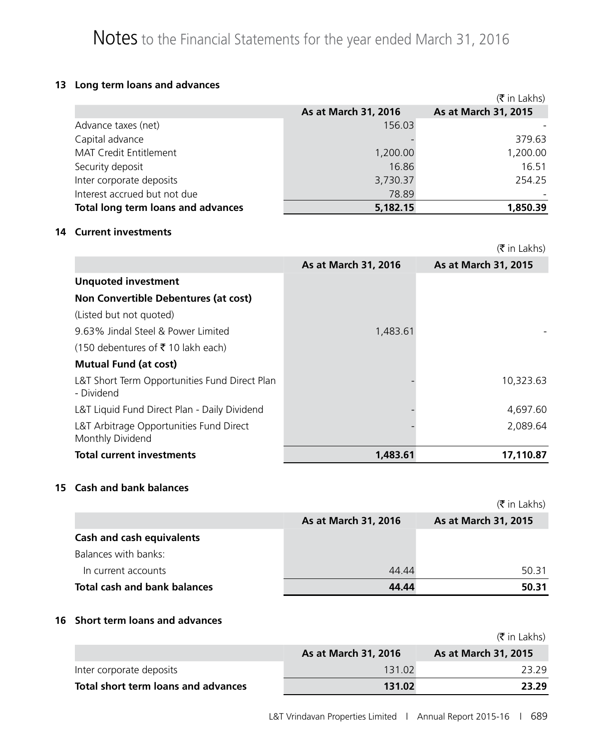# Notes to the Financial Statements for the year ended March 31, 2016

## 13 Long term loans and advances

(₹ in Lakhs)

| | As at March 31, 2016 | As at March 31, 2015 |
|---|---|---|
| Advance taxes (net) | 156.03 | - |
| Capital advance | - | 379.63 |
| MAT Credit Entitlement | 1,200.00 | 1,200.00 |
| Security deposit | 16.86 | 16.51 |
| Inter corporate deposits | 3,730.37 | 254.25 |
| Interest accrued but not due | 78.89 | - |
| **Total long term loans and advances** | **5,182.15** | **1,850.39** |

## 14 Current investments

(₹ in Lakhs)

| | As at March 31, 2016 | As at March 31, 2015 |
|---|---|---|
| **Unquoted investment** | | |
| **Non Convertible Debentures (at cost)** | | |
| (Listed but not quoted) | | |
| 9.63% Jindal Steel & Power Limited | 1,483.61 | - |
| (150 debentures of ₹ 10 lakh each) | | |
| **Mutual Fund (at cost)** | | |
| L&T Short Term Opportunities Fund Direct Plan - Dividend | - | 10,323.63 |
| L&T Liquid Fund Direct Plan - Daily Dividend | - | 4,697.60 |
| L&T Arbitrage Opportunities Fund Direct Monthly Dividend | - | 2,089.64 |
| **Total current investments** | **1,483.61** | **17,110.87** |

## 15 Cash and bank balances

(₹ in Lakhs)

| | As at March 31, 2016 | As at March 31, 2015 |
|---|---|---|
| **Cash and cash equivalents** | | |
| Balances with banks: | | |
| In current accounts | 44.44 | 50.31 |
| **Total cash and bank balances** | **44.44** | **50.31** |

## 16 Short term loans and advances

(₹ in Lakhs)

| | As at March 31, 2016 | As at March 31, 2015 |
|---|---|---|
| Inter corporate deposits | 131.02 | 23.29 |
| **Total short term loans and advances** | **131.02** | **23.29** |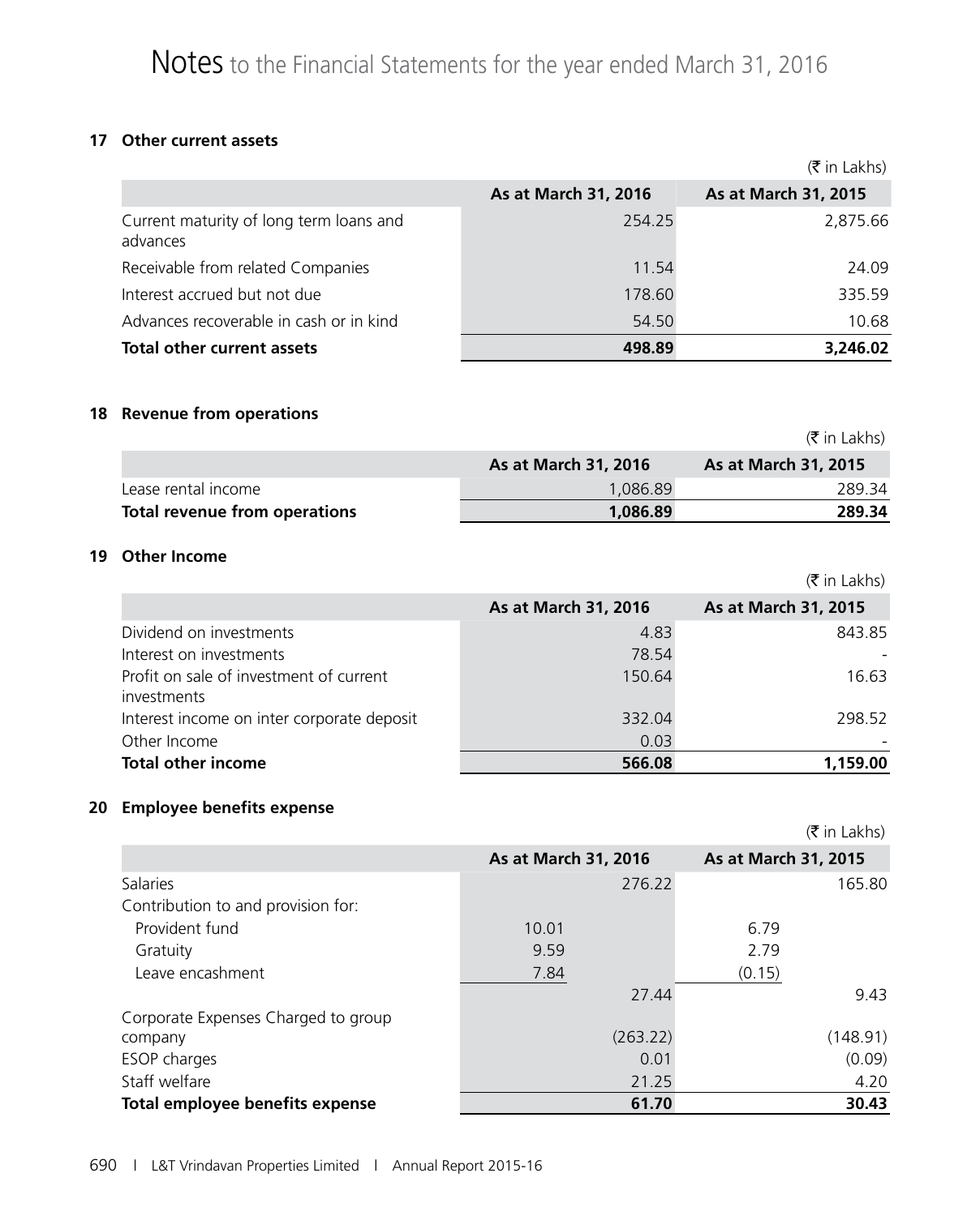# Notes to the Financial Statements for the year ended March 31, 2016

## 17 Other current assets

(₹ in Lakhs)

| | As at March 31, 2016 | As at March 31, 2015 |
|---|---|---|
| Current maturity of long term loans and advances | 254.25 | 2,875.66 |
| Receivable from related Companies | 11.54 | 24.09 |
| Interest accrued but not due | 178.60 | 335.59 |
| Advances recoverable in cash or in kind | 54.50 | 10.68 |
| **Total other current assets** | **498.89** | **3,246.02** |

## 18 Revenue from operations

(₹ in Lakhs)

| | As at March 31, 2016 | As at March 31, 2015 |
|---|---|---|
| Lease rental income | 1,086.89 | 289.34 |
| **Total revenue from operations** | **1,086.89** | **289.34** |

## 19 Other Income

(₹ in Lakhs)

| | As at March 31, 2016 | As at March 31, 2015 |
|---|---|---|
| Dividend on investments | 4.83 | 843.85 |
| Interest on investments | 78.54 | - |
| Profit on sale of investment of current investments | 150.64 | 16.63 |
| Interest income on inter corporate deposit | 332.04 | 298.52 |
| Other Income | 0.03 | - |
| **Total other income** | **566.08** | **1,159.00** |

## 20 Employee benefits expense

(₹ in Lakhs)

| | As at March 31, 2016 | | As at March 31, 2015 | |
|---|---|---|---|---|
| Salaries | | 276.22 | | 165.80 |
| Contribution to and provision for: | | | | |
| Provident fund | 10.01 | | 6.79 | |
| Gratuity | 9.59 | | 2.79 | |
| Leave encashment | 7.84 | | (0.15) | |
| | | 27.44 | | 9.43 |
| Corporate Expenses Charged to group company | | (263.22) | | (148.91) |
| ESOP charges | | 0.01 | | (0.09) |
| Staff welfare | | 21.25 | | 4.20 |
| **Total employee benefits expense** | | **61.70** | | **30.43** |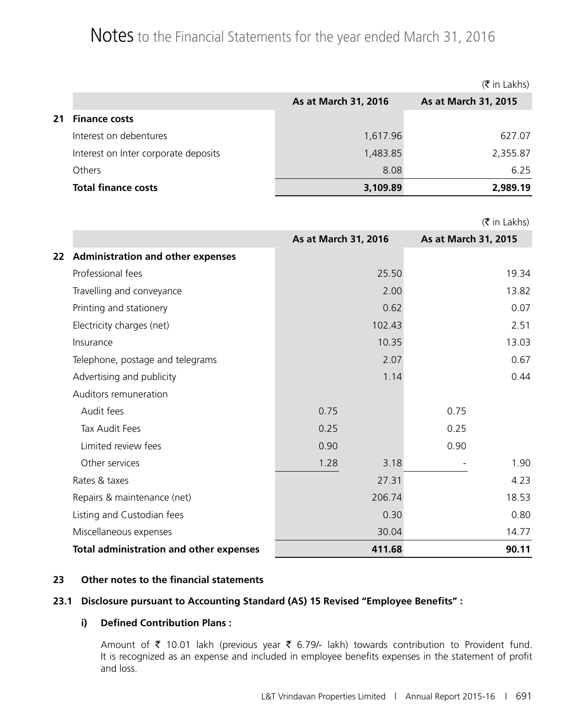# Notes to the Financial Statements for the year ended March 31, 2016

(₹ in Lakhs)

| | | As at March 31, 2016 | As at March 31, 2015 |
|---|---|---|---|
| **21** | **Finance costs** | | |
| | Interest on debentures | 1,617.96 | 627.07 |
| | Interest on Inter corporate deposits | 1,483.85 | 2,355.87 |
| | Others | 8.08 | 6.25 |
| | **Total finance costs** | **3,109.89** | **2,989.19** |

(₹ in Lakhs)

| | | As at March 31, 2016 | | As at March 31, 2015 | |
|---|---|---|---|---|---|
| **22** | **Administration and other expenses** | | | | |
| | Professional fees | | 25.50 | | 19.34 |
| | Travelling and conveyance | | 2.00 | | 13.82 |
| | Printing and stationery | | 0.62 | | 0.07 |
| | Electricity charges (net) | | 102.43 | | 2.51 |
| | Insurance | | 10.35 | | 13.03 |
| | Telephone, postage and telegrams | | 2.07 | | 0.67 |
| | Advertising and publicity | | 1.14 | | 0.44 |
| | Auditors remuneration | | | | |
| | Audit fees | 0.75 | | 0.75 | |
| | Tax Audit Fees | 0.25 | | 0.25 | |
| | Limited review fees | 0.90 | | 0.90 | |
| | Other services | 1.28 | 3.18 | - | 1.90 |
| | Rates & taxes | | 27.31 | | 4.23 |
| | Repairs & maintenance (net) | | 206.74 | | 18.53 |
| | Listing and Custodian fees | | 0.30 | | 0.80 |
| | Miscellaneous expenses | | 30.04 | | 14.77 |
| | **Total administration and other expenses** | | **411.68** | | **90.11** |

**23 Other notes to the financial statements**

**23.1 Disclosure pursuant to Accounting Standard (AS) 15 Revised "Employee Benefits" :**

**i) Defined Contribution Plans :**

Amount of ₹ 10.01 lakh (previous year ₹ 6.79/- lakh) towards contribution to Provident fund. It is recognized as an expense and included in employee benefits expenses in the statement of profit and loss.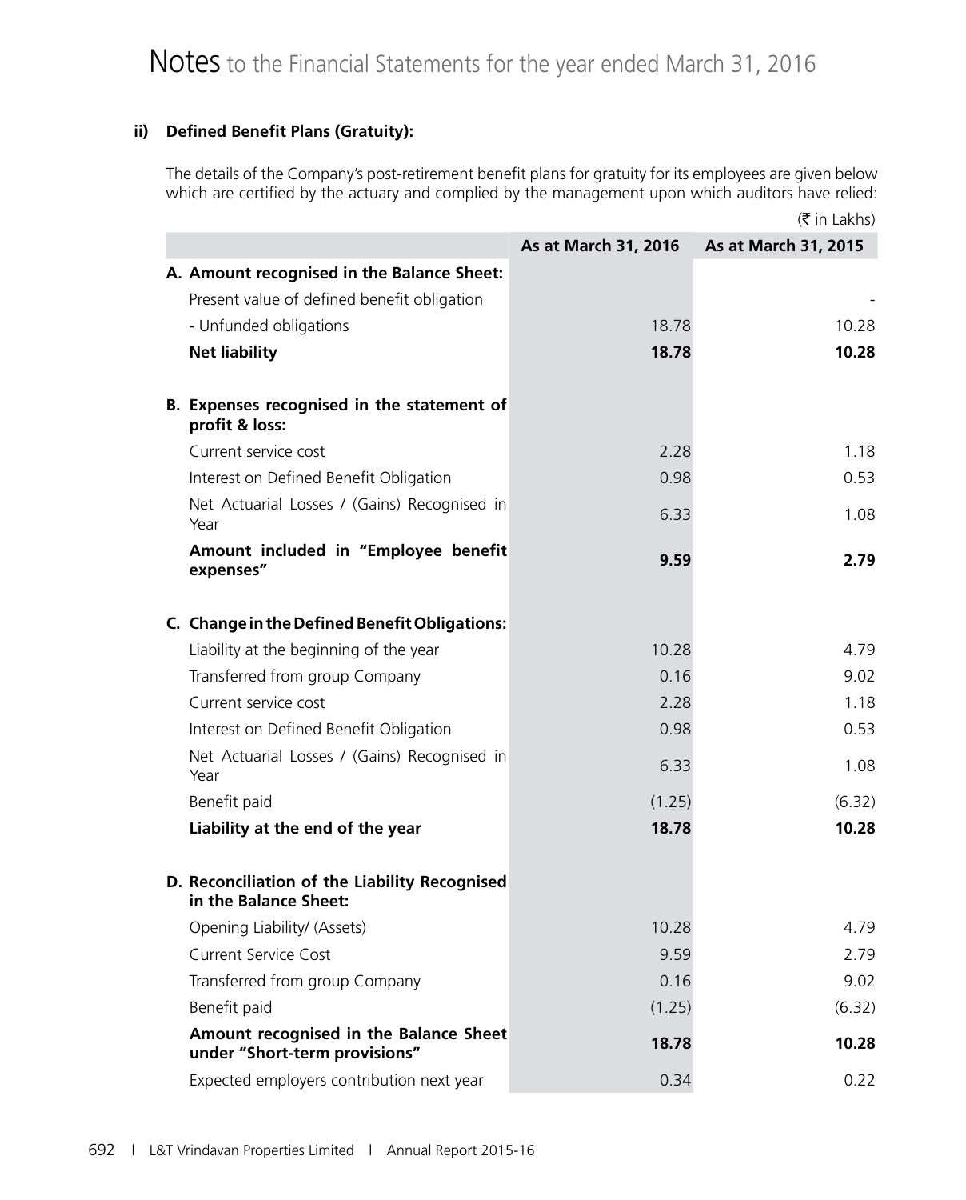### ii) Defined Benefit Plans (Gratuity):

The details of the Company's post-retirement benefit plans for gratuity for its employees are given below which are certified by the actuary and complied by the management upon which auditors have relied:

(₹ in Lakhs)

| | As at March 31, 2016 | As at March 31, 2015 |
|---|---|---|
| **A. Amount recognised in the Balance Sheet:** | | |
| Present value of defined benefit obligation | | - |
| - Unfunded obligations | 18.78 | 10.28 |
| **Net liability** | **18.78** | **10.28** |
| **B. Expenses recognised in the statement of profit & loss:** | | |
| Current service cost | 2.28 | 1.18 |
| Interest on Defined Benefit Obligation | 0.98 | 0.53 |
| Net Actuarial Losses / (Gains) Recognised in Year | 6.33 | 1.08 |
| **Amount included in "Employee benefit expenses"** | **9.59** | **2.79** |
| **C. Change in the Defined Benefit Obligations:** | | |
| Liability at the beginning of the year | 10.28 | 4.79 |
| Transferred from group Company | 0.16 | 9.02 |
| Current service cost | 2.28 | 1.18 |
| Interest on Defined Benefit Obligation | 0.98 | 0.53 |
| Net Actuarial Losses / (Gains) Recognised in Year | 6.33 | 1.08 |
| Benefit paid | (1.25) | (6.32) |
| **Liability at the end of the year** | **18.78** | **10.28** |
| **D. Reconciliation of the Liability Recognised in the Balance Sheet:** | | |
| Opening Liability/ (Assets) | 10.28 | 4.79 |
| Current Service Cost | 9.59 | 2.79 |
| Transferred from group Company | 0.16 | 9.02 |
| Benefit paid | (1.25) | (6.32) |
| **Amount recognised in the Balance Sheet under "Short-term provisions"** | **18.78** | **10.28** |
| Expected employers contribution next year | 0.34 | 0.22 |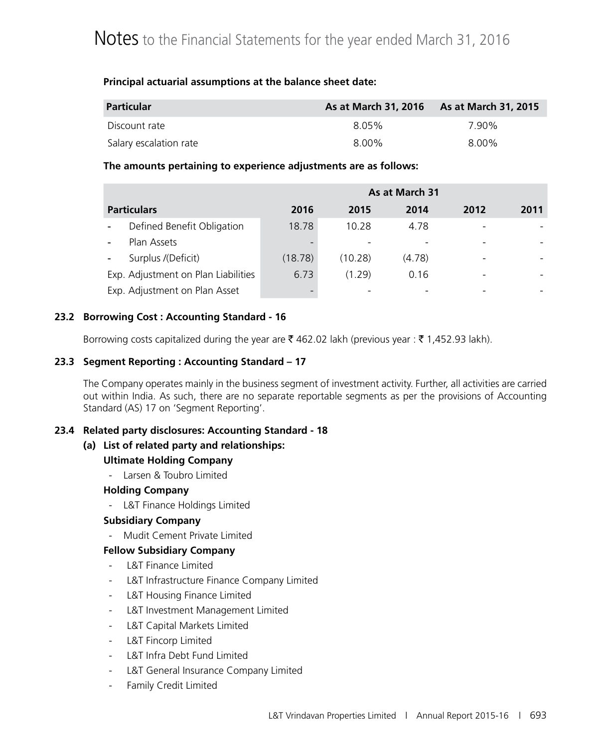**Principal actuarial assumptions at the balance sheet date:**

| Particular | As at March 31, 2016 | As at March 31, 2015 |
|---|---|---|
| Discount rate | 8.05% | 7.90% |
| Salary escalation rate | 8.00% | 8.00% |

**The amounts pertaining to experience adjustments are as follows:**

| | As at March 31 | | | | |
|---|---|---|---|---|---|
| **Particulars** | **2016** | **2015** | **2014** | **2012** | **2011** |
| - Defined Benefit Obligation | 18.78 | 10.28 | 4.78 | - | - |
| - Plan Assets | - | - | - | - | - |
| - Surplus /(Deficit) | (18.78) | (10.28) | (4.78) | - | - |
| Exp. Adjustment on Plan Liabilities | 6.73 | (1.29) | 0.16 | - | - |
| Exp. Adjustment on Plan Asset | - | - | - | - | - |

**23.2 Borrowing Cost : Accounting Standard - 16**

Borrowing costs capitalized during the year are ₹ 462.02 lakh (previous year : ₹ 1,452.93 lakh).

**23.3 Segment Reporting : Accounting Standard – 17**

The Company operates mainly in the business segment of investment activity. Further, all activities are carried out within India. As such, there are no separate reportable segments as per the provisions of Accounting Standard (AS) 17 on 'Segment Reporting'.

**23.4 Related party disclosures: Accounting Standard - 18**

**(a) List of related party and relationships:**

**Ultimate Holding Company**

- Larsen & Toubro Limited

**Holding Company**

- L&T Finance Holdings Limited

**Subsidiary Company**

- Mudit Cement Private Limited

**Fellow Subsidiary Company**

- L&T Finance Limited
- L&T Infrastructure Finance Company Limited
- L&T Housing Finance Limited
- L&T Investment Management Limited
- L&T Capital Markets Limited
- L&T Fincorp Limited
- L&T Infra Debt Fund Limited
- L&T General Insurance Company Limited
- Family Credit Limited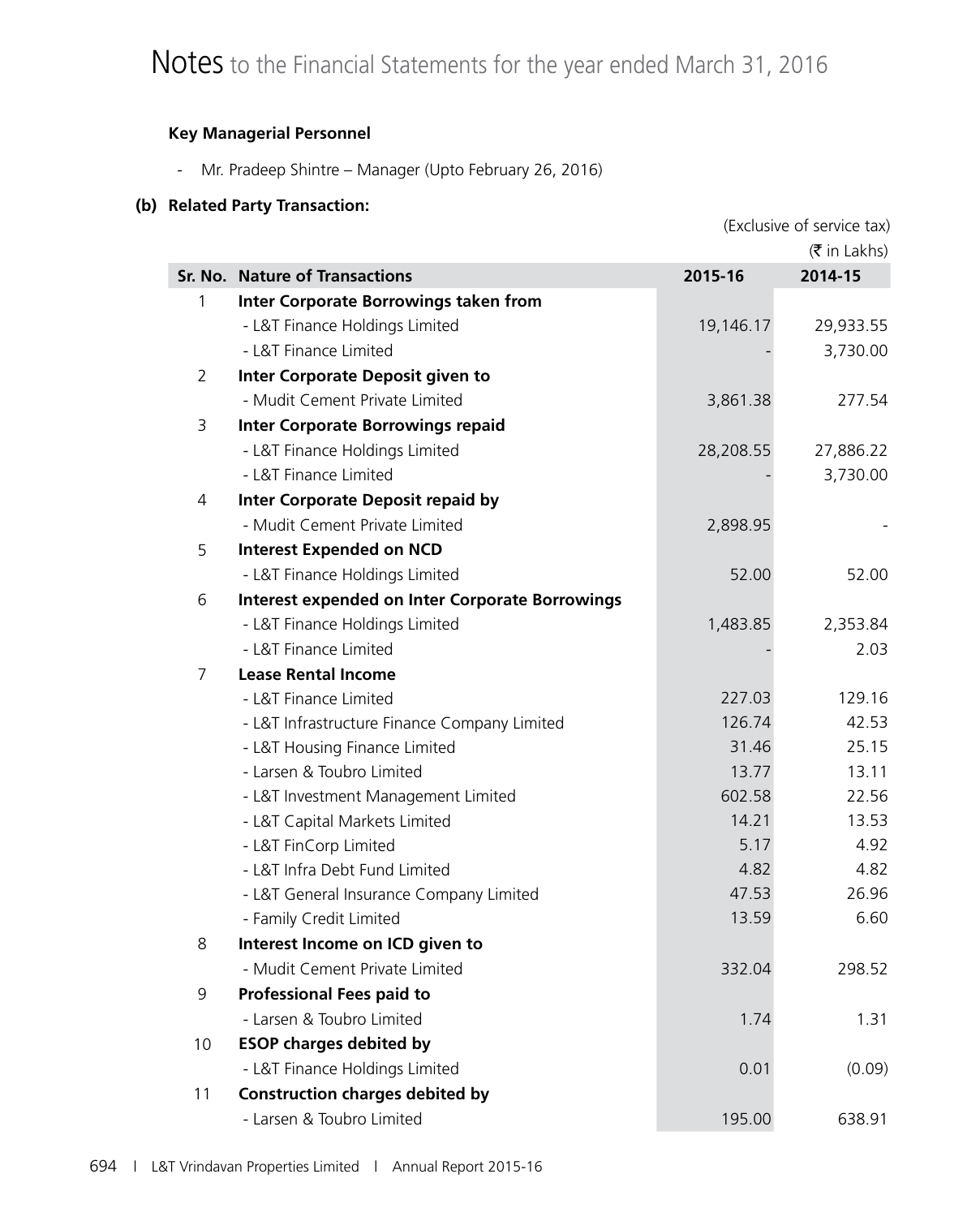# Notes to the Financial Statements for the year ended March 31, 2016

**Key Managerial Personnel**

- Mr. Pradeep Shintre – Manager (Upto February 26, 2016)

**(b) Related Party Transaction:**

(Exclusive of service tax)

(₹ in Lakhs)

| Sr. No. | Nature of Transactions | 2015-16 | 2014-15 |
|---|---|---|---|
| 1 | **Inter Corporate Borrowings taken from** | | |
| | - L&T Finance Holdings Limited | 19,146.17 | 29,933.55 |
| | - L&T Finance Limited | - | 3,730.00 |
| 2 | **Inter Corporate Deposit given to** | | |
| | - Mudit Cement Private Limited | 3,861.38 | 277.54 |
| 3 | **Inter Corporate Borrowings repaid** | | |
| | - L&T Finance Holdings Limited | 28,208.55 | 27,886.22 |
| | - L&T Finance Limited | - | 3,730.00 |
| 4 | **Inter Corporate Deposit repaid by** | | |
| | - Mudit Cement Private Limited | 2,898.95 | - |
| 5 | **Interest Expended on NCD** | | |
| | - L&T Finance Holdings Limited | 52.00 | 52.00 |
| 6 | **Interest expended on Inter Corporate Borrowings** | | |
| | - L&T Finance Holdings Limited | 1,483.85 | 2,353.84 |
| | - L&T Finance Limited | - | 2.03 |
| 7 | **Lease Rental Income** | | |
| | - L&T Finance Limited | 227.03 | 129.16 |
| | - L&T Infrastructure Finance Company Limited | 126.74 | 42.53 |
| | - L&T Housing Finance Limited | 31.46 | 25.15 |
| | - Larsen & Toubro Limited | 13.77 | 13.11 |
| | - L&T Investment Management Limited | 602.58 | 22.56 |
| | - L&T Capital Markets Limited | 14.21 | 13.53 |
| | - L&T FinCorp Limited | 5.17 | 4.92 |
| | - L&T Infra Debt Fund Limited | 4.82 | 4.82 |
| | - L&T General Insurance Company Limited | 47.53 | 26.96 |
| | - Family Credit Limited | 13.59 | 6.60 |
| 8 | **Interest Income on ICD given to** | | |
| | - Mudit Cement Private Limited | 332.04 | 298.52 |
| 9 | **Professional Fees paid to** | | |
| | - Larsen & Toubro Limited | 1.74 | 1.31 |
| 10 | **ESOP charges debited by** | | |
| | - L&T Finance Holdings Limited | 0.01 | (0.09) |
| 11 | **Construction charges debited by** | | |
| | - Larsen & Toubro Limited | 195.00 | 638.91 |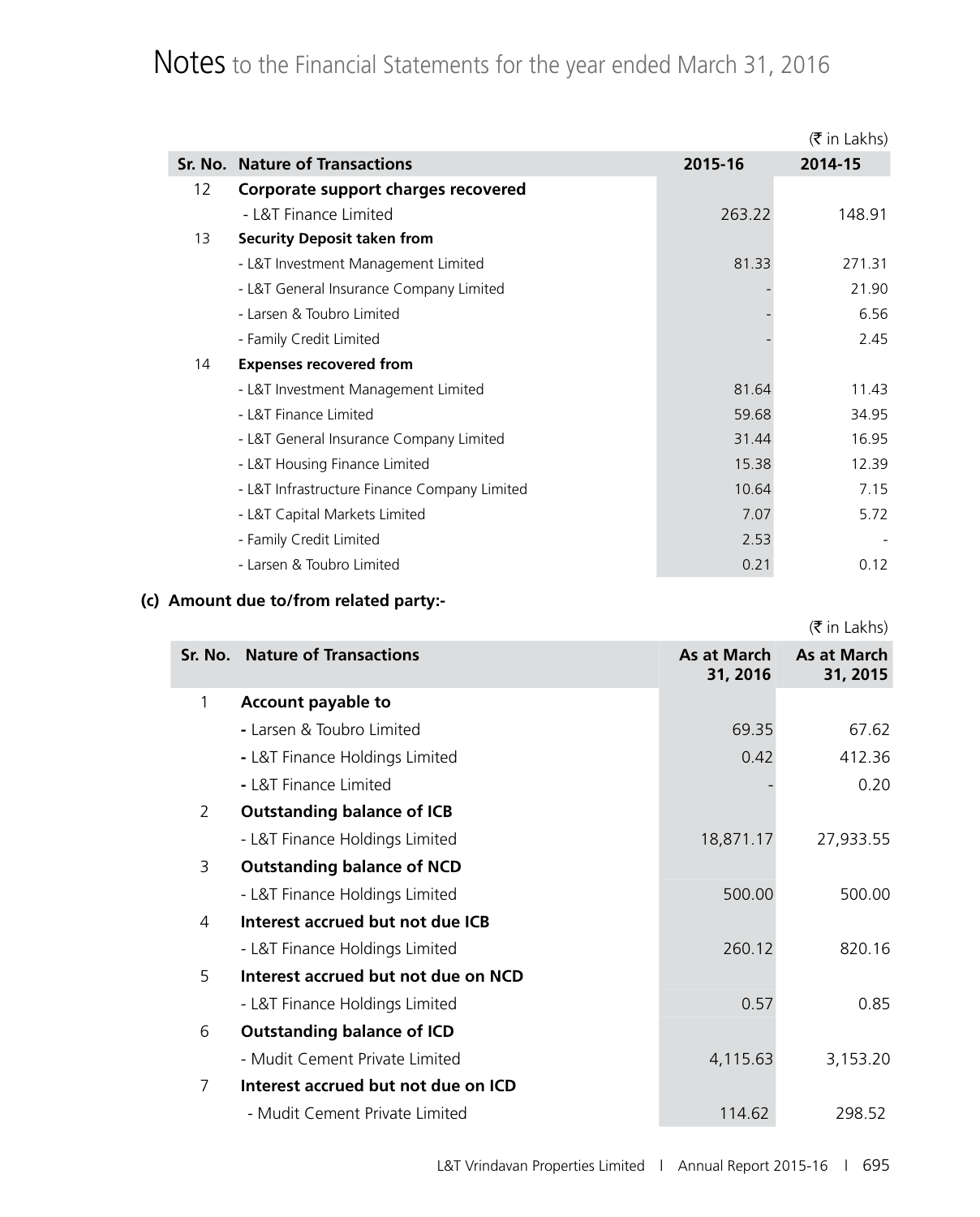# Notes to the Financial Statements for the year ended March 31, 2016

(₹ in Lakhs)

| Sr. No. | Nature of Transactions | 2015-16 | 2014-15 |
|---|---|---|---|
| 12 | **Corporate support charges recovered** | | |
| | - L&T Finance Limited | 263.22 | 148.91 |
| 13 | **Security Deposit taken from** | | |
| | - L&T Investment Management Limited | 81.33 | 271.31 |
| | - L&T General Insurance Company Limited | - | 21.90 |
| | - Larsen & Toubro Limited | - | 6.56 |
| | - Family Credit Limited | - | 2.45 |
| 14 | **Expenses recovered from** | | |
| | - L&T Investment Management Limited | 81.64 | 11.43 |
| | - L&T Finance Limited | 59.68 | 34.95 |
| | - L&T General Insurance Company Limited | 31.44 | 16.95 |
| | - L&T Housing Finance Limited | 15.38 | 12.39 |
| | - L&T Infrastructure Finance Company Limited | 10.64 | 7.15 |
| | - L&T Capital Markets Limited | 7.07 | 5.72 |
| | - Family Credit Limited | 2.53 | - |
| | - Larsen & Toubro Limited | 0.21 | 0.12 |

**(c) Amount due to/from related party:-**

(₹ in Lakhs)

| Sr. No. | Nature of Transactions | As at March 31, 2016 | As at March 31, 2015 |
|---|---|---|---|
| 1 | **Account payable to** | | |
| | - Larsen & Toubro Limited | 69.35 | 67.62 |
| | - L&T Finance Holdings Limited | 0.42 | 412.36 |
| | - L&T Finance Limited | - | 0.20 |
| 2 | **Outstanding balance of ICB** | | |
| | - L&T Finance Holdings Limited | 18,871.17 | 27,933.55 |
| 3 | **Outstanding balance of NCD** | | |
| | - L&T Finance Holdings Limited | 500.00 | 500.00 |
| 4 | **Interest accrued but not due ICB** | | |
| | - L&T Finance Holdings Limited | 260.12 | 820.16 |
| 5 | **Interest accrued but not due on NCD** | | |
| | - L&T Finance Holdings Limited | 0.57 | 0.85 |
| 6 | **Outstanding balance of ICD** | | |
| | - Mudit Cement Private Limited | 4,115.63 | 3,153.20 |
| 7 | **Interest accrued but not due on ICD** | | |
| | - Mudit Cement Private Limited | 114.62 | 298.52 |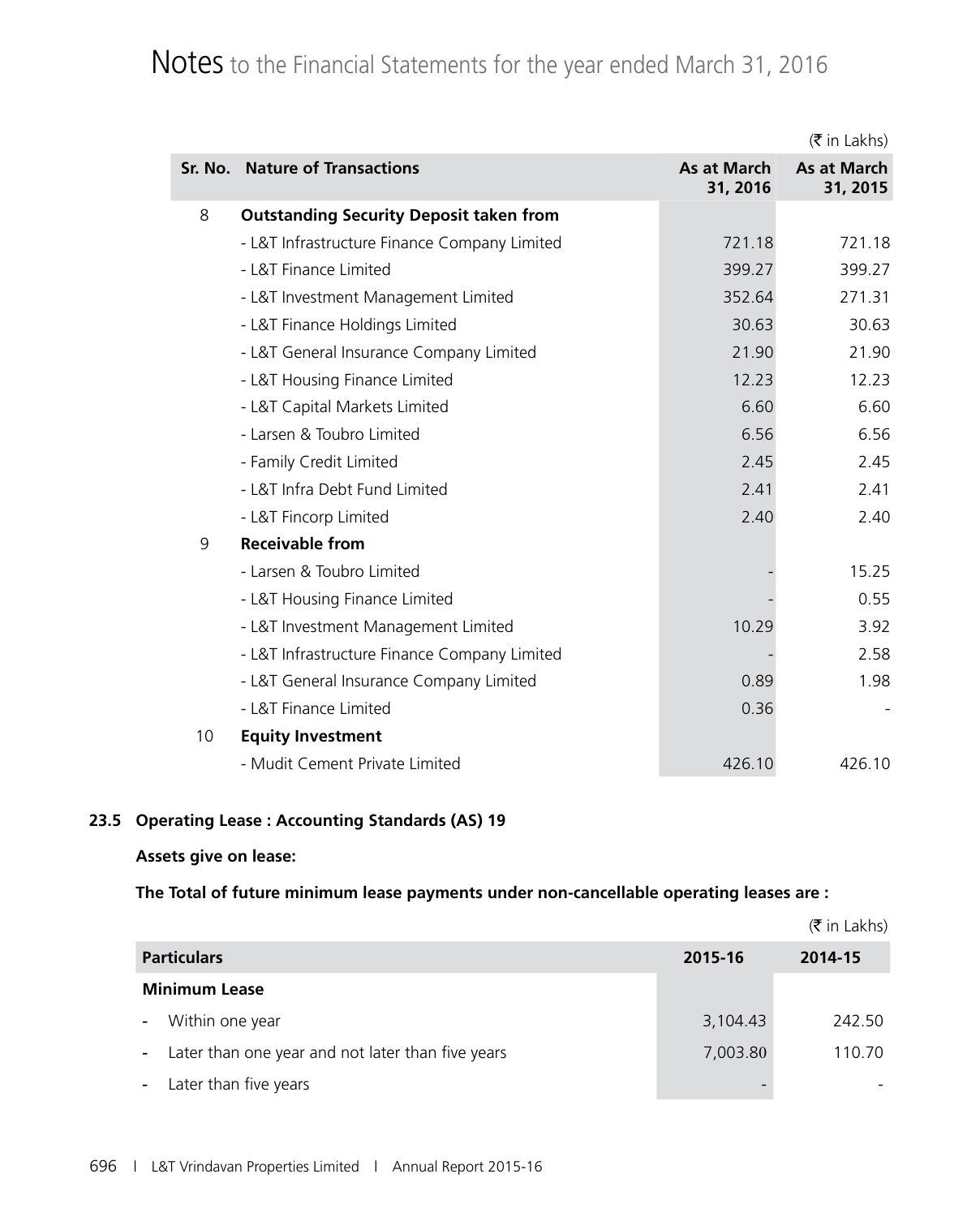# Notes to the Financial Statements for the year ended March 31, 2016

(₹ in Lakhs)

| Sr. No. | Nature of Transactions | As at March 31, 2016 | As at March 31, 2015 |
|---|---|---|---|
| 8 | **Outstanding Security Deposit taken from** | | |
| | - L&T Infrastructure Finance Company Limited | 721.18 | 721.18 |
| | - L&T Finance Limited | 399.27 | 399.27 |
| | - L&T Investment Management Limited | 352.64 | 271.31 |
| | - L&T Finance Holdings Limited | 30.63 | 30.63 |
| | - L&T General Insurance Company Limited | 21.90 | 21.90 |
| | - L&T Housing Finance Limited | 12.23 | 12.23 |
| | - L&T Capital Markets Limited | 6.60 | 6.60 |
| | - Larsen & Toubro Limited | 6.56 | 6.56 |
| | - Family Credit Limited | 2.45 | 2.45 |
| | - L&T Infra Debt Fund Limited | 2.41 | 2.41 |
| | - L&T Fincorp Limited | 2.40 | 2.40 |
| 9 | **Receivable from** | | |
| | - Larsen & Toubro Limited | - | 15.25 |
| | - L&T Housing Finance Limited | - | 0.55 |
| | - L&T Investment Management Limited | 10.29 | 3.92 |
| | - L&T Infrastructure Finance Company Limited | - | 2.58 |
| | - L&T General Insurance Company Limited | 0.89 | 1.98 |
| | - L&T Finance Limited | 0.36 | - |
| 10 | **Equity Investment** | | |
| | - Mudit Cement Private Limited | 426.10 | 426.10 |

**23.5 Operating Lease : Accounting Standards (AS) 19**

**Assets give on lease:**

**The Total of future minimum lease payments under non-cancellable operating leases are :**

(₹ in Lakhs)

| Particulars | 2015-16 | 2014-15 |
|---|---|---|
| **Minimum Lease** | | |
| - Within one year | 3,104.43 | 242.50 |
| - Later than one year and not later than five years | 7,003.80 | 110.70 |
| - Later than five years | - | - |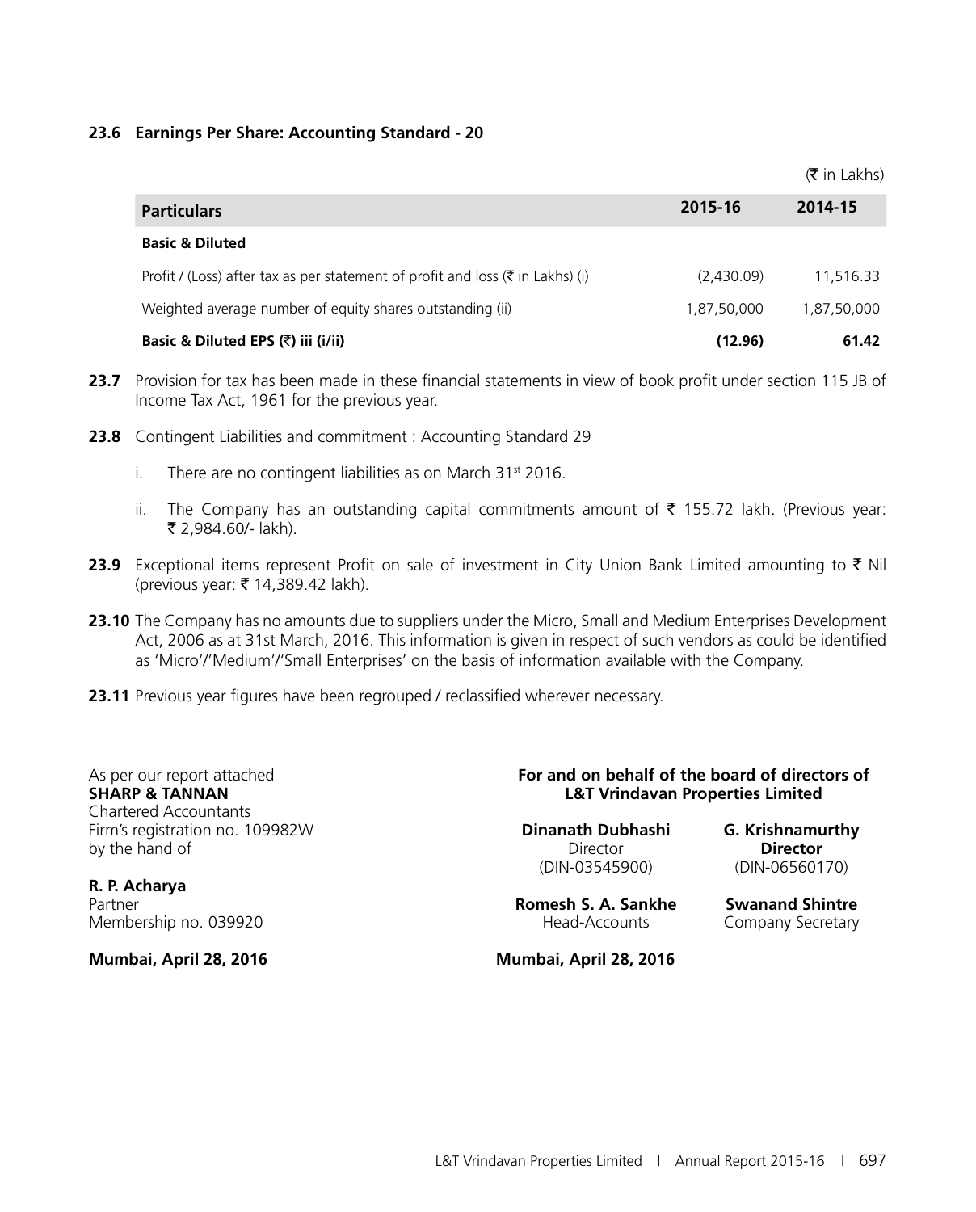**23.6 Earnings Per Share: Accounting Standard - 20**

(₹ in Lakhs)

| Particulars | 2015-16 | 2014-15 |
| --- | --- | --- |
| **Basic & Diluted** | | |
| Profit / (Loss) after tax as per statement of profit and loss (₹ in Lakhs) (i) | (2,430.09) | 11,516.33 |
| Weighted average number of equity shares outstanding (ii) | 1,87,50,000 | 1,87,50,000 |
| **Basic & Diluted EPS (₹) iii (i/ii)** | **(12.96)** | **61.42** |

**23.7** Provision for tax has been made in these financial statements in view of book profit under section 115 JB of Income Tax Act, 1961 for the previous year.

**23.8** Contingent Liabilities and commitment : Accounting Standard 29

i. There are no contingent liabilities as on March 31st 2016.

ii. The Company has an outstanding capital commitments amount of ₹ 155.72 lakh. (Previous year: ₹ 2,984.60/- lakh).

**23.9** Exceptional items represent Profit on sale of investment in City Union Bank Limited amounting to ₹ Nil (previous year: ₹ 14,389.42 lakh).

**23.10** The Company has no amounts due to suppliers under the Micro, Small and Medium Enterprises Development Act, 2006 as at 31st March, 2016. This information is given in respect of such vendors as could be identified as 'Micro'/'Medium'/'Small Enterprises' on the basis of information available with the Company.

**23.11** Previous year figures have been regrouped / reclassified wherever necessary.

As per our report attached
**SHARP & TANNAN**
Chartered Accountants
Firm's registration no. 109982W
by the hand of

**R. P. Acharya**
Partner
Membership no. 039920

**Mumbai, April 28, 2016**

**For and on behalf of the board of directors of L&T Vrindavan Properties Limited**

**Dinanath Dubhashi**
Director
(DIN-03545900)

**G. Krishnamurthy**
**Director**
(DIN-06560170)

**Romesh S. A. Sankhe**
Head-Accounts

**Swanand Shintre**
Company Secretary

**Mumbai, April 28, 2016**